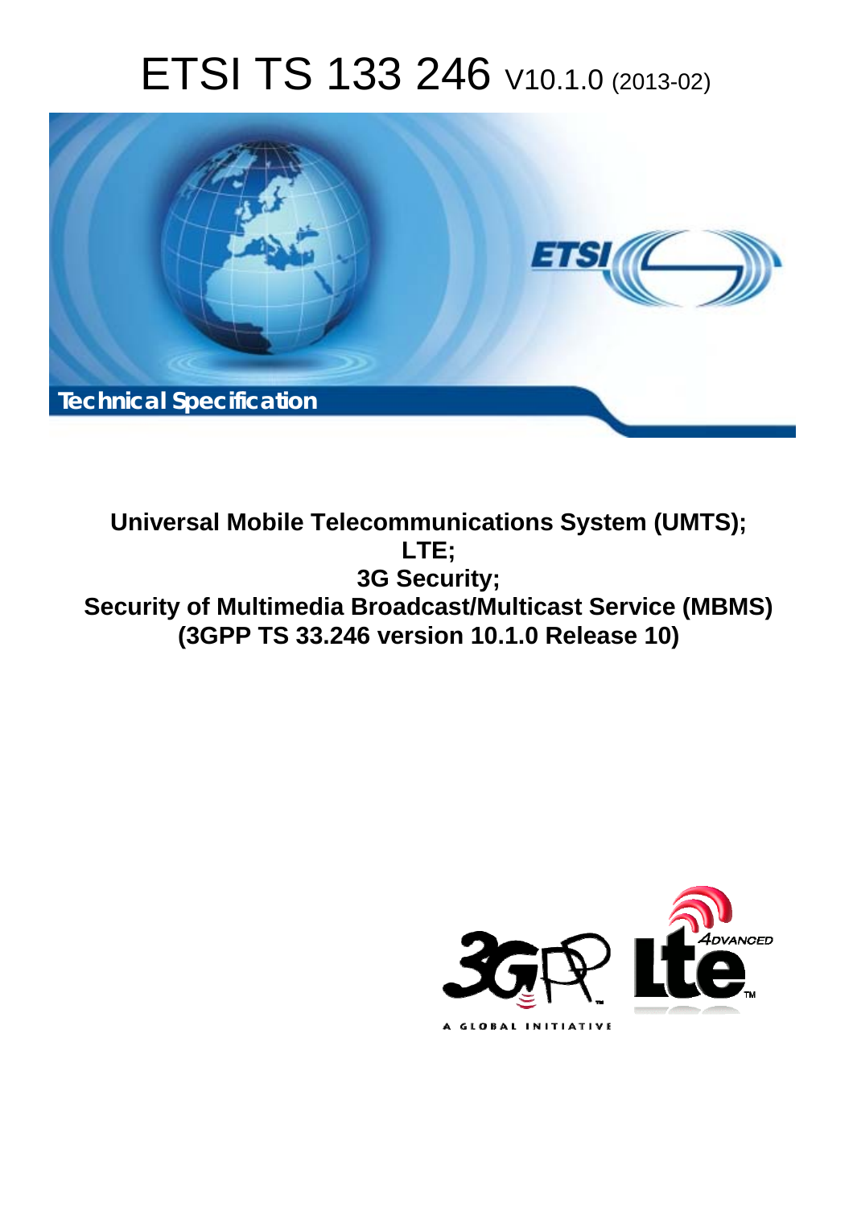# ETSI TS 133 246 V10.1.0 (2013-02)

Technical Specification

**Universal Mobile Telecommunications System (UMTS);**
**LTE;**
**3G Security;**
**Security of Multimedia Broadcast/Multicast Service (MBMS)**
**(3GPP TS 33.246 version 10.1.0 Release 10)**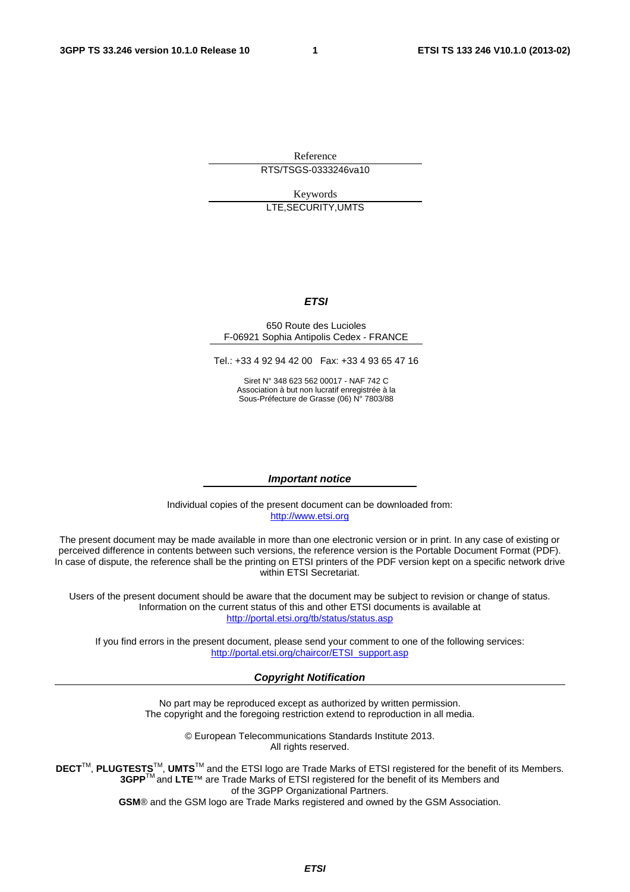Reference

RTS/TSGS-0333246va10

Keywords

LTE,SECURITY,UMTS

***ETSI***

650 Route des Lucioles
F-06921 Sophia Antipolis Cedex - FRANCE

Tel.: +33 4 92 94 42 00   Fax: +33 4 93 65 47 16

Siret N° 348 623 562 00017 - NAF 742 C
Association à but non lucratif enregistrée à la
Sous-Préfecture de Grasse (06) N° 7803/88

***Important notice***

Individual copies of the present document can be downloaded from:
http://www.etsi.org

The present document may be made available in more than one electronic version or in print. In any case of existing or perceived difference in contents between such versions, the reference version is the Portable Document Format (PDF). In case of dispute, the reference shall be the printing on ETSI printers of the PDF version kept on a specific network drive within ETSI Secretariat.

Users of the present document should be aware that the document may be subject to revision or change of status. Information on the current status of this and other ETSI documents is available at
http://portal.etsi.org/tb/status/status.asp

If you find errors in the present document, please send your comment to one of the following services:
http://portal.etsi.org/chaircor/ETSI_support.asp

***Copyright Notification***

No part may be reproduced except as authorized by written permission.
The copyright and the foregoing restriction extend to reproduction in all media.

© European Telecommunications Standards Institute 2013.
All rights reserved.

**DECT**™, **PLUGTESTS**™, **UMTS**™ and the ETSI logo are Trade Marks of ETSI registered for the benefit of its Members.
**3GPP**™ and **LTE**™ are Trade Marks of ETSI registered for the benefit of its Members and
of the 3GPP Organizational Partners.
**GSM**® and the GSM logo are Trade Marks registered and owned by the GSM Association.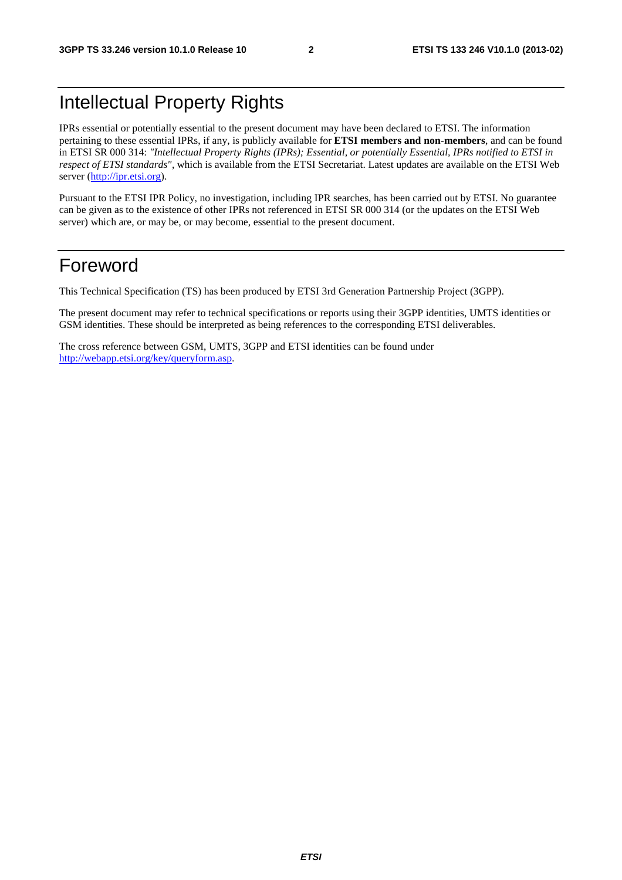# Intellectual Property Rights

IPRs essential or potentially essential to the present document may have been declared to ETSI. The information pertaining to these essential IPRs, if any, is publicly available for **ETSI members and non-members**, and can be found in ETSI SR 000 314: *"Intellectual Property Rights (IPRs); Essential, or potentially Essential, IPRs notified to ETSI in respect of ETSI standards"*, which is available from the ETSI Secretariat. Latest updates are available on the ETSI Web server (http://ipr.etsi.org).

Pursuant to the ETSI IPR Policy, no investigation, including IPR searches, has been carried out by ETSI. No guarantee can be given as to the existence of other IPRs not referenced in ETSI SR 000 314 (or the updates on the ETSI Web server) which are, or may be, or may become, essential to the present document.

# Foreword

This Technical Specification (TS) has been produced by ETSI 3rd Generation Partnership Project (3GPP).

The present document may refer to technical specifications or reports using their 3GPP identities, UMTS identities or GSM identities. These should be interpreted as being references to the corresponding ETSI deliverables.

The cross reference between GSM, UMTS, 3GPP and ETSI identities can be found under http://webapp.etsi.org/key/queryform.asp.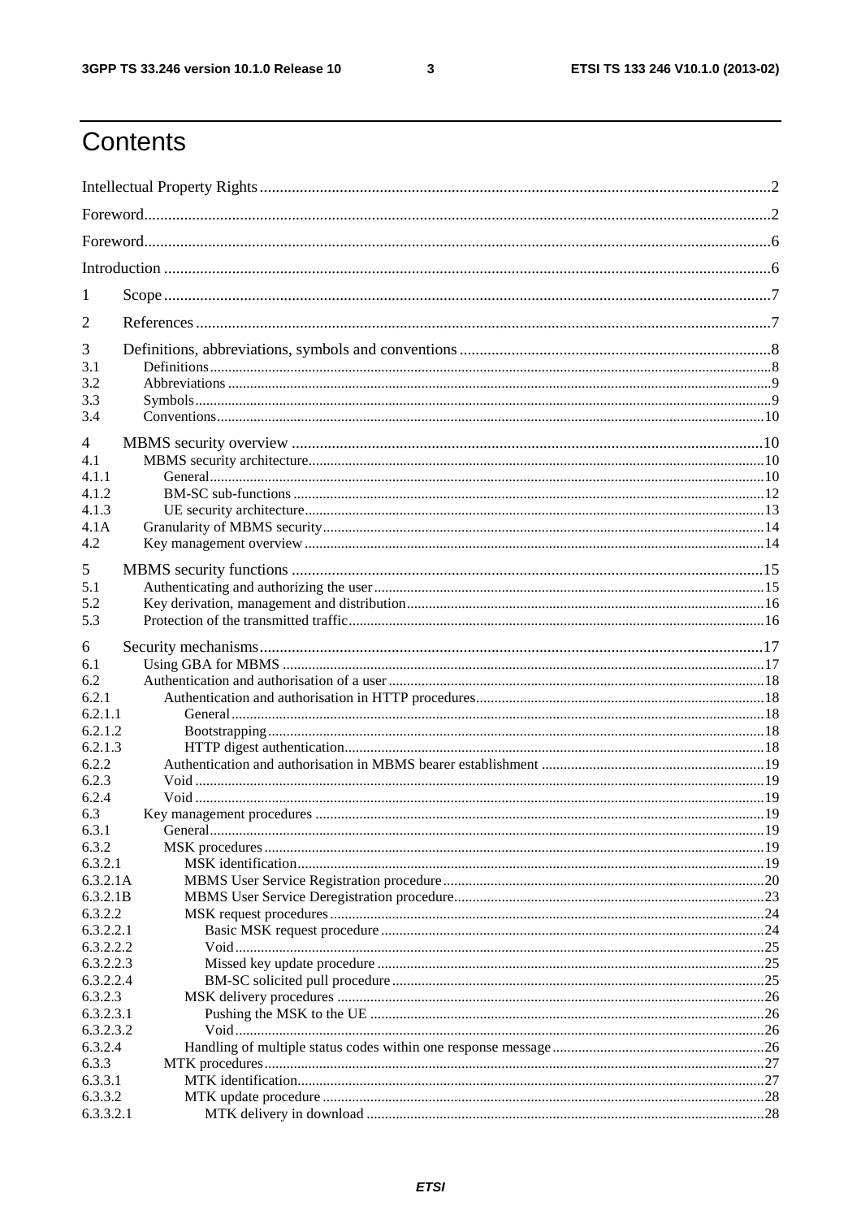# Contents

Intellectual Property Rights ..... 2
Foreword ..... 2
Foreword ..... 6
Introduction ..... 6

1 Scope ..... 7

2 References ..... 7

3 Definitions, abbreviations, symbols and conventions ..... 8
3.1 Definitions ..... 8
3.2 Abbreviations ..... 9
3.3 Symbols ..... 9
3.4 Conventions ..... 10

4 MBMS security overview ..... 10
4.1 MBMS security architecture ..... 10
4.1.1 General ..... 10
4.1.2 BM-SC sub-functions ..... 12
4.1.3 UE security architecture ..... 13
4.1A Granularity of MBMS security ..... 14
4.2 Key management overview ..... 14

5 MBMS security functions ..... 15
5.1 Authenticating and authorizing the user ..... 15
5.2 Key derivation, management and distribution ..... 16
5.3 Protection of the transmitted traffic ..... 16

6 Security mechanisms ..... 17
6.1 Using GBA for MBMS ..... 17
6.2 Authentication and authorisation of a user ..... 18
6.2.1 Authentication and authorisation in HTTP procedures ..... 18
6.2.1.1 General ..... 18
6.2.1.2 Bootstrapping ..... 18
6.2.1.3 HTTP digest authentication ..... 18
6.2.2 Authentication and authorisation in MBMS bearer establishment ..... 19
6.2.3 Void ..... 19
6.2.4 Void ..... 19
6.3 Key management procedures ..... 19
6.3.1 General ..... 19
6.3.2 MSK procedures ..... 19
6.3.2.1 MSK identification ..... 19
6.3.2.1A MBMS User Service Registration procedure ..... 20
6.3.2.1B MBMS User Service Deregistration procedure ..... 23
6.3.2.2 MSK request procedures ..... 24
6.3.2.2.1 Basic MSK request procedure ..... 24
6.3.2.2.2 Void ..... 25
6.3.2.2.3 Missed key update procedure ..... 25
6.3.2.2.4 BM-SC solicited pull procedure ..... 25
6.3.2.3 MSK delivery procedures ..... 26
6.3.2.3.1 Pushing the MSK to the UE ..... 26
6.3.2.3.2 Void ..... 26
6.3.2.4 Handling of multiple status codes within one response message ..... 26
6.3.3 MTK procedures ..... 27
6.3.3.1 MTK identification ..... 27
6.3.3.2 MTK update procedure ..... 28
6.3.3.2.1 MTK delivery in download ..... 28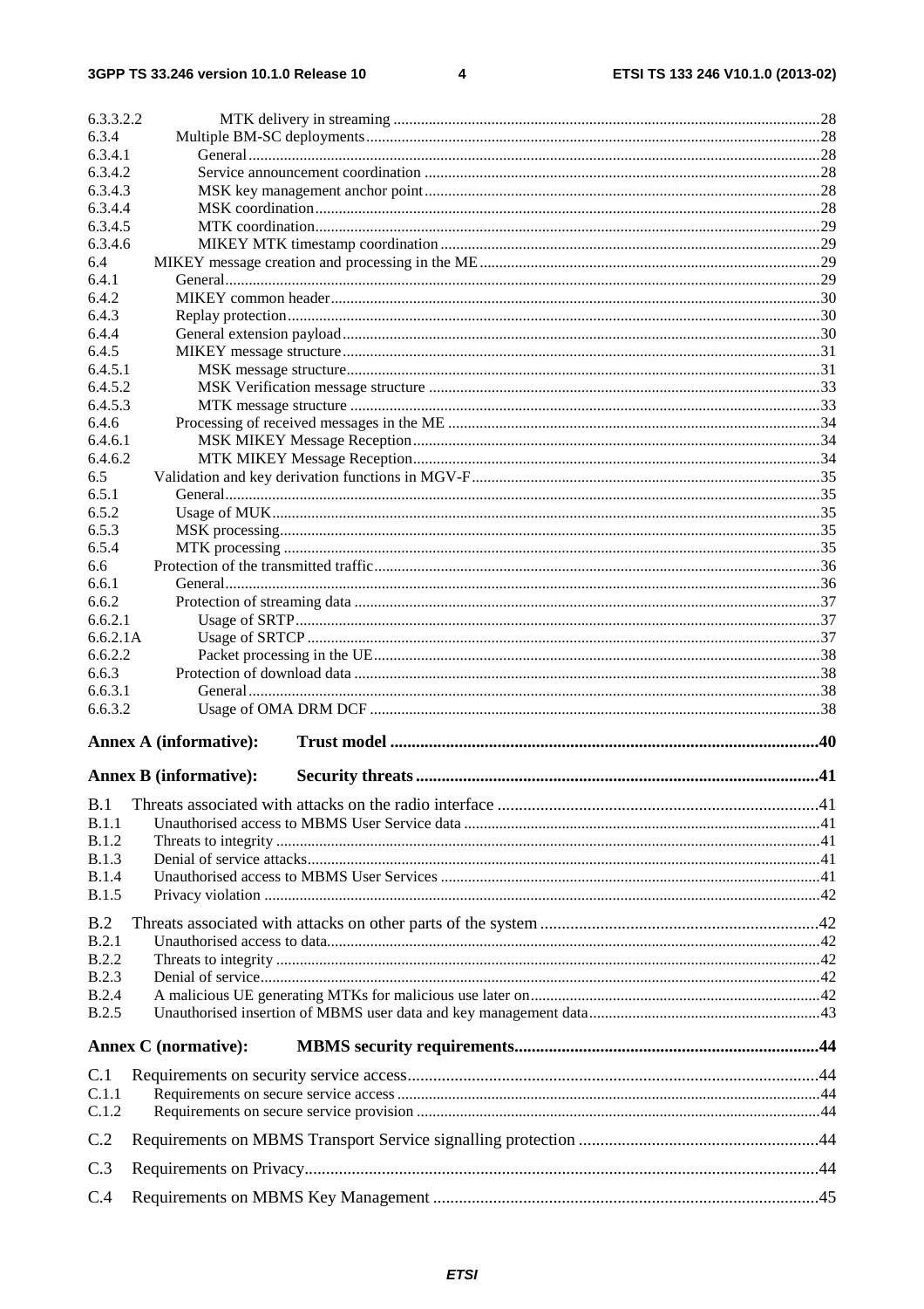6.3.3.2.2 MTK delivery in streaming ....28
6.3.4 Multiple BM-SC deployments....28
6.3.4.1 General....28
6.3.4.2 Service announcement coordination ....28
6.3.4.3 MSK key management anchor point....28
6.3.4.4 MSK coordination....28
6.3.4.5 MTK coordination....29
6.3.4.6 MIKEY MTK timestamp coordination ....29
6.4 MIKEY message creation and processing in the ME....29
6.4.1 General....29
6.4.2 MIKEY common header....30
6.4.3 Replay protection....30
6.4.4 General extension payload....30
6.4.5 MIKEY message structure....31
6.4.5.1 MSK message structure....31
6.4.5.2 MSK Verification message structure ....33
6.4.5.3 MTK message structure ....33
6.4.6 Processing of received messages in the ME ....34
6.4.6.1 MSK MIKEY Message Reception....34
6.4.6.2 MTK MIKEY Message Reception....34
6.5 Validation and key derivation functions in MGV-F....35
6.5.1 General....35
6.5.2 Usage of MUK....35
6.5.3 MSK processing....35
6.5.4 MTK processing ....35
6.6 Protection of the transmitted traffic....36
6.6.1 General....36
6.6.2 Protection of streaming data ....37
6.6.2.1 Usage of SRTP....37
6.6.2.1A Usage of SRTCP....37
6.6.2.2 Packet processing in the UE....38
6.6.3 Protection of download data ....38
6.6.3.1 General....38
6.6.3.2 Usage of OMA DRM DCF ....38

**Annex A (informative): Trust model ....40**

**Annex B (informative): Security threats ....41**

B.1 Threats associated with attacks on the radio interface ....41
B.1.1 Unauthorised access to MBMS User Service data ....41
B.1.2 Threats to integrity ....41
B.1.3 Denial of service attacks....41
B.1.4 Unauthorised access to MBMS User Services ....41
B.1.5 Privacy violation ....42

B.2 Threats associated with attacks on other parts of the system ....42
B.2.1 Unauthorised access to data....42
B.2.2 Threats to integrity ....42
B.2.3 Denial of service....42
B.2.4 A malicious UE generating MTKs for malicious use later on....42
B.2.5 Unauthorised insertion of MBMS user data and key management data....43

**Annex C (normative): MBMS security requirements....44**

C.1 Requirements on security service access....44
C.1.1 Requirements on secure service access ....44
C.1.2 Requirements on secure service provision ....44

C.2 Requirements on MBMS Transport Service signalling protection ....44

C.3 Requirements on Privacy....44

C.4 Requirements on MBMS Key Management ....45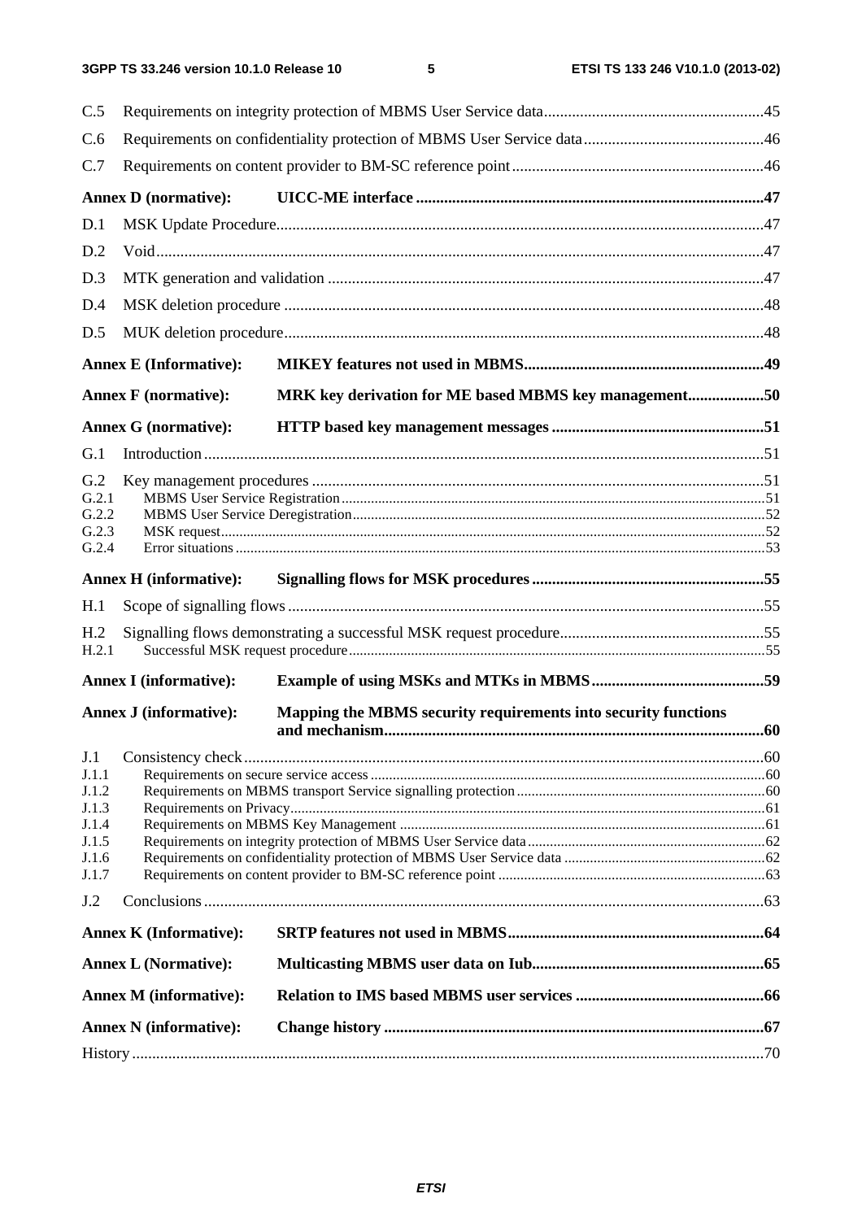C.5 Requirements on integrity protection of MBMS User Service data ....... 45

C.6 Requirements on confidentiality protection of MBMS User Service data ....... 46

C.7 Requirements on content provider to BM-SC reference point ....... 46

**Annex D (normative): UICC-ME interface ....... 47**

D.1 MSK Update Procedure ....... 47

D.2 Void ....... 47

D.3 MTK generation and validation ....... 47

D.4 MSK deletion procedure ....... 48

D.5 MUK deletion procedure ....... 48

**Annex E (Informative): MIKEY features not used in MBMS ....... 49**

**Annex F (normative): MRK key derivation for ME based MBMS key management ....... 50**

**Annex G (normative): HTTP based key management messages ....... 51**

G.1 Introduction ....... 51

G.2 Key management procedures ....... 51

G.2.1 MBMS User Service Registration ....... 51

G.2.2 MBMS User Service Deregistration ....... 52

G.2.3 MSK request ....... 52

G.2.4 Error situations ....... 53

**Annex H (informative): Signalling flows for MSK procedures ....... 55**

H.1 Scope of signalling flows ....... 55

H.2 Signalling flows demonstrating a successful MSK request procedure ....... 55

H.2.1 Successful MSK request procedure ....... 55

**Annex I (informative): Example of using MSKs and MTKs in MBMS ....... 59**

**Annex J (informative): Mapping the MBMS security requirements into security functions and mechanism ....... 60**

J.1 Consistency check ....... 60

J.1.1 Requirements on secure service access ....... 60

J.1.2 Requirements on MBMS transport Service signalling protection ....... 60

J.1.3 Requirements on Privacy ....... 61

J.1.4 Requirements on MBMS Key Management ....... 61

J.1.5 Requirements on integrity protection of MBMS User Service data ....... 62

J.1.6 Requirements on confidentiality protection of MBMS User Service data ....... 62

J.1.7 Requirements on content provider to BM-SC reference point ....... 63

J.2 Conclusions ....... 63

**Annex K (Informative): SRTP features not used in MBMS ....... 64**

**Annex L (Normative): Multicasting MBMS user data on Iub ....... 65**

**Annex M (informative): Relation to IMS based MBMS user services ....... 66**

**Annex N (informative): Change history ....... 67**

History ....... 70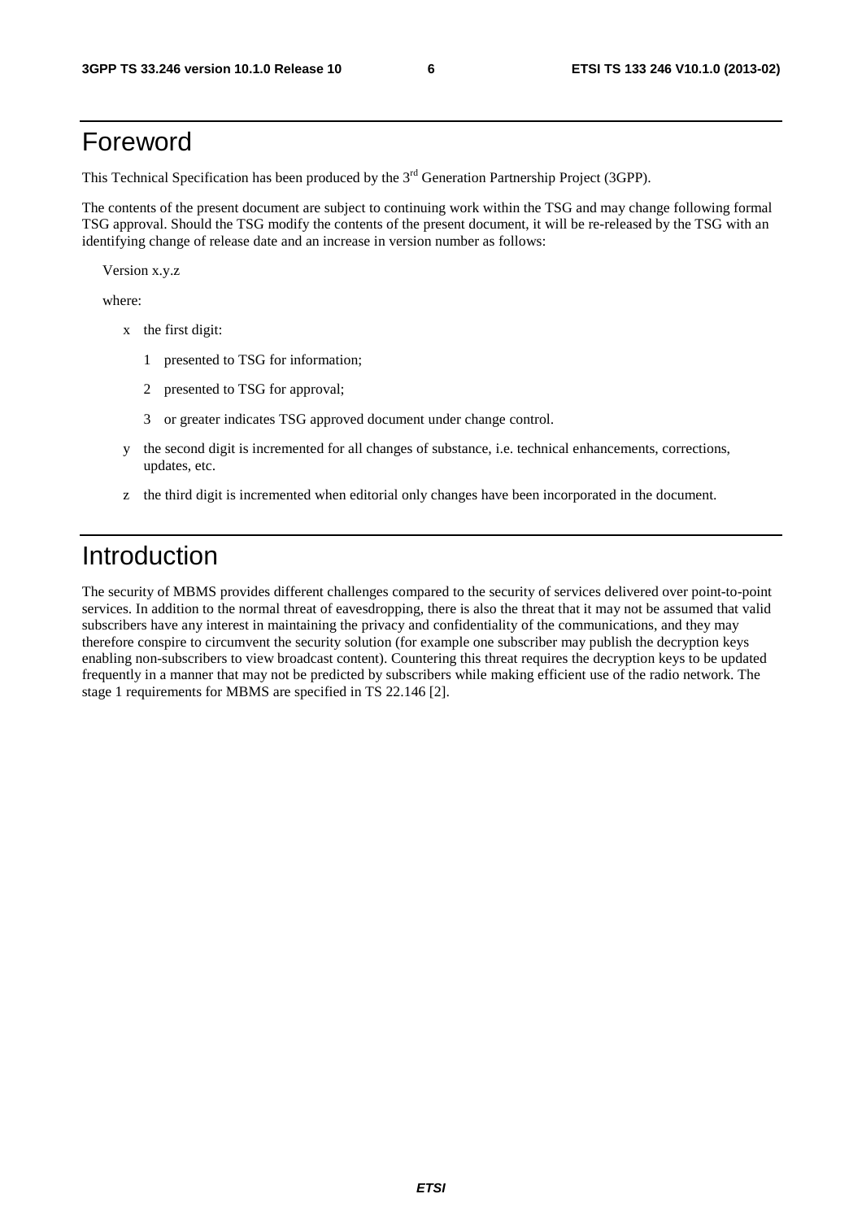# Foreword

This Technical Specification has been produced by the 3rd Generation Partnership Project (3GPP).

The contents of the present document are subject to continuing work within the TSG and may change following formal TSG approval. Should the TSG modify the contents of the present document, it will be re-released by the TSG with an identifying change of release date and an increase in version number as follows:

Version x.y.z

where:

- x the first digit:
  - 1 presented to TSG for information;
  - 2 presented to TSG for approval;
  - 3 or greater indicates TSG approved document under change control.
- y the second digit is incremented for all changes of substance, i.e. technical enhancements, corrections, updates, etc.
- z the third digit is incremented when editorial only changes have been incorporated in the document.

# Introduction

The security of MBMS provides different challenges compared to the security of services delivered over point-to-point services. In addition to the normal threat of eavesdropping, there is also the threat that it may not be assumed that valid subscribers have any interest in maintaining the privacy and confidentiality of the communications, and they may therefore conspire to circumvent the security solution (for example one subscriber may publish the decryption keys enabling non-subscribers to view broadcast content). Countering this threat requires the decryption keys to be updated frequently in a manner that may not be predicted by subscribers while making efficient use of the radio network. The stage 1 requirements for MBMS are specified in TS 22.146 [2].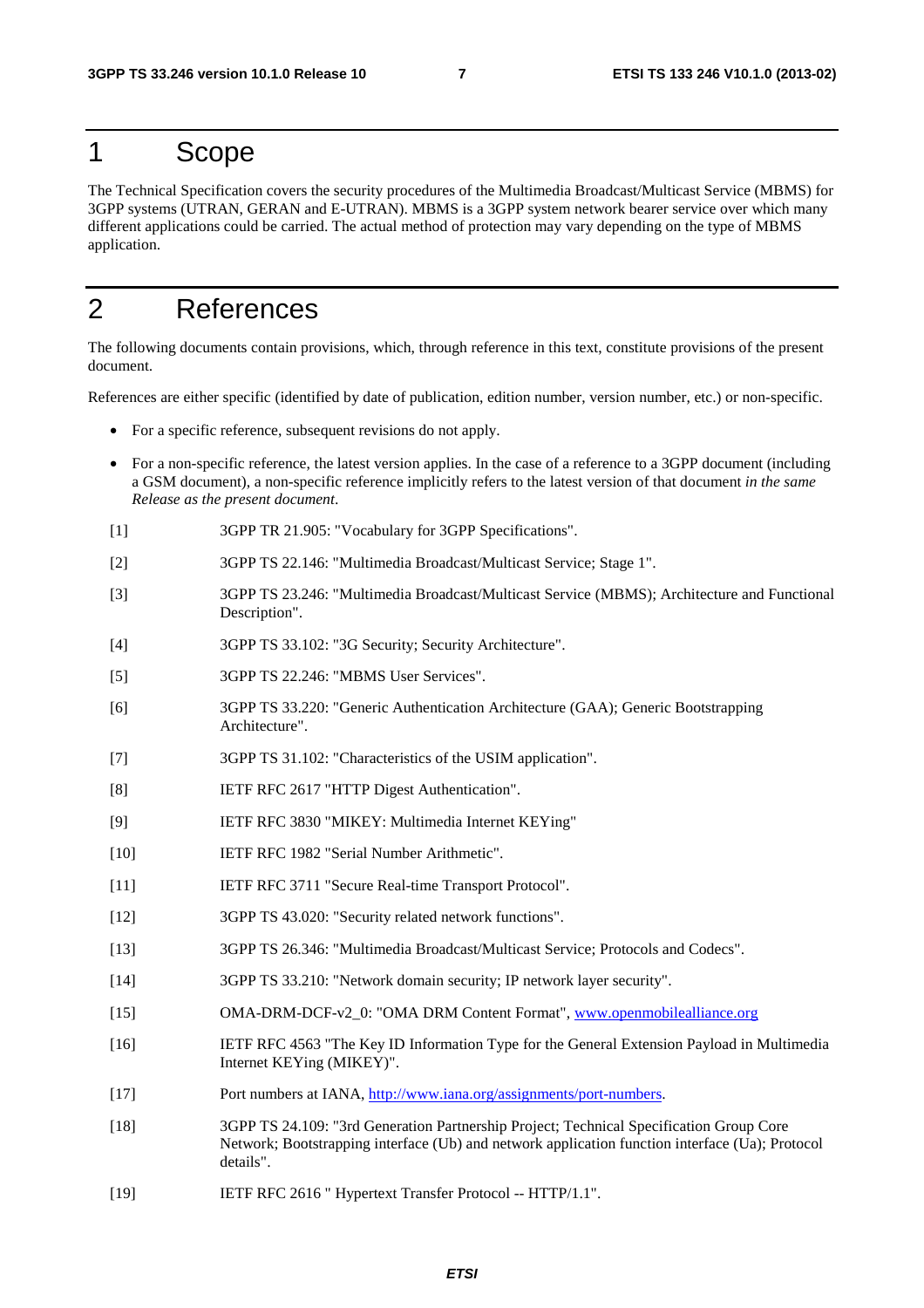# 1 Scope

The Technical Specification covers the security procedures of the Multimedia Broadcast/Multicast Service (MBMS) for 3GPP systems (UTRAN, GERAN and E-UTRAN). MBMS is a 3GPP system network bearer service over which many different applications could be carried. The actual method of protection may vary depending on the type of MBMS application.

# 2 References

The following documents contain provisions, which, through reference in this text, constitute provisions of the present document.

References are either specific (identified by date of publication, edition number, version number, etc.) or non-specific.

- For a specific reference, subsequent revisions do not apply.
- For a non-specific reference, the latest version applies. In the case of a reference to a 3GPP document (including a GSM document), a non-specific reference implicitly refers to the latest version of that document *in the same Release as the present document*.

[1] 3GPP TR 21.905: "Vocabulary for 3GPP Specifications".

[2] 3GPP TS 22.146: "Multimedia Broadcast/Multicast Service; Stage 1".

[3] 3GPP TS 23.246: "Multimedia Broadcast/Multicast Service (MBMS); Architecture and Functional Description".

[4] 3GPP TS 33.102: "3G Security; Security Architecture".

[5] 3GPP TS 22.246: "MBMS User Services".

[6] 3GPP TS 33.220: "Generic Authentication Architecture (GAA); Generic Bootstrapping Architecture".

[7] 3GPP TS 31.102: "Characteristics of the USIM application".

[8] IETF RFC 2617 "HTTP Digest Authentication".

[9] IETF RFC 3830 "MIKEY: Multimedia Internet KEYing"

[10] IETF RFC 1982 "Serial Number Arithmetic".

[11] IETF RFC 3711 "Secure Real-time Transport Protocol".

[12] 3GPP TS 43.020: "Security related network functions".

[13] 3GPP TS 26.346: "Multimedia Broadcast/Multicast Service; Protocols and Codecs".

[14] 3GPP TS 33.210: "Network domain security; IP network layer security".

[15] OMA-DRM-DCF-v2_0: "OMA DRM Content Format", www.openmobilealliance.org

[16] IETF RFC 4563 "The Key ID Information Type for the General Extension Payload in Multimedia Internet KEYing (MIKEY)".

[17] Port numbers at IANA, http://www.iana.org/assignments/port-numbers.

[18] 3GPP TS 24.109: "3rd Generation Partnership Project; Technical Specification Group Core Network; Bootstrapping interface (Ub) and network application function interface (Ua); Protocol details".

[19] IETF RFC 2616 " Hypertext Transfer Protocol -- HTTP/1.1".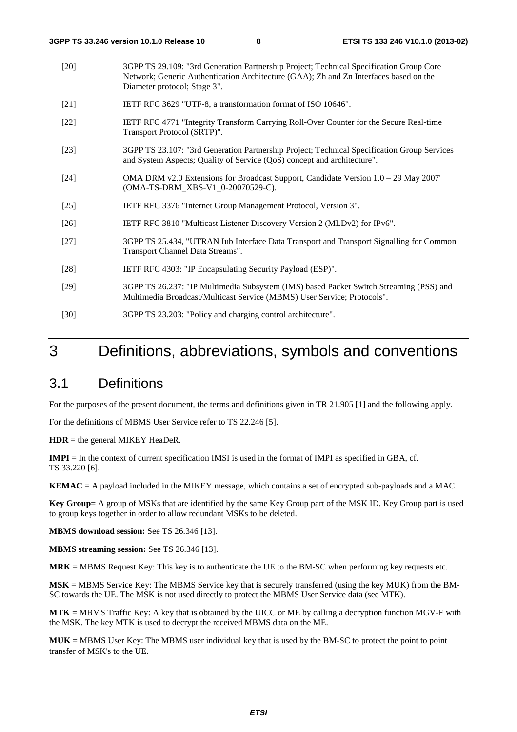[20] 3GPP TS 29.109: "3rd Generation Partnership Project; Technical Specification Group Core Network; Generic Authentication Architecture (GAA); Zh and Zn Interfaces based on the Diameter protocol; Stage 3".

[21] IETF RFC 3629 "UTF-8, a transformation format of ISO 10646".

[22] IETF RFC 4771 "Integrity Transform Carrying Roll-Over Counter for the Secure Real-time Transport Protocol (SRTP)".

[23] 3GPP TS 23.107: "3rd Generation Partnership Project; Technical Specification Group Services and System Aspects; Quality of Service (QoS) concept and architecture".

[24] OMA DRM v2.0 Extensions for Broadcast Support, Candidate Version 1.0 – 29 May 2007' (OMA-TS-DRM_XBS-V1_0-20070529-C).

[25] IETF RFC 3376 "Internet Group Management Protocol, Version 3".

[26] IETF RFC 3810 "Multicast Listener Discovery Version 2 (MLDv2) for IPv6".

[27] 3GPP TS 25.434, "UTRAN Iub Interface Data Transport and Transport Signalling for Common Transport Channel Data Streams".

[28] IETF RFC 4303: "IP Encapsulating Security Payload (ESP)".

[29] 3GPP TS 26.237: "IP Multimedia Subsystem (IMS) based Packet Switch Streaming (PSS) and Multimedia Broadcast/Multicast Service (MBMS) User Service; Protocols".

[30] 3GPP TS 23.203: "Policy and charging control architecture".

# 3 Definitions, abbreviations, symbols and conventions

## 3.1 Definitions

For the purposes of the present document, the terms and definitions given in TR 21.905 [1] and the following apply.

For the definitions of MBMS User Service refer to TS 22.246 [5].

**HDR** = the general MIKEY HeaDeR.

**IMPI** = In the context of current specification IMSI is used in the format of IMPI as specified in GBA, cf. TS 33.220 [6].

**KEMAC** = A payload included in the MIKEY message, which contains a set of encrypted sub-payloads and a MAC.

**Key Group**= A group of MSKs that are identified by the same Key Group part of the MSK ID. Key Group part is used to group keys together in order to allow redundant MSKs to be deleted.

**MBMS download session:** See TS 26.346 [13].

**MBMS streaming session:** See TS 26.346 [13].

**MRK** = MBMS Request Key: This key is to authenticate the UE to the BM-SC when performing key requests etc.

**MSK** = MBMS Service Key: The MBMS Service key that is securely transferred (using the key MUK) from the BM-SC towards the UE. The MSK is not used directly to protect the MBMS User Service data (see MTK).

**MTK** = MBMS Traffic Key: A key that is obtained by the UICC or ME by calling a decryption function MGV-F with the MSK. The key MTK is used to decrypt the received MBMS data on the ME.

**MUK** = MBMS User Key: The MBMS user individual key that is used by the BM-SC to protect the point to point transfer of MSK's to the UE.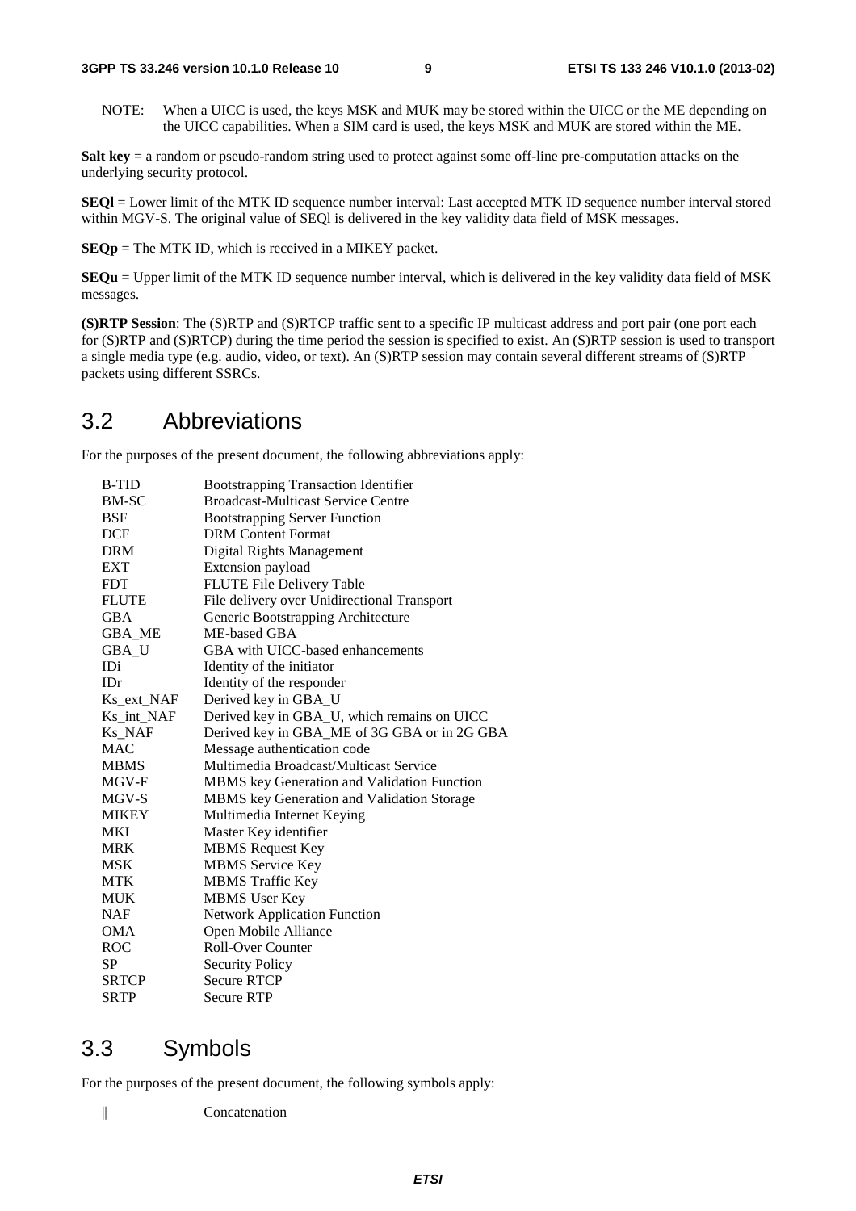NOTE: When a UICC is used, the keys MSK and MUK may be stored within the UICC or the ME depending on the UICC capabilities. When a SIM card is used, the keys MSK and MUK are stored within the ME.

**Salt key** = a random or pseudo-random string used to protect against some off-line pre-computation attacks on the underlying security protocol.

**SEQl** = Lower limit of the MTK ID sequence number interval: Last accepted MTK ID sequence number interval stored within MGV-S. The original value of SEQl is delivered in the key validity data field of MSK messages.

**SEQp** = The MTK ID, which is received in a MIKEY packet.

**SEQu** = Upper limit of the MTK ID sequence number interval, which is delivered in the key validity data field of MSK messages.

**(S)RTP Session**: The (S)RTP and (S)RTCP traffic sent to a specific IP multicast address and port pair (one port each for (S)RTP and (S)RTCP) during the time period the session is specified to exist. An (S)RTP session is used to transport a single media type (e.g. audio, video, or text). An (S)RTP session may contain several different streams of (S)RTP packets using different SSRCs.

## 3.2 Abbreviations

For the purposes of the present document, the following abbreviations apply:

| | |
|---|---|
| B-TID | Bootstrapping Transaction Identifier |
| BM-SC | Broadcast-Multicast Service Centre |
| BSF | Bootstrapping Server Function |
| DCF | DRM Content Format |
| DRM | Digital Rights Management |
| EXT | Extension payload |
| FDT | FLUTE File Delivery Table |
| FLUTE | File delivery over Unidirectional Transport |
| GBA | Generic Bootstrapping Architecture |
| GBA_ME | ME-based GBA |
| GBA_U | GBA with UICC-based enhancements |
| IDi | Identity of the initiator |
| IDr | Identity of the responder |
| Ks_ext_NAF | Derived key in GBA_U |
| Ks_int_NAF | Derived key in GBA_U, which remains on UICC |
| Ks_NAF | Derived key in GBA_ME of 3G GBA or in 2G GBA |
| MAC | Message authentication code |
| MBMS | Multimedia Broadcast/Multicast Service |
| MGV-F | MBMS key Generation and Validation Function |
| MGV-S | MBMS key Generation and Validation Storage |
| MIKEY | Multimedia Internet Keying |
| MKI | Master Key identifier |
| MRK | MBMS Request Key |
| MSK | MBMS Service Key |
| MTK | MBMS Traffic Key |
| MUK | MBMS User Key |
| NAF | Network Application Function |
| OMA | Open Mobile Alliance |
| ROC | Roll-Over Counter |
| SP | Security Policy |
| SRTCP | Secure RTCP |
| SRTP | Secure RTP |

## 3.3 Symbols

For the purposes of the present document, the following symbols apply:

| | |
|---|---|
| \|\| | Concatenation |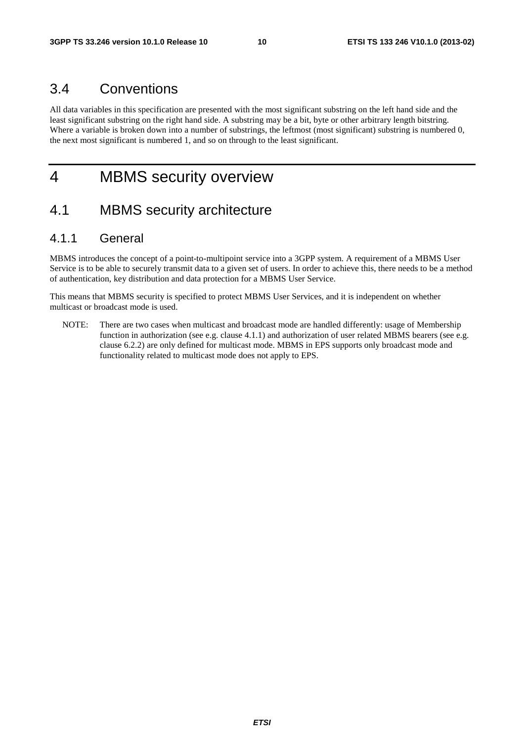## 3.4 Conventions

All data variables in this specification are presented with the most significant substring on the left hand side and the least significant substring on the right hand side. A substring may be a bit, byte or other arbitrary length bitstring. Where a variable is broken down into a number of substrings, the leftmost (most significant) substring is numbered 0, the next most significant is numbered 1, and so on through to the least significant.

# 4 MBMS security overview

## 4.1 MBMS security architecture

### 4.1.1 General

MBMS introduces the concept of a point-to-multipoint service into a 3GPP system. A requirement of a MBMS User Service is to be able to securely transmit data to a given set of users. In order to achieve this, there needs to be a method of authentication, key distribution and data protection for a MBMS User Service.

This means that MBMS security is specified to protect MBMS User Services, and it is independent on whether multicast or broadcast mode is used.

NOTE: There are two cases when multicast and broadcast mode are handled differently: usage of Membership function in authorization (see e.g. clause 4.1.1) and authorization of user related MBMS bearers (see e.g. clause 6.2.2) are only defined for multicast mode. MBMS in EPS supports only broadcast mode and functionality related to multicast mode does not apply to EPS.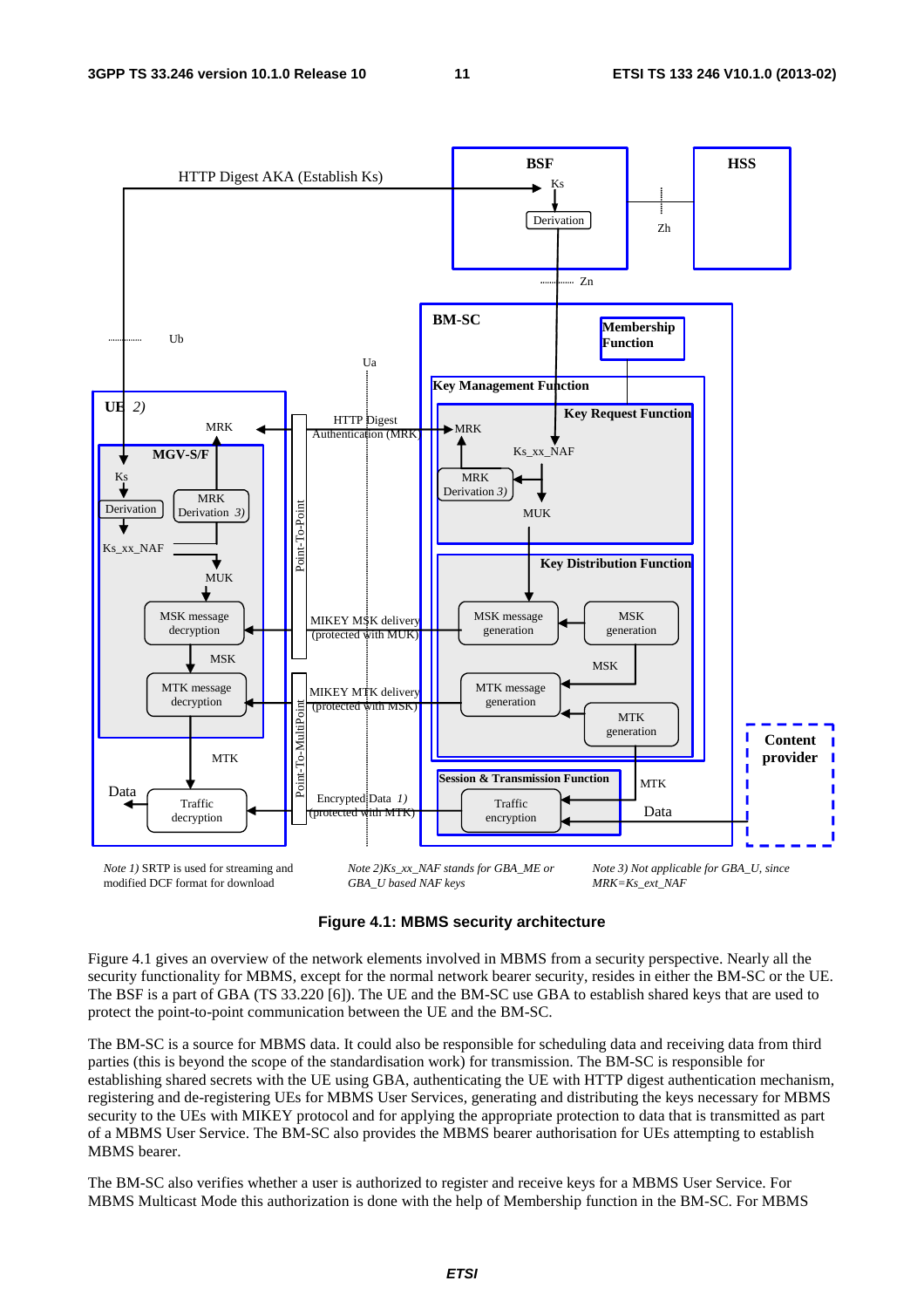Note 1) SRTP is used for streaming and modified DCF format for download

Note 2) Ks_xx_NAF stands for GBA_ME or GBA_U based NAF keys

Note 3) Not applicable for GBA_U, since MRK=Ks_ext_NAF

**Figure 4.1: MBMS security architecture**

Figure 4.1 gives an overview of the network elements involved in MBMS from a security perspective. Nearly all the security functionality for MBMS, except for the normal network bearer security, resides in either the BM-SC or the UE. The BSF is a part of GBA (TS 33.220 [6]). The UE and the BM-SC use GBA to establish shared keys that are used to protect the point-to-point communication between the UE and the BM-SC.

The BM-SC is a source for MBMS data. It could also be responsible for scheduling data and receiving data from third parties (this is beyond the scope of the standardisation work) for transmission. The BM-SC is responsible for establishing shared secrets with the UE using GBA, authenticating the UE with HTTP digest authentication mechanism, registering and de-registering UEs for MBMS User Services, generating and distributing the keys necessary for MBMS security to the UEs with MIKEY protocol and for applying the appropriate protection to data that is transmitted as part of a MBMS User Service. The BM-SC also provides the MBMS bearer authorisation for UEs attempting to establish MBMS bearer.

The BM-SC also verifies whether a user is authorized to register and receive keys for a MBMS User Service. For MBMS Multicast Mode this authorization is done with the help of Membership function in the BM-SC. For MBMS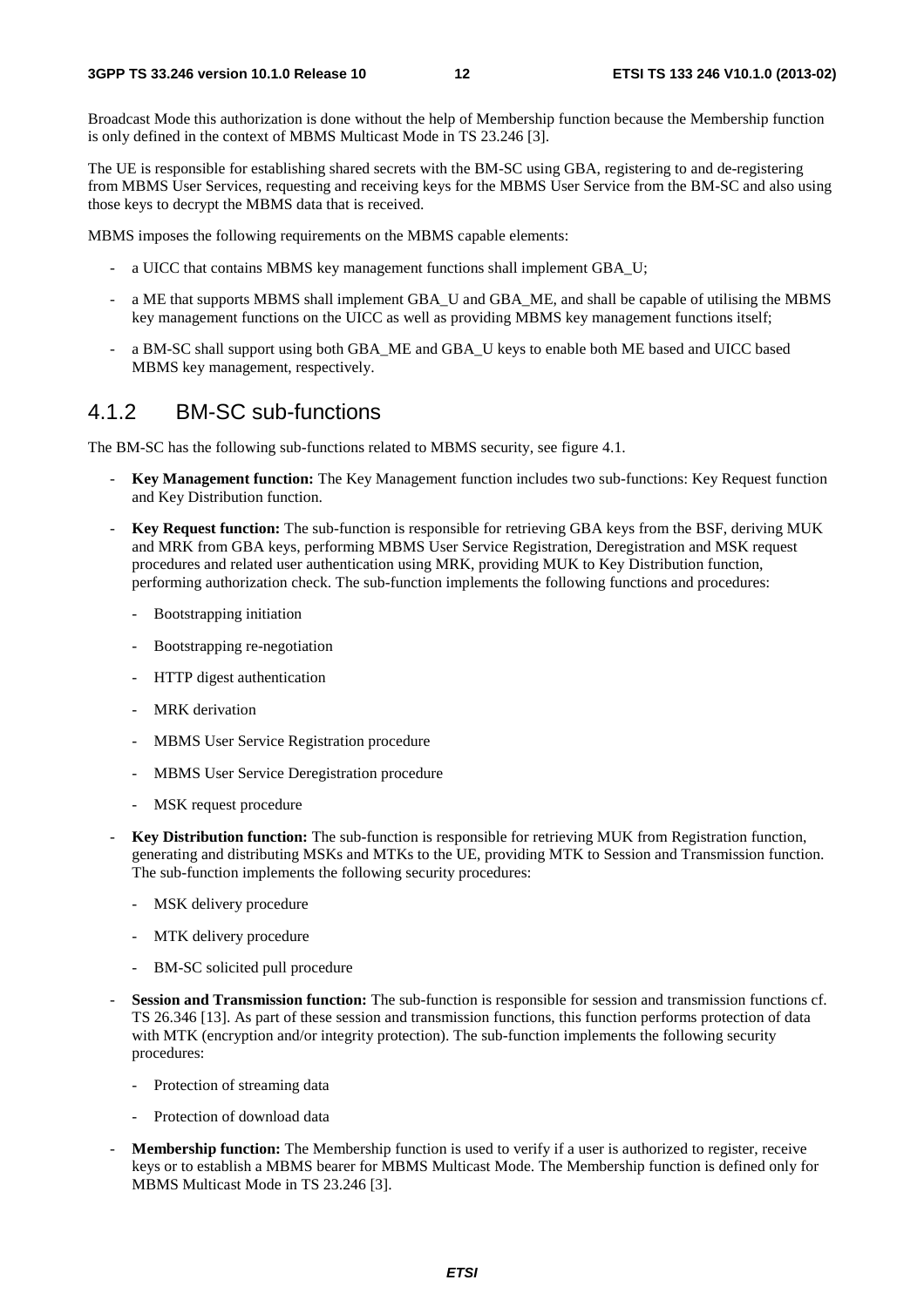Broadcast Mode this authorization is done without the help of Membership function because the Membership function is only defined in the context of MBMS Multicast Mode in TS 23.246 [3].

The UE is responsible for establishing shared secrets with the BM-SC using GBA, registering to and de-registering from MBMS User Services, requesting and receiving keys for the MBMS User Service from the BM-SC and also using those keys to decrypt the MBMS data that is received.

MBMS imposes the following requirements on the MBMS capable elements:

- a UICC that contains MBMS key management functions shall implement GBA_U;
- a ME that supports MBMS shall implement GBA_U and GBA_ME, and shall be capable of utilising the MBMS key management functions on the UICC as well as providing MBMS key management functions itself;
- a BM-SC shall support using both GBA_ME and GBA_U keys to enable both ME based and UICC based MBMS key management, respectively.

### 4.1.2 BM-SC sub-functions

The BM-SC has the following sub-functions related to MBMS security, see figure 4.1.

- **Key Management function:** The Key Management function includes two sub-functions: Key Request function and Key Distribution function.
- **Key Request function:** The sub-function is responsible for retrieving GBA keys from the BSF, deriving MUK and MRK from GBA keys, performing MBMS User Service Registration, Deregistration and MSK request procedures and related user authentication using MRK, providing MUK to Key Distribution function, performing authorization check. The sub-function implements the following functions and procedures:
  - Bootstrapping initiation
  - Bootstrapping re-negotiation
  - HTTP digest authentication
  - MRK derivation
  - MBMS User Service Registration procedure
  - MBMS User Service Deregistration procedure
  - MSK request procedure
- **Key Distribution function:** The sub-function is responsible for retrieving MUK from Registration function, generating and distributing MSKs and MTKs to the UE, providing MTK to Session and Transmission function. The sub-function implements the following security procedures:
  - MSK delivery procedure
  - MTK delivery procedure
  - BM-SC solicited pull procedure
- **Session and Transmission function:** The sub-function is responsible for session and transmission functions cf. TS 26.346 [13]. As part of these session and transmission functions, this function performs protection of data with MTK (encryption and/or integrity protection). The sub-function implements the following security procedures:
  - Protection of streaming data
  - Protection of download data
- **Membership function:** The Membership function is used to verify if a user is authorized to register, receive keys or to establish a MBMS bearer for MBMS Multicast Mode. The Membership function is defined only for MBMS Multicast Mode in TS 23.246 [3].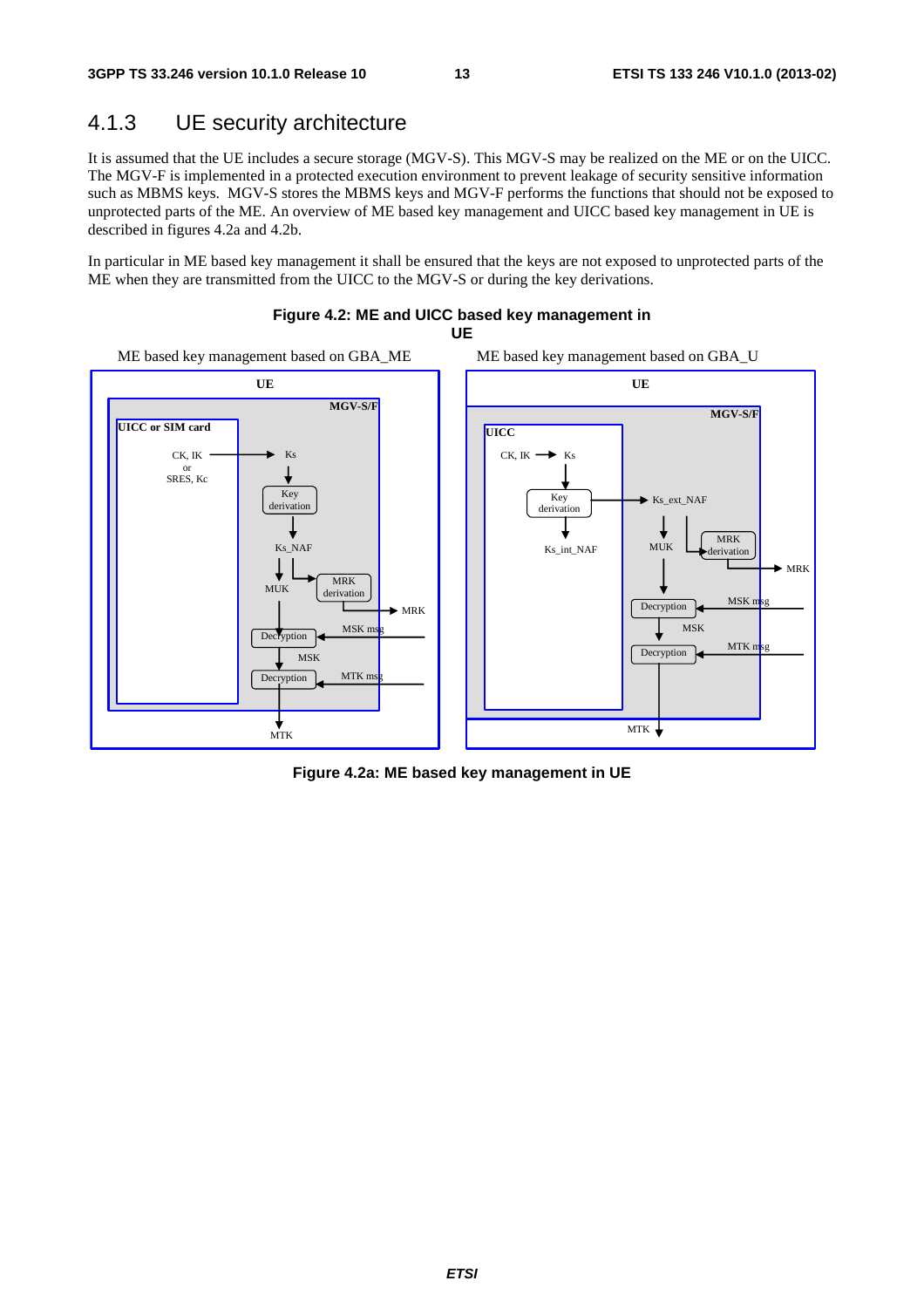### 4.1.3 UE security architecture

It is assumed that the UE includes a secure storage (MGV-S). This MGV-S may be realized on the ME or on the UICC. The MGV-F is implemented in a protected execution environment to prevent leakage of security sensitive information such as MBMS keys. MGV-S stores the MBMS keys and MGV-F performs the functions that should not be exposed to unprotected parts of the ME. An overview of ME based key management and UICC based key management in UE is described in figures 4.2a and 4.2b.

In particular in ME based key management it shall be ensured that the keys are not exposed to unprotected parts of the ME when they are transmitted from the UICC to the MGV-S or during the key derivations.

**Figure 4.2: ME and UICC based key management in UE**

**Figure 4.2a: ME based key management in UE**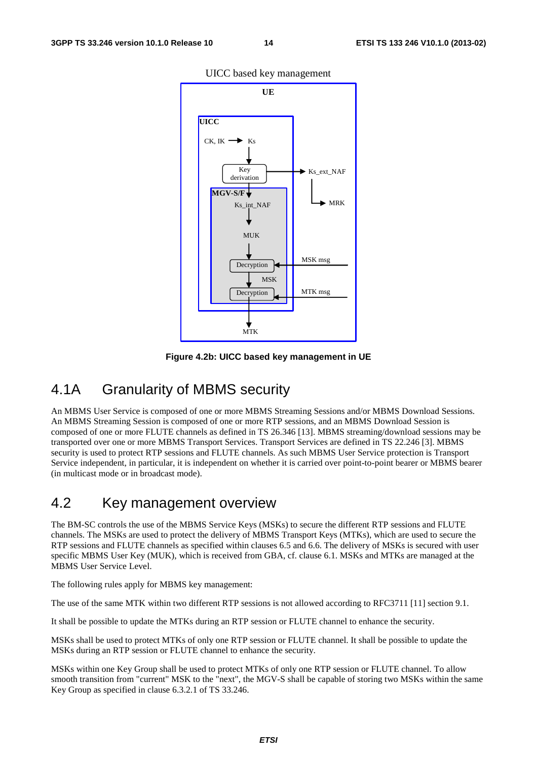UICC based key management

**Figure 4.2b: UICC based key management in UE**

## 4.1A Granularity of MBMS security

An MBMS User Service is composed of one or more MBMS Streaming Sessions and/or MBMS Download Sessions. An MBMS Streaming Session is composed of one or more RTP sessions, and an MBMS Download Session is composed of one or more FLUTE channels as defined in TS 26.346 [13]. MBMS streaming/download sessions may be transported over one or more MBMS Transport Services. Transport Services are defined in TS 22.246 [3]. MBMS security is used to protect RTP sessions and FLUTE channels. As such MBMS User Service protection is Transport Service independent, in particular, it is independent on whether it is carried over point-to-point bearer or MBMS bearer (in multicast mode or in broadcast mode).

## 4.2 Key management overview

The BM-SC controls the use of the MBMS Service Keys (MSKs) to secure the different RTP sessions and FLUTE channels. The MSKs are used to protect the delivery of MBMS Transport Keys (MTKs), which are used to secure the RTP sessions and FLUTE channels as specified within clauses 6.5 and 6.6. The delivery of MSKs is secured with user specific MBMS User Key (MUK), which is received from GBA, cf. clause 6.1. MSKs and MTKs are managed at the MBMS User Service Level.

The following rules apply for MBMS key management:

The use of the same MTK within two different RTP sessions is not allowed according to RFC3711 [11] section 9.1.

It shall be possible to update the MTKs during an RTP session or FLUTE channel to enhance the security.

MSKs shall be used to protect MTKs of only one RTP session or FLUTE channel. It shall be possible to update the MSKs during an RTP session or FLUTE channel to enhance the security.

MSKs within one Key Group shall be used to protect MTKs of only one RTP session or FLUTE channel. To allow smooth transition from "current" MSK to the "next", the MGV-S shall be capable of storing two MSKs within the same Key Group as specified in clause 6.3.2.1 of TS 33.246.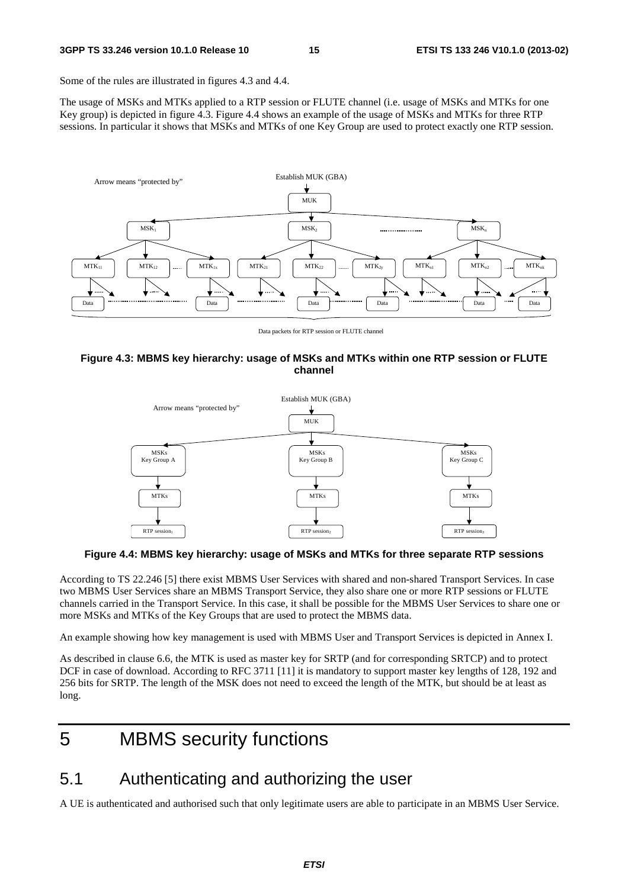Some of the rules are illustrated in figures 4.3 and 4.4.

The usage of MSKs and MTKs applied to a RTP session or FLUTE channel (i.e. usage of MSKs and MTKs for one Key group) is depicted in figure 4.3. Figure 4.4 shows an example of the usage of MSKs and MTKs for three RTP sessions. In particular it shows that MSKs and MTKs of one Key Group are used to protect exactly one RTP session.

**Figure 4.3: MBMS key hierarchy: usage of MSKs and MTKs within one RTP session or FLUTE channel**

**Figure 4.4: MBMS key hierarchy: usage of MSKs and MTKs for three separate RTP sessions**

According to TS 22.246 [5] there exist MBMS User Services with shared and non-shared Transport Services. In case two MBMS User Services share an MBMS Transport Service, they also share one or more RTP sessions or FLUTE channels carried in the Transport Service. In this case, it shall be possible for the MBMS User Services to share one or more MSKs and MTKs of the Key Groups that are used to protect the MBMS data.

An example showing how key management is used with MBMS User and Transport Services is depicted in Annex I.

As described in clause 6.6, the MTK is used as master key for SRTP (and for corresponding SRTCP) and to protect DCF in case of download. According to RFC 3711 [11] it is mandatory to support master key lengths of 128, 192 and 256 bits for SRTP. The length of the MSK does not need to exceed the length of the MTK, but should be at least as long.

# 5 MBMS security functions

## 5.1 Authenticating and authorizing the user

A UE is authenticated and authorised such that only legitimate users are able to participate in an MBMS User Service.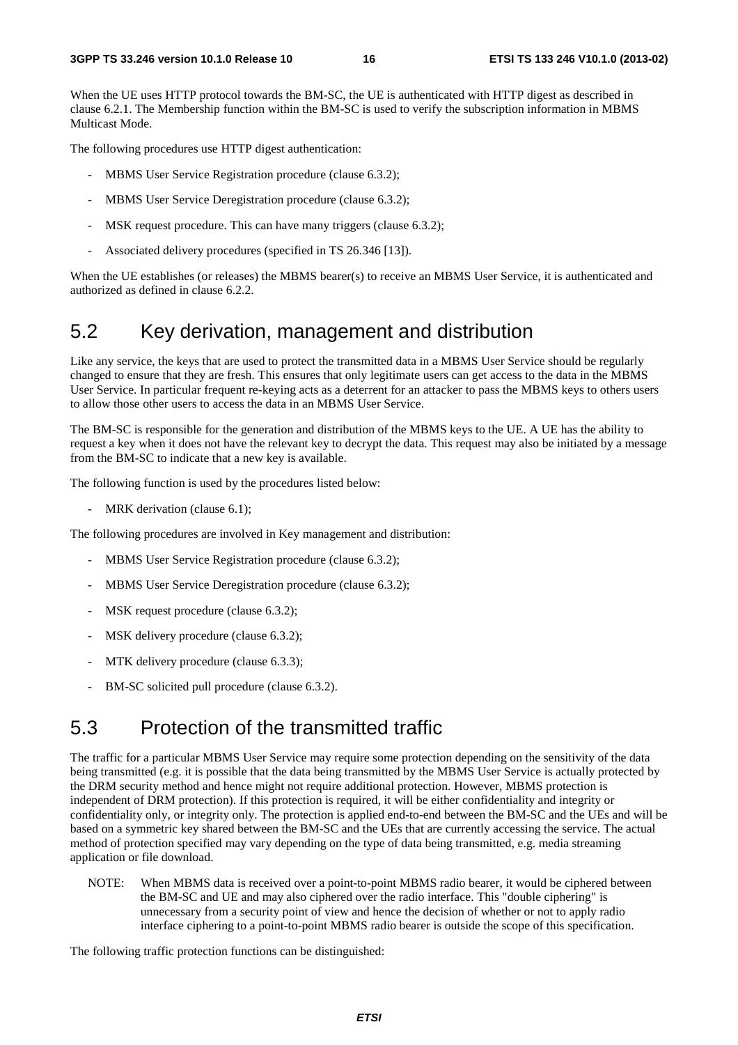When the UE uses HTTP protocol towards the BM-SC, the UE is authenticated with HTTP digest as described in clause 6.2.1. The Membership function within the BM-SC is used to verify the subscription information in MBMS Multicast Mode.

The following procedures use HTTP digest authentication:

- MBMS User Service Registration procedure (clause 6.3.2);
- MBMS User Service Deregistration procedure (clause 6.3.2);
- MSK request procedure. This can have many triggers (clause 6.3.2);
- Associated delivery procedures (specified in TS 26.346 [13]).

When the UE establishes (or releases) the MBMS bearer(s) to receive an MBMS User Service, it is authenticated and authorized as defined in clause 6.2.2.

## 5.2 Key derivation, management and distribution

Like any service, the keys that are used to protect the transmitted data in a MBMS User Service should be regularly changed to ensure that they are fresh. This ensures that only legitimate users can get access to the data in the MBMS User Service. In particular frequent re-keying acts as a deterrent for an attacker to pass the MBMS keys to others users to allow those other users to access the data in an MBMS User Service.

The BM-SC is responsible for the generation and distribution of the MBMS keys to the UE. A UE has the ability to request a key when it does not have the relevant key to decrypt the data. This request may also be initiated by a message from the BM-SC to indicate that a new key is available.

The following function is used by the procedures listed below:

- MRK derivation (clause 6.1);

The following procedures are involved in Key management and distribution:

- MBMS User Service Registration procedure (clause 6.3.2);
- MBMS User Service Deregistration procedure (clause 6.3.2);
- MSK request procedure (clause 6.3.2);
- MSK delivery procedure (clause 6.3.2);
- MTK delivery procedure (clause 6.3.3);
- BM-SC solicited pull procedure (clause 6.3.2).

## 5.3 Protection of the transmitted traffic

The traffic for a particular MBMS User Service may require some protection depending on the sensitivity of the data being transmitted (e.g. it is possible that the data being transmitted by the MBMS User Service is actually protected by the DRM security method and hence might not require additional protection. However, MBMS protection is independent of DRM protection). If this protection is required, it will be either confidentiality and integrity or confidentiality only, or integrity only. The protection is applied end-to-end between the BM-SC and the UEs and will be based on a symmetric key shared between the BM-SC and the UEs that are currently accessing the service. The actual method of protection specified may vary depending on the type of data being transmitted, e.g. media streaming application or file download.

NOTE: When MBMS data is received over a point-to-point MBMS radio bearer, it would be ciphered between the BM-SC and UE and may also ciphered over the radio interface. This "double ciphering" is unnecessary from a security point of view and hence the decision of whether or not to apply radio interface ciphering to a point-to-point MBMS radio bearer is outside the scope of this specification.

The following traffic protection functions can be distinguished: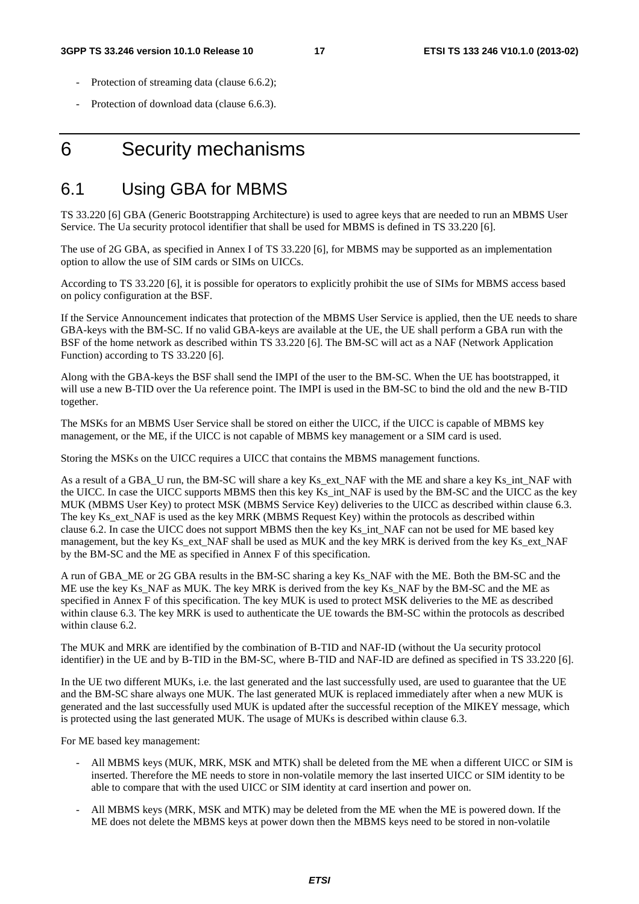- Protection of streaming data (clause 6.6.2);
- Protection of download data (clause 6.6.3).

# 6 Security mechanisms

## 6.1 Using GBA for MBMS

TS 33.220 [6] GBA (Generic Bootstrapping Architecture) is used to agree keys that are needed to run an MBMS User Service. The Ua security protocol identifier that shall be used for MBMS is defined in TS 33.220 [6].

The use of 2G GBA, as specified in Annex I of TS 33.220 [6], for MBMS may be supported as an implementation option to allow the use of SIM cards or SIMs on UICCs.

According to TS 33.220 [6], it is possible for operators to explicitly prohibit the use of SIMs for MBMS access based on policy configuration at the BSF.

If the Service Announcement indicates that protection of the MBMS User Service is applied, then the UE needs to share GBA-keys with the BM-SC. If no valid GBA-keys are available at the UE, the UE shall perform a GBA run with the BSF of the home network as described within TS 33.220 [6]. The BM-SC will act as a NAF (Network Application Function) according to TS 33.220 [6].

Along with the GBA-keys the BSF shall send the IMPI of the user to the BM-SC. When the UE has bootstrapped, it will use a new B-TID over the Ua reference point. The IMPI is used in the BM-SC to bind the old and the new B-TID together.

The MSKs for an MBMS User Service shall be stored on either the UICC, if the UICC is capable of MBMS key management, or the ME, if the UICC is not capable of MBMS key management or a SIM card is used.

Storing the MSKs on the UICC requires a UICC that contains the MBMS management functions.

As a result of a GBA_U run, the BM-SC will share a key Ks_ext_NAF with the ME and share a key Ks_int_NAF with the UICC. In case the UICC supports MBMS then this key Ks_int_NAF is used by the BM-SC and the UICC as the key MUK (MBMS User Key) to protect MSK (MBMS Service Key) deliveries to the UICC as described within clause 6.3. The key Ks_ext_NAF is used as the key MRK (MBMS Request Key) within the protocols as described within clause 6.2. In case the UICC does not support MBMS then the key Ks_int_NAF can not be used for ME based key management, but the key Ks_ext_NAF shall be used as MUK and the key MRK is derived from the key Ks_ext_NAF by the BM-SC and the ME as specified in Annex F of this specification.

A run of GBA_ME or 2G GBA results in the BM-SC sharing a key Ks_NAF with the ME. Both the BM-SC and the ME use the key Ks_NAF as MUK. The key MRK is derived from the key Ks_NAF by the BM-SC and the ME as specified in Annex F of this specification. The key MUK is used to protect MSK deliveries to the ME as described within clause 6.3. The key MRK is used to authenticate the UE towards the BM-SC within the protocols as described within clause 6.2.

The MUK and MRK are identified by the combination of B-TID and NAF-ID (without the Ua security protocol identifier) in the UE and by B-TID in the BM-SC, where B-TID and NAF-ID are defined as specified in TS 33.220 [6].

In the UE two different MUKs, i.e. the last generated and the last successfully used, are used to guarantee that the UE and the BM-SC share always one MUK. The last generated MUK is replaced immediately after when a new MUK is generated and the last successfully used MUK is updated after the successful reception of the MIKEY message, which is protected using the last generated MUK. The usage of MUKs is described within clause 6.3.

For ME based key management:

- All MBMS keys (MUK, MRK, MSK and MTK) shall be deleted from the ME when a different UICC or SIM is inserted. Therefore the ME needs to store in non-volatile memory the last inserted UICC or SIM identity to be able to compare that with the used UICC or SIM identity at card insertion and power on.
- All MBMS keys (MRK, MSK and MTK) may be deleted from the ME when the ME is powered down. If the ME does not delete the MBMS keys at power down then the MBMS keys need to be stored in non-volatile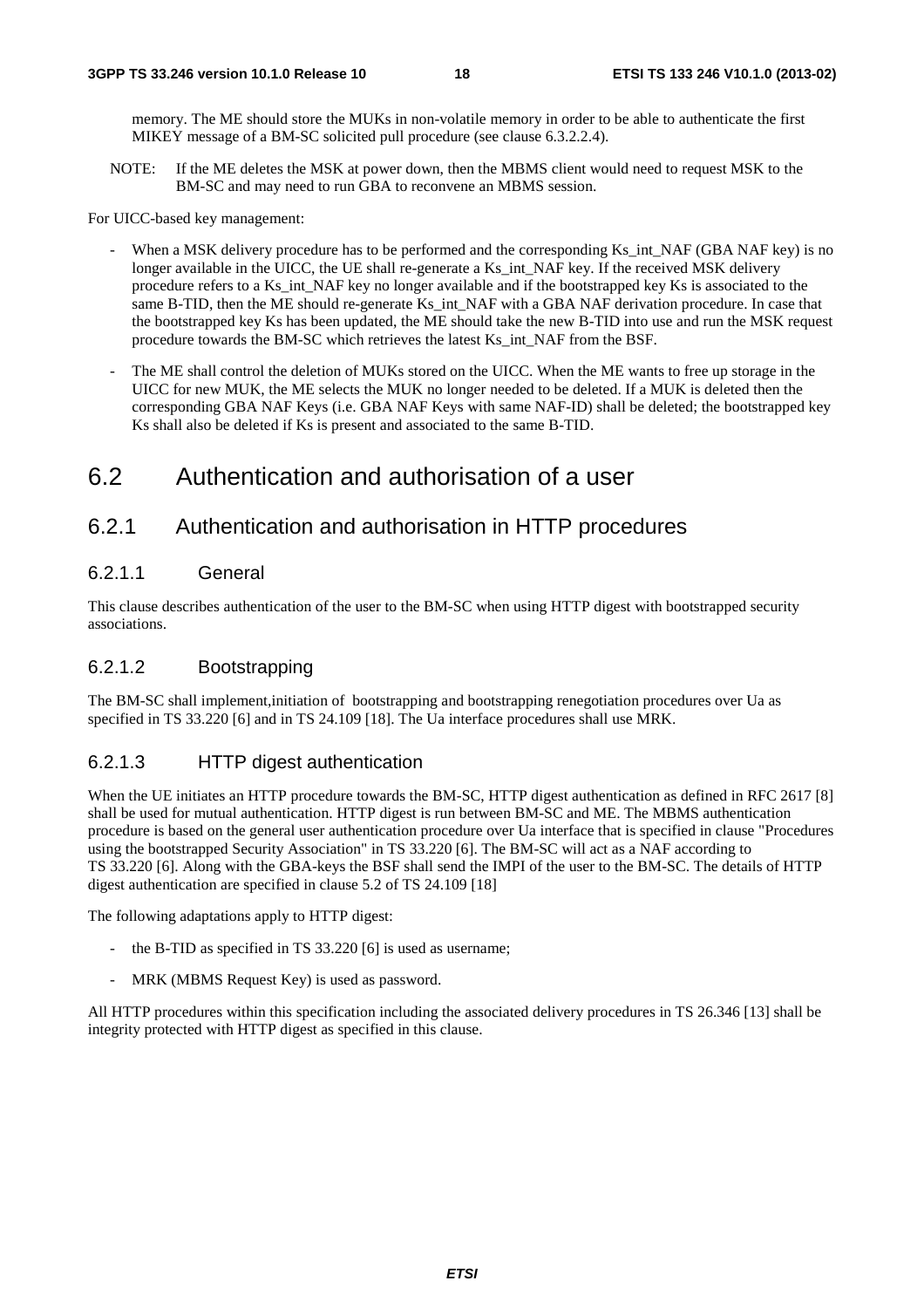memory. The ME should store the MUKs in non-volatile memory in order to be able to authenticate the first MIKEY message of a BM-SC solicited pull procedure (see clause 6.3.2.2.4).

NOTE: If the ME deletes the MSK at power down, then the MBMS client would need to request MSK to the BM-SC and may need to run GBA to reconvene an MBMS session.

For UICC-based key management:

- When a MSK delivery procedure has to be performed and the corresponding Ks_int_NAF (GBA NAF key) is no longer available in the UICC, the UE shall re-generate a Ks_int_NAF key. If the received MSK delivery procedure refers to a Ks_int_NAF key no longer available and if the bootstrapped key Ks is associated to the same B-TID, then the ME should re-generate Ks_int_NAF with a GBA NAF derivation procedure. In case that the bootstrapped key Ks has been updated, the ME should take the new B-TID into use and run the MSK request procedure towards the BM-SC which retrieves the latest Ks_int_NAF from the BSF.
- The ME shall control the deletion of MUKs stored on the UICC. When the ME wants to free up storage in the UICC for new MUK, the ME selects the MUK no longer needed to be deleted. If a MUK is deleted then the corresponding GBA NAF Keys (i.e. GBA NAF Keys with same NAF-ID) shall be deleted; the bootstrapped key Ks shall also be deleted if Ks is present and associated to the same B-TID.

# 6.2 Authentication and authorisation of a user

## 6.2.1 Authentication and authorisation in HTTP procedures

### 6.2.1.1 General

This clause describes authentication of the user to the BM-SC when using HTTP digest with bootstrapped security associations.

### 6.2.1.2 Bootstrapping

The BM-SC shall implement,initiation of bootstrapping and bootstrapping renegotiation procedures over Ua as specified in TS 33.220 [6] and in TS 24.109 [18]. The Ua interface procedures shall use MRK.

### 6.2.1.3 HTTP digest authentication

When the UE initiates an HTTP procedure towards the BM-SC, HTTP digest authentication as defined in RFC 2617 [8] shall be used for mutual authentication. HTTP digest is run between BM-SC and ME. The MBMS authentication procedure is based on the general user authentication procedure over Ua interface that is specified in clause "Procedures using the bootstrapped Security Association" in TS 33.220 [6]. The BM-SC will act as a NAF according to TS 33.220 [6]. Along with the GBA-keys the BSF shall send the IMPI of the user to the BM-SC. The details of HTTP digest authentication are specified in clause 5.2 of TS 24.109 [18]

The following adaptations apply to HTTP digest:

- the B-TID as specified in TS 33.220 [6] is used as username;
- MRK (MBMS Request Key) is used as password.

All HTTP procedures within this specification including the associated delivery procedures in TS 26.346 [13] shall be integrity protected with HTTP digest as specified in this clause.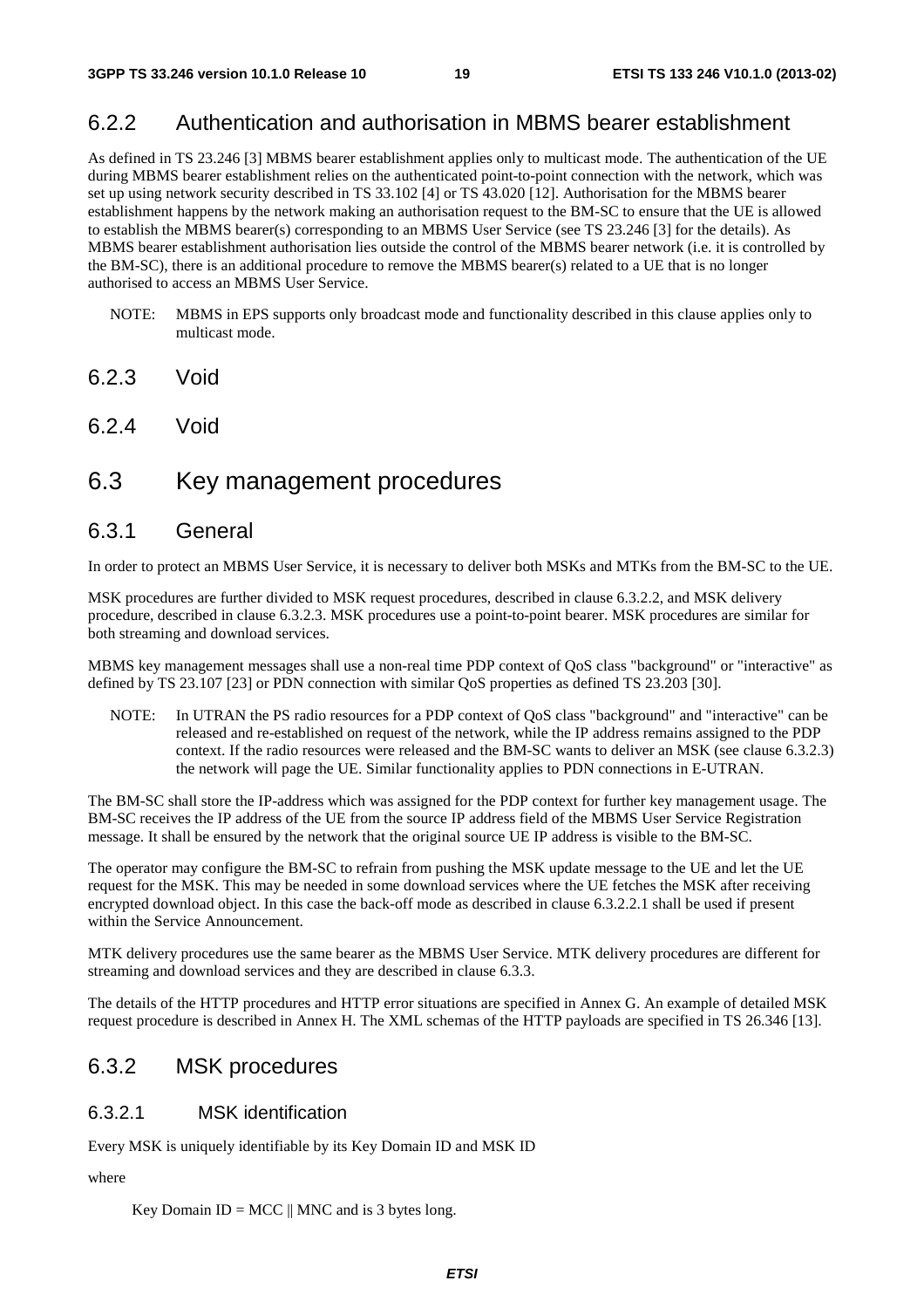### 6.2.2 Authentication and authorisation in MBMS bearer establishment

As defined in TS 23.246 [3] MBMS bearer establishment applies only to multicast mode. The authentication of the UE during MBMS bearer establishment relies on the authenticated point-to-point connection with the network, which was set up using network security described in TS 33.102 [4] or TS 43.020 [12]. Authorisation for the MBMS bearer establishment happens by the network making an authorisation request to the BM-SC to ensure that the UE is allowed to establish the MBMS bearer(s) corresponding to an MBMS User Service (see TS 23.246 [3] for the details). As MBMS bearer establishment authorisation lies outside the control of the MBMS bearer network (i.e. it is controlled by the BM-SC), there is an additional procedure to remove the MBMS bearer(s) related to a UE that is no longer authorised to access an MBMS User Service.

NOTE: MBMS in EPS supports only broadcast mode and functionality described in this clause applies only to multicast mode.

### 6.2.3 Void

### 6.2.4 Void

## 6.3 Key management procedures

### 6.3.1 General

In order to protect an MBMS User Service, it is necessary to deliver both MSKs and MTKs from the BM-SC to the UE.

MSK procedures are further divided to MSK request procedures, described in clause 6.3.2.2, and MSK delivery procedure, described in clause 6.3.2.3. MSK procedures use a point-to-point bearer. MSK procedures are similar for both streaming and download services.

MBMS key management messages shall use a non-real time PDP context of QoS class "background" or "interactive" as defined by TS 23.107 [23] or PDN connection with similar QoS properties as defined TS 23.203 [30].

NOTE: In UTRAN the PS radio resources for a PDP context of QoS class "background" and "interactive" can be released and re-established on request of the network, while the IP address remains assigned to the PDP context. If the radio resources were released and the BM-SC wants to deliver an MSK (see clause 6.3.2.3) the network will page the UE. Similar functionality applies to PDN connections in E-UTRAN.

The BM-SC shall store the IP-address which was assigned for the PDP context for further key management usage. The BM-SC receives the IP address of the UE from the source IP address field of the MBMS User Service Registration message. It shall be ensured by the network that the original source UE IP address is visible to the BM-SC.

The operator may configure the BM-SC to refrain from pushing the MSK update message to the UE and let the UE request for the MSK. This may be needed in some download services where the UE fetches the MSK after receiving encrypted download object. In this case the back-off mode as described in clause 6.3.2.2.1 shall be used if present within the Service Announcement.

MTK delivery procedures use the same bearer as the MBMS User Service. MTK delivery procedures are different for streaming and download services and they are described in clause 6.3.3.

The details of the HTTP procedures and HTTP error situations are specified in Annex G. An example of detailed MSK request procedure is described in Annex H. The XML schemas of the HTTP payloads are specified in TS 26.346 [13].

### 6.3.2 MSK procedures

#### 6.3.2.1 MSK identification

Every MSK is uniquely identifiable by its Key Domain ID and MSK ID

where

Key Domain ID = MCC || MNC and is 3 bytes long.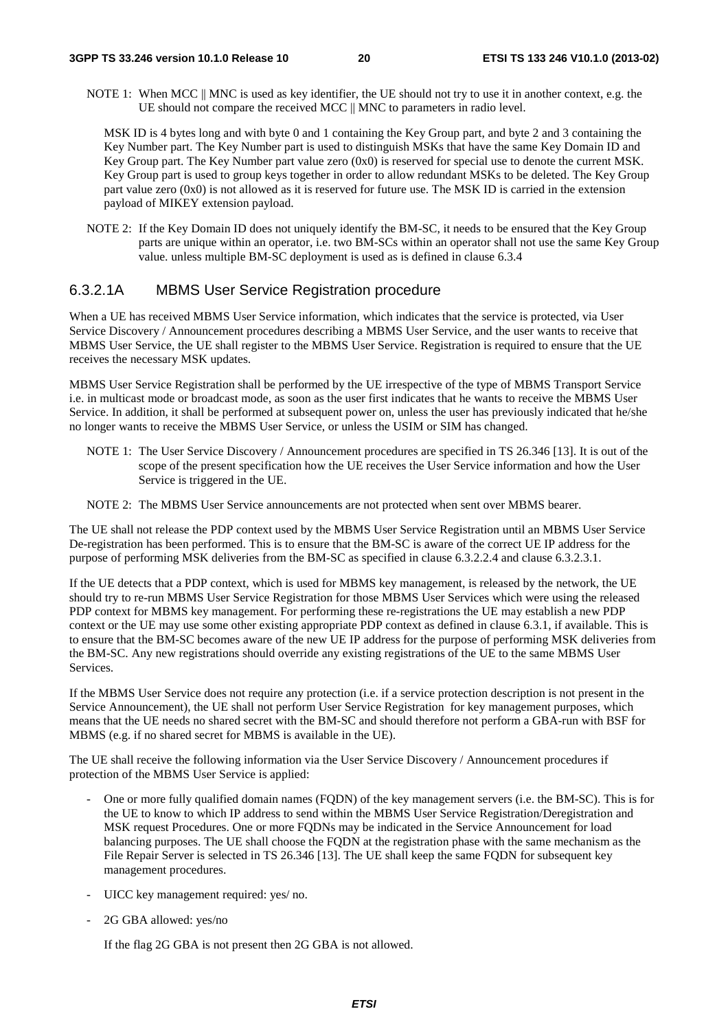NOTE 1: When MCC || MNC is used as key identifier, the UE should not try to use it in another context, e.g. the UE should not compare the received MCC || MNC to parameters in radio level.

MSK ID is 4 bytes long and with byte 0 and 1 containing the Key Group part, and byte 2 and 3 containing the Key Number part. The Key Number part is used to distinguish MSKs that have the same Key Domain ID and Key Group part. The Key Number part value zero (0x0) is reserved for special use to denote the current MSK. Key Group part is used to group keys together in order to allow redundant MSKs to be deleted. The Key Group part value zero (0x0) is not allowed as it is reserved for future use. The MSK ID is carried in the extension payload of MIKEY extension payload.

NOTE 2: If the Key Domain ID does not uniquely identify the BM-SC, it needs to be ensured that the Key Group parts are unique within an operator, i.e. two BM-SCs within an operator shall not use the same Key Group value. unless multiple BM-SC deployment is used as is defined in clause 6.3.4

### 6.3.2.1A MBMS User Service Registration procedure

When a UE has received MBMS User Service information, which indicates that the service is protected, via User Service Discovery / Announcement procedures describing a MBMS User Service, and the user wants to receive that MBMS User Service, the UE shall register to the MBMS User Service. Registration is required to ensure that the UE receives the necessary MSK updates.

MBMS User Service Registration shall be performed by the UE irrespective of the type of MBMS Transport Service i.e. in multicast mode or broadcast mode, as soon as the user first indicates that he wants to receive the MBMS User Service. In addition, it shall be performed at subsequent power on, unless the user has previously indicated that he/she no longer wants to receive the MBMS User Service, or unless the USIM or SIM has changed.

NOTE 1: The User Service Discovery / Announcement procedures are specified in TS 26.346 [13]. It is out of the scope of the present specification how the UE receives the User Service information and how the User Service is triggered in the UE.

NOTE 2: The MBMS User Service announcements are not protected when sent over MBMS bearer.

The UE shall not release the PDP context used by the MBMS User Service Registration until an MBMS User Service De-registration has been performed. This is to ensure that the BM-SC is aware of the correct UE IP address for the purpose of performing MSK deliveries from the BM-SC as specified in clause 6.3.2.2.4 and clause 6.3.2.3.1.

If the UE detects that a PDP context, which is used for MBMS key management, is released by the network, the UE should try to re-run MBMS User Service Registration for those MBMS User Services which were using the released PDP context for MBMS key management. For performing these re-registrations the UE may establish a new PDP context or the UE may use some other existing appropriate PDP context as defined in clause 6.3.1, if available. This is to ensure that the BM-SC becomes aware of the new UE IP address for the purpose of performing MSK deliveries from the BM-SC. Any new registrations should override any existing registrations of the UE to the same MBMS User Services.

If the MBMS User Service does not require any protection (i.e. if a service protection description is not present in the Service Announcement), the UE shall not perform User Service Registration for key management purposes, which means that the UE needs no shared secret with the BM-SC and should therefore not perform a GBA-run with BSF for MBMS (e.g. if no shared secret for MBMS is available in the UE).

The UE shall receive the following information via the User Service Discovery / Announcement procedures if protection of the MBMS User Service is applied:

- One or more fully qualified domain names (FQDN) of the key management servers (i.e. the BM-SC). This is for the UE to know to which IP address to send within the MBMS User Service Registration/Deregistration and MSK request Procedures. One or more FQDNs may be indicated in the Service Announcement for load balancing purposes. The UE shall choose the FQDN at the registration phase with the same mechanism as the File Repair Server is selected in TS 26.346 [13]. The UE shall keep the same FQDN for subsequent key management procedures.
- UICC key management required: yes/ no.
- 2G GBA allowed: yes/no

  If the flag 2G GBA is not present then 2G GBA is not allowed.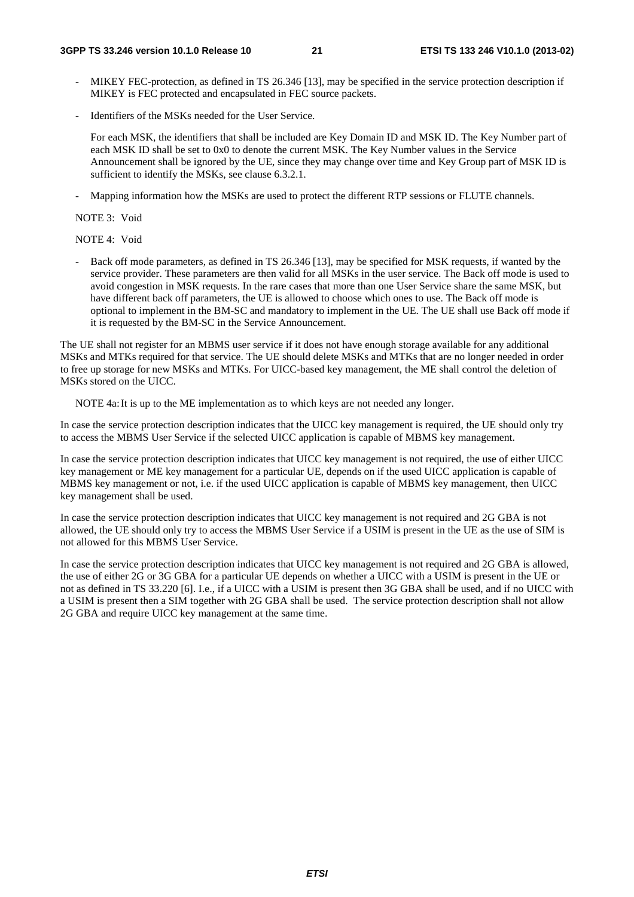- MIKEY FEC-protection, as defined in TS 26.346 [13], may be specified in the service protection description if MIKEY is FEC protected and encapsulated in FEC source packets.

- Identifiers of the MSKs needed for the User Service.

  For each MSK, the identifiers that shall be included are Key Domain ID and MSK ID. The Key Number part of each MSK ID shall be set to 0x0 to denote the current MSK. The Key Number values in the Service Announcement shall be ignored by the UE, since they may change over time and Key Group part of MSK ID is sufficient to identify the MSKs, see clause 6.3.2.1.

- Mapping information how the MSKs are used to protect the different RTP sessions or FLUTE channels.

NOTE 3: Void

NOTE 4: Void

- Back off mode parameters, as defined in TS 26.346 [13], may be specified for MSK requests, if wanted by the service provider. These parameters are then valid for all MSKs in the user service. The Back off mode is used to avoid congestion in MSK requests. In the rare cases that more than one User Service share the same MSK, but have different back off parameters, the UE is allowed to choose which ones to use. The Back off mode is optional to implement in the BM-SC and mandatory to implement in the UE. The UE shall use Back off mode if it is requested by the BM-SC in the Service Announcement.

The UE shall not register for an MBMS user service if it does not have enough storage available for any additional MSKs and MTKs required for that service. The UE should delete MSKs and MTKs that are no longer needed in order to free up storage for new MSKs and MTKs. For UICC-based key management, the ME shall control the deletion of MSKs stored on the UICC.

NOTE 4a: It is up to the ME implementation as to which keys are not needed any longer.

In case the service protection description indicates that the UICC key management is required, the UE should only try to access the MBMS User Service if the selected UICC application is capable of MBMS key management.

In case the service protection description indicates that UICC key management is not required, the use of either UICC key management or ME key management for a particular UE, depends on if the used UICC application is capable of MBMS key management or not, i.e. if the used UICC application is capable of MBMS key management, then UICC key management shall be used.

In case the service protection description indicates that UICC key management is not required and 2G GBA is not allowed, the UE should only try to access the MBMS User Service if a USIM is present in the UE as the use of SIM is not allowed for this MBMS User Service.

In case the service protection description indicates that UICC key management is not required and 2G GBA is allowed, the use of either 2G or 3G GBA for a particular UE depends on whether a UICC with a USIM is present in the UE or not as defined in TS 33.220 [6]. I.e., if a UICC with a USIM is present then 3G GBA shall be used, and if no UICC with a USIM is present then a SIM together with 2G GBA shall be used. The service protection description shall not allow 2G GBA and require UICC key management at the same time.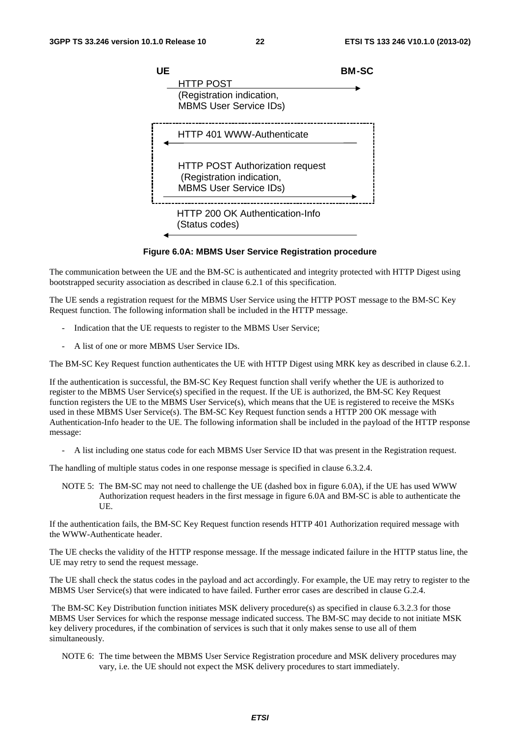UE BM-SC

HTTP POST (Registration indication, MBMS User Service IDs)

HTTP 401 WWW-Authenticate

HTTP POST Authorization request (Registration indication, MBMS User Service IDs)

HTTP 200 OK Authentication-Info (Status codes)

**Figure 6.0A: MBMS User Service Registration procedure**

The communication between the UE and the BM-SC is authenticated and integrity protected with HTTP Digest using bootstrapped security association as described in clause 6.2.1 of this specification.

The UE sends a registration request for the MBMS User Service using the HTTP POST message to the BM-SC Key Request function. The following information shall be included in the HTTP message.

- Indication that the UE requests to register to the MBMS User Service;
- A list of one or more MBMS User Service IDs.

The BM-SC Key Request function authenticates the UE with HTTP Digest using MRK key as described in clause 6.2.1.

If the authentication is successful, the BM-SC Key Request function shall verify whether the UE is authorized to register to the MBMS User Service(s) specified in the request. If the UE is authorized, the BM-SC Key Request function registers the UE to the MBMS User Service(s), which means that the UE is registered to receive the MSKs used in these MBMS User Service(s). The BM-SC Key Request function sends a HTTP 200 OK message with Authentication-Info header to the UE. The following information shall be included in the payload of the HTTP response message:

- A list including one status code for each MBMS User Service ID that was present in the Registration request.

The handling of multiple status codes in one response message is specified in clause 6.3.2.4.

NOTE 5: The BM-SC may not need to challenge the UE (dashed box in figure 6.0A), if the UE has used WWW Authorization request headers in the first message in figure 6.0A and BM-SC is able to authenticate the UE.

If the authentication fails, the BM-SC Key Request function resends HTTP 401 Authorization required message with the WWW-Authenticate header.

The UE checks the validity of the HTTP response message. If the message indicated failure in the HTTP status line, the UE may retry to send the request message.

The UE shall check the status codes in the payload and act accordingly. For example, the UE may retry to register to the MBMS User Service(s) that were indicated to have failed. Further error cases are described in clause G.2.4.

The BM-SC Key Distribution function initiates MSK delivery procedure(s) as specified in clause 6.3.2.3 for those MBMS User Services for which the response message indicated success. The BM-SC may decide to not initiate MSK key delivery procedures, if the combination of services is such that it only makes sense to use all of them simultaneously.

NOTE 6: The time between the MBMS User Service Registration procedure and MSK delivery procedures may vary, i.e. the UE should not expect the MSK delivery procedures to start immediately.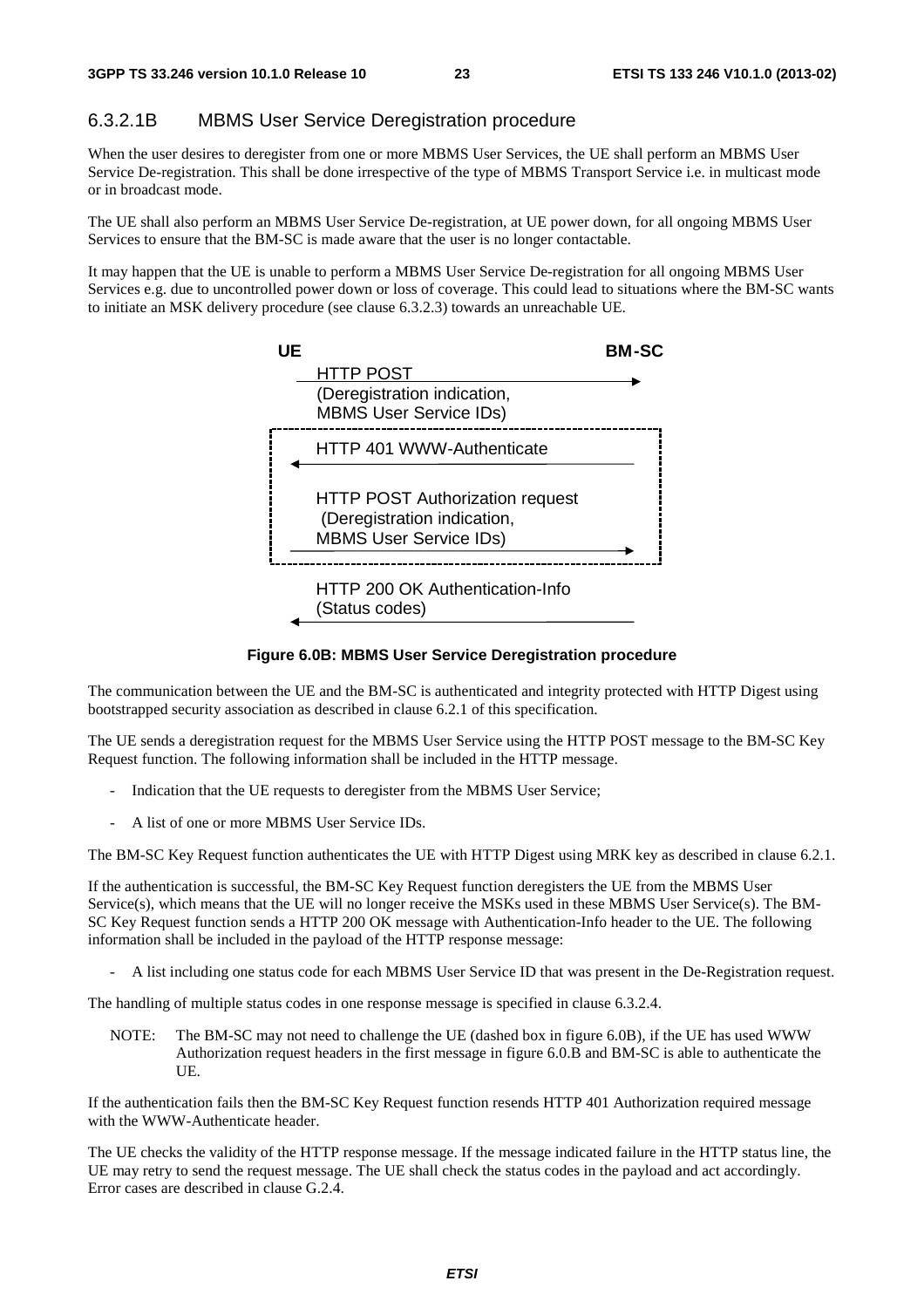### 6.3.2.1B MBMS User Service Deregistration procedure

When the user desires to deregister from one or more MBMS User Services, the UE shall perform an MBMS User Service De-registration. This shall be done irrespective of the type of MBMS Transport Service i.e. in multicast mode or in broadcast mode.

The UE shall also perform an MBMS User Service De-registration, at UE power down, for all ongoing MBMS User Services to ensure that the BM-SC is made aware that the user is no longer contactable.

It may happen that the UE is unable to perform a MBMS User Service De-registration for all ongoing MBMS User Services e.g. due to uncontrolled power down or loss of coverage. This could lead to situations where the BM-SC wants to initiate an MSK delivery procedure (see clause 6.3.2.3) towards an unreachable UE.

UE → BM-SC: HTTP POST (Deregistration indication, MBMS User Service IDs)

BM-SC → UE: HTTP 401 WWW-Authenticate

UE → BM-SC: HTTP POST Authorization request (Deregistration indication, MBMS User Service IDs)

BM-SC → UE: HTTP 200 OK Authentication-Info (Status codes)

**Figure 6.0B: MBMS User Service Deregistration procedure**

The communication between the UE and the BM-SC is authenticated and integrity protected with HTTP Digest using bootstrapped security association as described in clause 6.2.1 of this specification.

The UE sends a deregistration request for the MBMS User Service using the HTTP POST message to the BM-SC Key Request function. The following information shall be included in the HTTP message.

- Indication that the UE requests to deregister from the MBMS User Service;
- A list of one or more MBMS User Service IDs.

The BM-SC Key Request function authenticates the UE with HTTP Digest using MRK key as described in clause 6.2.1.

If the authentication is successful, the BM-SC Key Request function deregisters the UE from the MBMS User Service(s), which means that the UE will no longer receive the MSKs used in these MBMS User Service(s). The BM-SC Key Request function sends a HTTP 200 OK message with Authentication-Info header to the UE. The following information shall be included in the payload of the HTTP response message:

- A list including one status code for each MBMS User Service ID that was present in the De-Registration request.

The handling of multiple status codes in one response message is specified in clause 6.3.2.4.

NOTE: The BM-SC may not need to challenge the UE (dashed box in figure 6.0B), if the UE has used WWW Authorization request headers in the first message in figure 6.0.B and BM-SC is able to authenticate the UE.

If the authentication fails then the BM-SC Key Request function resends HTTP 401 Authorization required message with the WWW-Authenticate header.

The UE checks the validity of the HTTP response message. If the message indicated failure in the HTTP status line, the UE may retry to send the request message. The UE shall check the status codes in the payload and act accordingly. Error cases are described in clause G.2.4.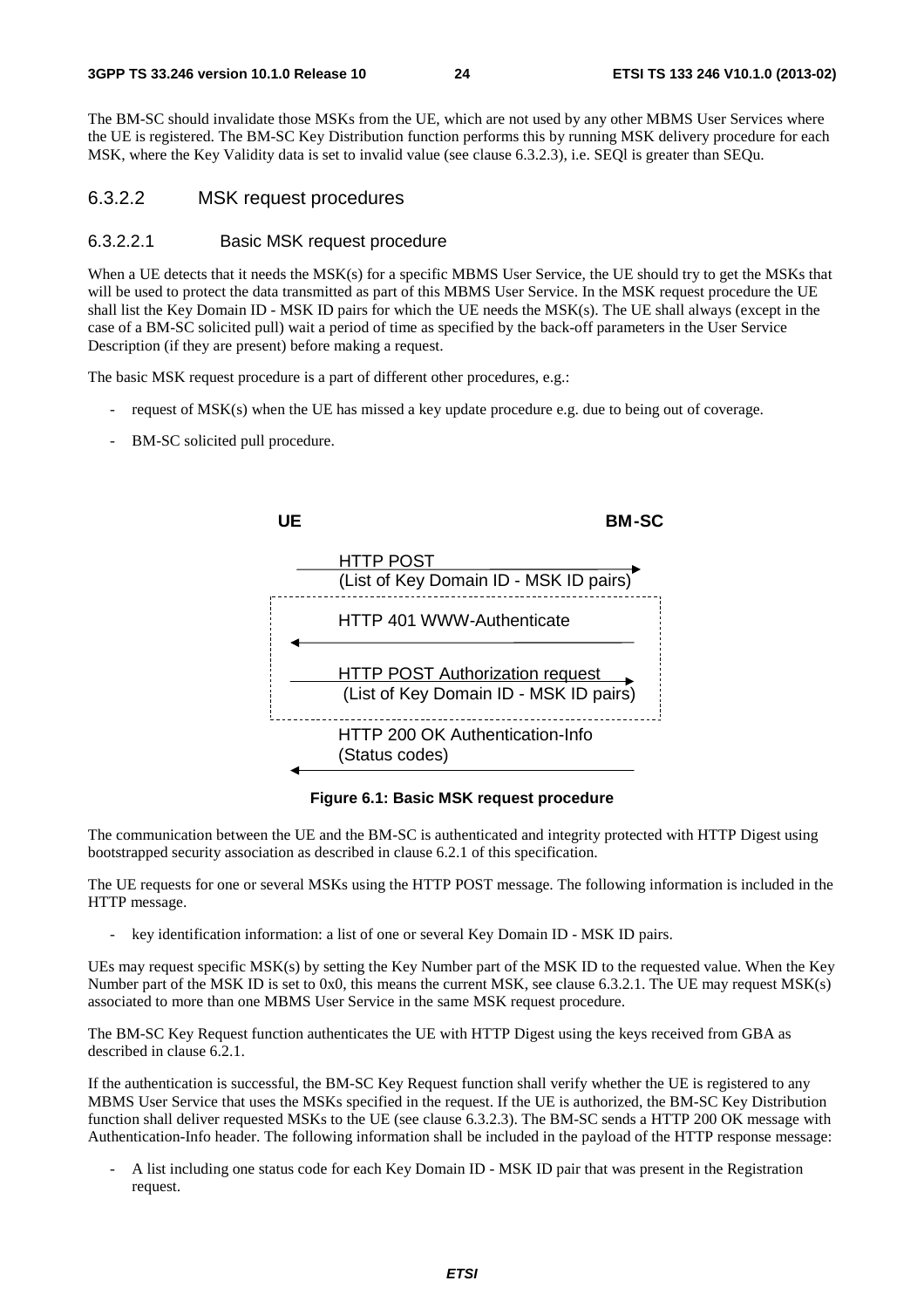The BM-SC should invalidate those MSKs from the UE, which are not used by any other MBMS User Services where the UE is registered. The BM-SC Key Distribution function performs this by running MSK delivery procedure for each MSK, where the Key Validity data is set to invalid value (see clause 6.3.2.3), i.e. SEQl is greater than SEQu.

#### 6.3.2.2 MSK request procedures

##### 6.3.2.2.1 Basic MSK request procedure

When a UE detects that it needs the MSK(s) for a specific MBMS User Service, the UE should try to get the MSKs that will be used to protect the data transmitted as part of this MBMS User Service. In the MSK request procedure the UE shall list the Key Domain ID - MSK ID pairs for which the UE needs the MSK(s). The UE shall always (except in the case of a BM-SC solicited pull) wait a period of time as specified by the back-off parameters in the User Service Description (if they are present) before making a request.

The basic MSK request procedure is a part of different other procedures, e.g.:

- request of MSK(s) when the UE has missed a key update procedure e.g. due to being out of coverage.
- BM-SC solicited pull procedure.

UE → BM-SC: HTTP POST (List of Key Domain ID - MSK ID pairs)

BM-SC → UE: HTTP 401 WWW-Authenticate

UE → BM-SC: HTTP POST Authorization request (List of Key Domain ID - MSK ID pairs)

BM-SC → UE: HTTP 200 OK Authentication-Info (Status codes)

**Figure 6.1: Basic MSK request procedure**

The communication between the UE and the BM-SC is authenticated and integrity protected with HTTP Digest using bootstrapped security association as described in clause 6.2.1 of this specification.

The UE requests for one or several MSKs using the HTTP POST message. The following information is included in the HTTP message.

- key identification information: a list of one or several Key Domain ID - MSK ID pairs.

UEs may request specific MSK(s) by setting the Key Number part of the MSK ID to the requested value. When the Key Number part of the MSK ID is set to 0x0, this means the current MSK, see clause 6.3.2.1. The UE may request MSK(s) associated to more than one MBMS User Service in the same MSK request procedure.

The BM-SC Key Request function authenticates the UE with HTTP Digest using the keys received from GBA as described in clause 6.2.1.

If the authentication is successful, the BM-SC Key Request function shall verify whether the UE is registered to any MBMS User Service that uses the MSKs specified in the request. If the UE is authorized, the BM-SC Key Distribution function shall deliver requested MSKs to the UE (see clause 6.3.2.3). The BM-SC sends a HTTP 200 OK message with Authentication-Info header. The following information shall be included in the payload of the HTTP response message:

- A list including one status code for each Key Domain ID - MSK ID pair that was present in the Registration request.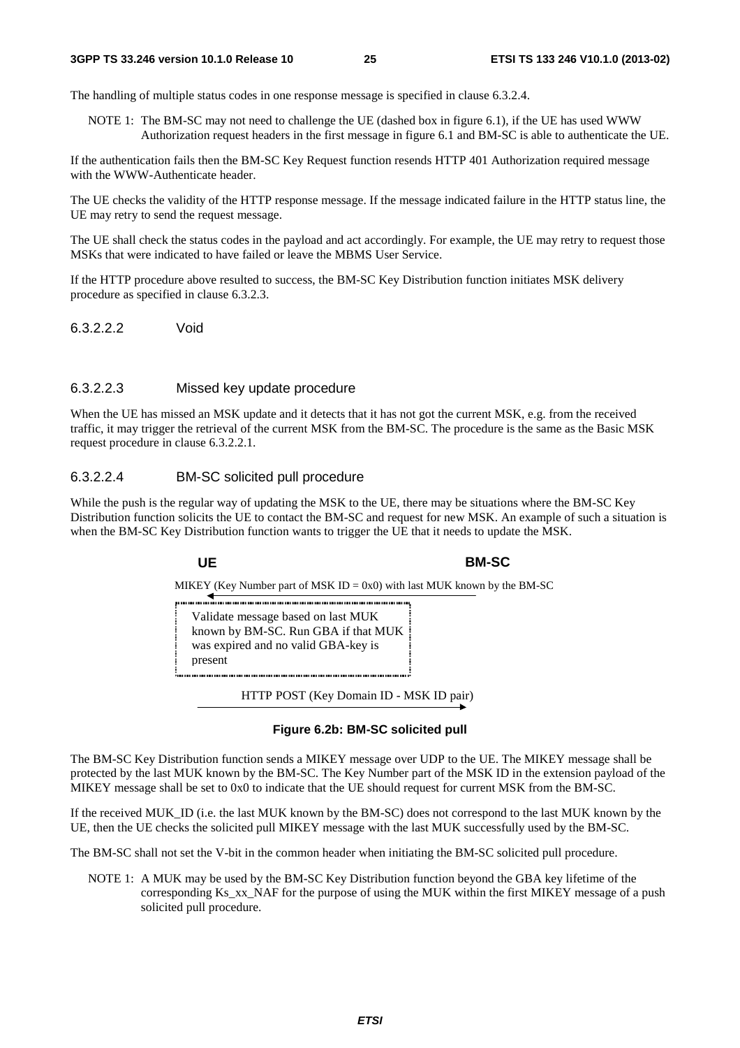The handling of multiple status codes in one response message is specified in clause 6.3.2.4.

NOTE 1: The BM-SC may not need to challenge the UE (dashed box in figure 6.1), if the UE has used WWW Authorization request headers in the first message in figure 6.1 and BM-SC is able to authenticate the UE.

If the authentication fails then the BM-SC Key Request function resends HTTP 401 Authorization required message with the WWW-Authenticate header.

The UE checks the validity of the HTTP response message. If the message indicated failure in the HTTP status line, the UE may retry to send the request message.

The UE shall check the status codes in the payload and act accordingly. For example, the UE may retry to request those MSKs that were indicated to have failed or leave the MBMS User Service.

If the HTTP procedure above resulted to success, the BM-SC Key Distribution function initiates MSK delivery procedure as specified in clause 6.3.2.3.

##### 6.3.2.2.2 Void

##### 6.3.2.2.3 Missed key update procedure

When the UE has missed an MSK update and it detects that it has not got the current MSK, e.g. from the received traffic, it may trigger the retrieval of the current MSK from the BM-SC. The procedure is the same as the Basic MSK request procedure in clause 6.3.2.2.1.

##### 6.3.2.2.4 BM-SC solicited pull procedure

While the push is the regular way of updating the MSK to the UE, there may be situations where the BM-SC Key Distribution function solicits the UE to contact the BM-SC and request for new MSK. An example of such a situation is when the BM-SC Key Distribution function wants to trigger the UE that it needs to update the MSK.

UE | BM-SC

MIKEY (Key Number part of MSK ID = 0x0) with last MUK known by the BM-SC (BM-SC → UE)

Validate message based on last MUK known by BM-SC. Run GBA if that MUK was expired and no valid GBA-key is present

HTTP POST (Key Domain ID - MSK ID pair) (UE → BM-SC)

**Figure 6.2b: BM-SC solicited pull**

The BM-SC Key Distribution function sends a MIKEY message over UDP to the UE. The MIKEY message shall be protected by the last MUK known by the BM-SC. The Key Number part of the MSK ID in the extension payload of the MIKEY message shall be set to 0x0 to indicate that the UE should request for current MSK from the BM-SC.

If the received MUK_ID (i.e. the last MUK known by the BM-SC) does not correspond to the last MUK known by the UE, then the UE checks the solicited pull MIKEY message with the last MUK successfully used by the BM-SC.

The BM-SC shall not set the V-bit in the common header when initiating the BM-SC solicited pull procedure.

NOTE 1: A MUK may be used by the BM-SC Key Distribution function beyond the GBA key lifetime of the corresponding Ks_xx_NAF for the purpose of using the MUK within the first MIKEY message of a push solicited pull procedure.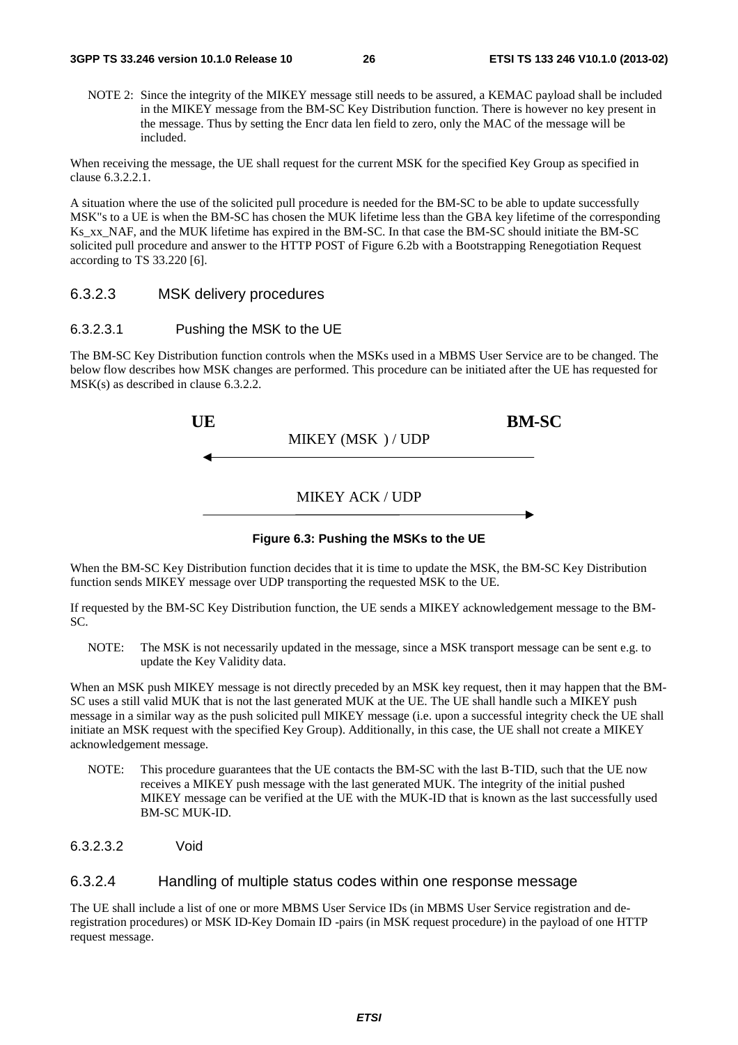NOTE 2: Since the integrity of the MIKEY message still needs to be assured, a KEMAC payload shall be included in the MIKEY message from the BM-SC Key Distribution function. There is however no key present in the message. Thus by setting the Encr data len field to zero, only the MAC of the message will be included.

When receiving the message, the UE shall request for the current MSK for the specified Key Group as specified in clause 6.3.2.2.1.

A situation where the use of the solicited pull procedure is needed for the BM-SC to be able to update successfully MSK"s to a UE is when the BM-SC has chosen the MUK lifetime less than the GBA key lifetime of the corresponding Ks_xx_NAF, and the MUK lifetime has expired in the BM-SC. In that case the BM-SC should initiate the BM-SC solicited pull procedure and answer to the HTTP POST of Figure 6.2b with a Bootstrapping Renegotiation Request according to TS 33.220 [6].

### 6.3.2.3 MSK delivery procedures

#### 6.3.2.3.1 Pushing the MSK to the UE

The BM-SC Key Distribution function controls when the MSKs used in a MBMS User Service are to be changed. The below flow describes how MSK changes are performed. This procedure can be initiated after the UE has requested for MSK(s) as described in clause 6.3.2.2.

UE                                    BM-SC

MIKEY (MSK ) / UDP (BM-SC → UE)

MIKEY ACK / UDP (UE → BM-SC)

**Figure 6.3: Pushing the MSKs to the UE**

When the BM-SC Key Distribution function decides that it is time to update the MSK, the BM-SC Key Distribution function sends MIKEY message over UDP transporting the requested MSK to the UE.

If requested by the BM-SC Key Distribution function, the UE sends a MIKEY acknowledgement message to the BM-SC.

NOTE: The MSK is not necessarily updated in the message, since a MSK transport message can be sent e.g. to update the Key Validity data.

When an MSK push MIKEY message is not directly preceded by an MSK key request, then it may happen that the BM-SC uses a still valid MUK that is not the last generated MUK at the UE. The UE shall handle such a MIKEY push message in a similar way as the push solicited pull MIKEY message (i.e. upon a successful integrity check the UE shall initiate an MSK request with the specified Key Group). Additionally, in this case, the UE shall not create a MIKEY acknowledgement message.

NOTE: This procedure guarantees that the UE contacts the BM-SC with the last B-TID, such that the UE now receives a MIKEY push message with the last generated MUK. The integrity of the initial pushed MIKEY message can be verified at the UE with the MUK-ID that is known as the last successfully used BM-SC MUK-ID.

#### 6.3.2.3.2 Void

### 6.3.2.4 Handling of multiple status codes within one response message

The UE shall include a list of one or more MBMS User Service IDs (in MBMS User Service registration and de-registration procedures) or MSK ID-Key Domain ID -pairs (in MSK request procedure) in the payload of one HTTP request message.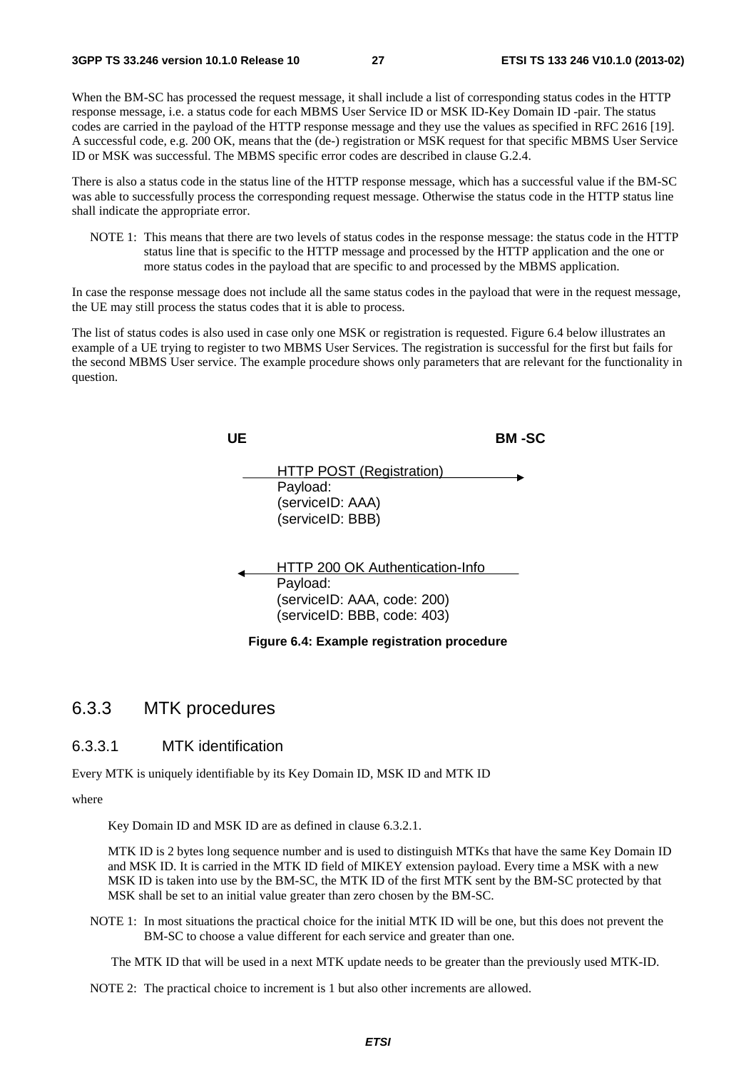When the BM-SC has processed the request message, it shall include a list of corresponding status codes in the HTTP response message, i.e. a status code for each MBMS User Service ID or MSK ID-Key Domain ID -pair. The status codes are carried in the payload of the HTTP response message and they use the values as specified in RFC 2616 [19]. A successful code, e.g. 200 OK, means that the (de-) registration or MSK request for that specific MBMS User Service ID or MSK was successful. The MBMS specific error codes are described in clause G.2.4.

There is also a status code in the status line of the HTTP response message, which has a successful value if the BM-SC was able to successfully process the corresponding request message. Otherwise the status code in the HTTP status line shall indicate the appropriate error.

NOTE 1: This means that there are two levels of status codes in the response message: the status code in the HTTP status line that is specific to the HTTP message and processed by the HTTP application and the one or more status codes in the payload that are specific to and processed by the MBMS application.

In case the response message does not include all the same status codes in the payload that were in the request message, the UE may still process the status codes that it is able to process.

The list of status codes is also used in case only one MSK or registration is requested. Figure 6.4 below illustrates an example of a UE trying to register to two MBMS User Services. The registration is successful for the first but fails for the second MBMS User service. The example procedure shows only parameters that are relevant for the functionality in question.

```
UE                                              BM -SC

        HTTP POST (Registration)
  ----------------------------------------------->
        Payload:
        (serviceID: AAA)
        (serviceID: BBB)

        HTTP 200 OK Authentication-Info
  <-----------------------------------------------
        Payload:
        (serviceID: AAA, code: 200)
        (serviceID: BBB, code: 403)
```

**Figure 6.4: Example registration procedure**

## 6.3.3 MTK procedures

### 6.3.3.1 MTK identification

Every MTK is uniquely identifiable by its Key Domain ID, MSK ID and MTK ID

where

Key Domain ID and MSK ID are as defined in clause 6.3.2.1.

MTK ID is 2 bytes long sequence number and is used to distinguish MTKs that have the same Key Domain ID and MSK ID. It is carried in the MTK ID field of MIKEY extension payload. Every time a MSK with a new MSK ID is taken into use by the BM-SC, the MTK ID of the first MTK sent by the BM-SC protected by that MSK shall be set to an initial value greater than zero chosen by the BM-SC.

NOTE 1: In most situations the practical choice for the initial MTK ID will be one, but this does not prevent the BM-SC to choose a value different for each service and greater than one.

The MTK ID that will be used in a next MTK update needs to be greater than the previously used MTK-ID.

NOTE 2: The practical choice to increment is 1 but also other increments are allowed.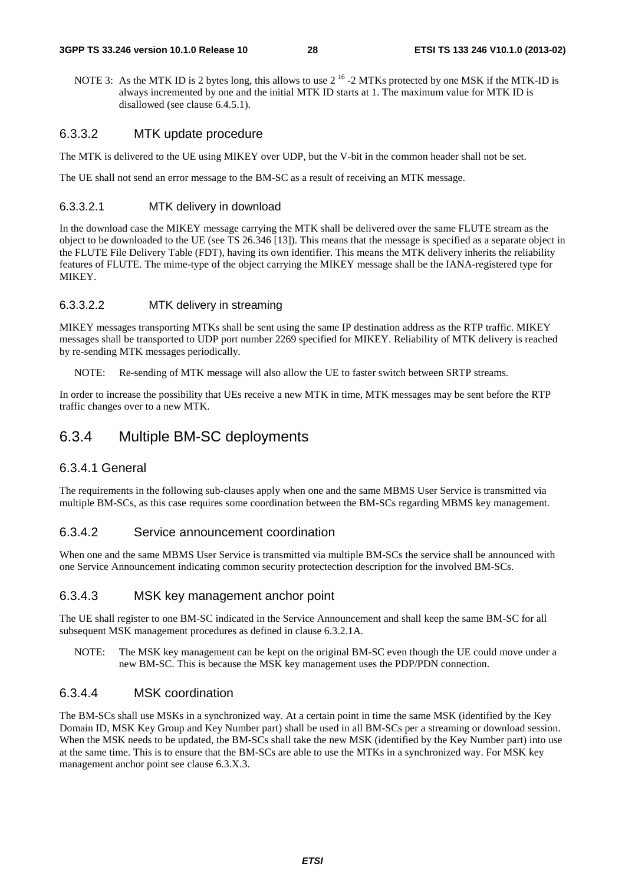NOTE 3: As the MTK ID is 2 bytes long, this allows to use $2^{16}$ -2 MTKs protected by one MSK if the MTK-ID is always incremented by one and the initial MTK ID starts at 1. The maximum value for MTK ID is disallowed (see clause 6.4.5.1).

#### 6.3.3.2 MTK update procedure

The MTK is delivered to the UE using MIKEY over UDP, but the V-bit in the common header shall not be set.

The UE shall not send an error message to the BM-SC as a result of receiving an MTK message.

##### 6.3.3.2.1 MTK delivery in download

In the download case the MIKEY message carrying the MTK shall be delivered over the same FLUTE stream as the object to be downloaded to the UE (see TS 26.346 [13]). This means that the message is specified as a separate object in the FLUTE File Delivery Table (FDT), having its own identifier. This means the MTK delivery inherits the reliability features of FLUTE. The mime-type of the object carrying the MIKEY message shall be the IANA-registered type for MIKEY.

##### 6.3.3.2.2 MTK delivery in streaming

MIKEY messages transporting MTKs shall be sent using the same IP destination address as the RTP traffic. MIKEY messages shall be transported to UDP port number 2269 specified for MIKEY. Reliability of MTK delivery is reached by re-sending MTK messages periodically.

NOTE: Re-sending of MTK message will also allow the UE to faster switch between SRTP streams.

In order to increase the possibility that UEs receive a new MTK in time, MTK messages may be sent before the RTP traffic changes over to a new MTK.

### 6.3.4 Multiple BM-SC deployments

#### 6.3.4.1 General

The requirements in the following sub-clauses apply when one and the same MBMS User Service is transmitted via multiple BM-SCs, as this case requires some coordination between the BM-SCs regarding MBMS key management.

#### 6.3.4.2 Service announcement coordination

When one and the same MBMS User Service is transmitted via multiple BM-SCs the service shall be announced with one Service Announcement indicating common security protectection description for the involved BM-SCs.

#### 6.3.4.3 MSK key management anchor point

The UE shall register to one BM-SC indicated in the Service Announcement and shall keep the same BM-SC for all subsequent MSK management procedures as defined in clause 6.3.2.1A.

NOTE: The MSK key management can be kept on the original BM-SC even though the UE could move under a new BM-SC. This is because the MSK key management uses the PDP/PDN connection.

#### 6.3.4.4 MSK coordination

The BM-SCs shall use MSKs in a synchronized way. At a certain point in time the same MSK (identified by the Key Domain ID, MSK Key Group and Key Number part) shall be used in all BM-SCs per a streaming or download session. When the MSK needs to be updated, the BM-SCs shall take the new MSK (identified by the Key Number part) into use at the same time. This is to ensure that the BM-SCs are able to use the MTKs in a synchronized way. For MSK key management anchor point see clause 6.3.X.3.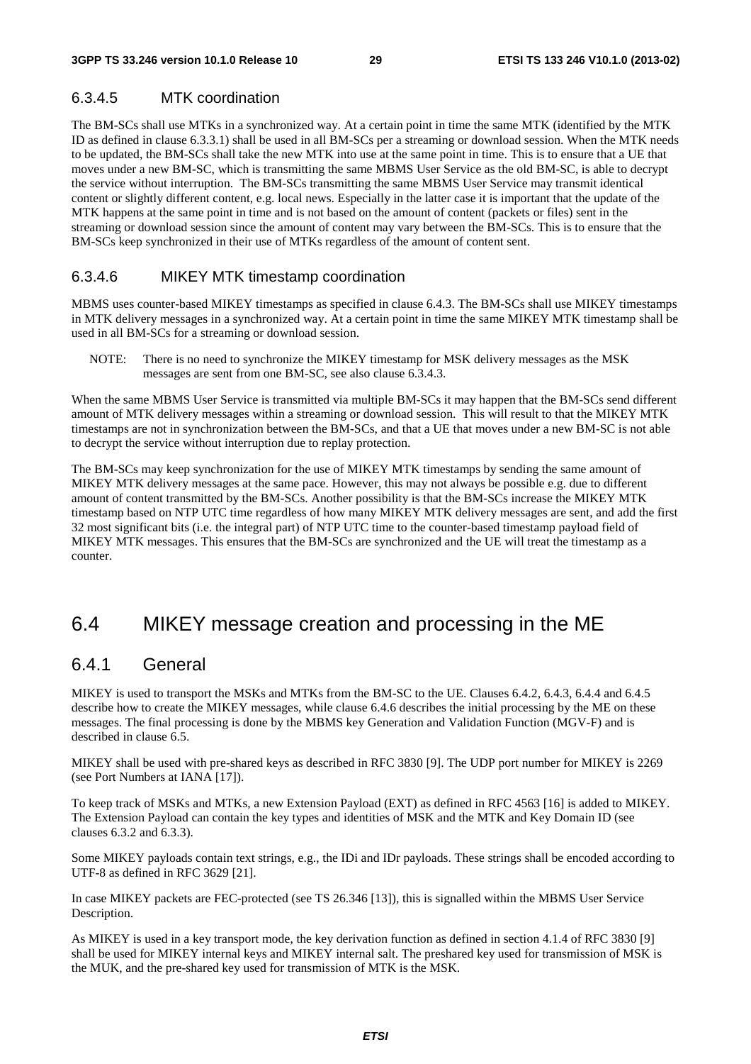#### 6.3.4.5 MTK coordination

The BM-SCs shall use MTKs in a synchronized way. At a certain point in time the same MTK (identified by the MTK ID as defined in clause 6.3.3.1) shall be used in all BM-SCs per a streaming or download session. When the MTK needs to be updated, the BM-SCs shall take the new MTK into use at the same point in time. This is to ensure that a UE that moves under a new BM-SC, which is transmitting the same MBMS User Service as the old BM-SC, is able to decrypt the service without interruption. The BM-SCs transmitting the same MBMS User Service may transmit identical content or slightly different content, e.g. local news. Especially in the latter case it is important that the update of the MTK happens at the same point in time and is not based on the amount of content (packets or files) sent in the streaming or download session since the amount of content may vary between the BM-SCs. This is to ensure that the BM-SCs keep synchronized in their use of MTKs regardless of the amount of content sent.

#### 6.3.4.6 MIKEY MTK timestamp coordination

MBMS uses counter-based MIKEY timestamps as specified in clause 6.4.3. The BM-SCs shall use MIKEY timestamps in MTK delivery messages in a synchronized way. At a certain point in time the same MIKEY MTK timestamp shall be used in all BM-SCs for a streaming or download session.

NOTE: There is no need to synchronize the MIKEY timestamp for MSK delivery messages as the MSK messages are sent from one BM-SC, see also clause 6.3.4.3.

When the same MBMS User Service is transmitted via multiple BM-SCs it may happen that the BM-SCs send different amount of MTK delivery messages within a streaming or download session. This will result to that the MIKEY MTK timestamps are not in synchronization between the BM-SCs, and that a UE that moves under a new BM-SC is not able to decrypt the service without interruption due to replay protection.

The BM-SCs may keep synchronization for the use of MIKEY MTK timestamps by sending the same amount of MIKEY MTK delivery messages at the same pace. However, this may not always be possible e.g. due to different amount of content transmitted by the BM-SCs. Another possibility is that the BM-SCs increase the MIKEY MTK timestamp based on NTP UTC time regardless of how many MIKEY MTK delivery messages are sent, and add the first 32 most significant bits (i.e. the integral part) of NTP UTC time to the counter-based timestamp payload field of MIKEY MTK messages. This ensures that the BM-SCs are synchronized and the UE will treat the timestamp as a counter.

## 6.4 MIKEY message creation and processing in the ME

### 6.4.1 General

MIKEY is used to transport the MSKs and MTKs from the BM-SC to the UE. Clauses 6.4.2, 6.4.3, 6.4.4 and 6.4.5 describe how to create the MIKEY messages, while clause 6.4.6 describes the initial processing by the ME on these messages. The final processing is done by the MBMS key Generation and Validation Function (MGV-F) and is described in clause 6.5.

MIKEY shall be used with pre-shared keys as described in RFC 3830 [9]. The UDP port number for MIKEY is 2269 (see Port Numbers at IANA [17]).

To keep track of MSKs and MTKs, a new Extension Payload (EXT) as defined in RFC 4563 [16] is added to MIKEY. The Extension Payload can contain the key types and identities of MSK and the MTK and Key Domain ID (see clauses 6.3.2 and 6.3.3).

Some MIKEY payloads contain text strings, e.g., the IDi and IDr payloads. These strings shall be encoded according to UTF-8 as defined in RFC 3629 [21].

In case MIKEY packets are FEC-protected (see TS 26.346 [13]), this is signalled within the MBMS User Service Description.

As MIKEY is used in a key transport mode, the key derivation function as defined in section 4.1.4 of RFC 3830 [9] shall be used for MIKEY internal keys and MIKEY internal salt. The preshared key used for transmission of MSK is the MUK, and the pre-shared key used for transmission of MTK is the MSK.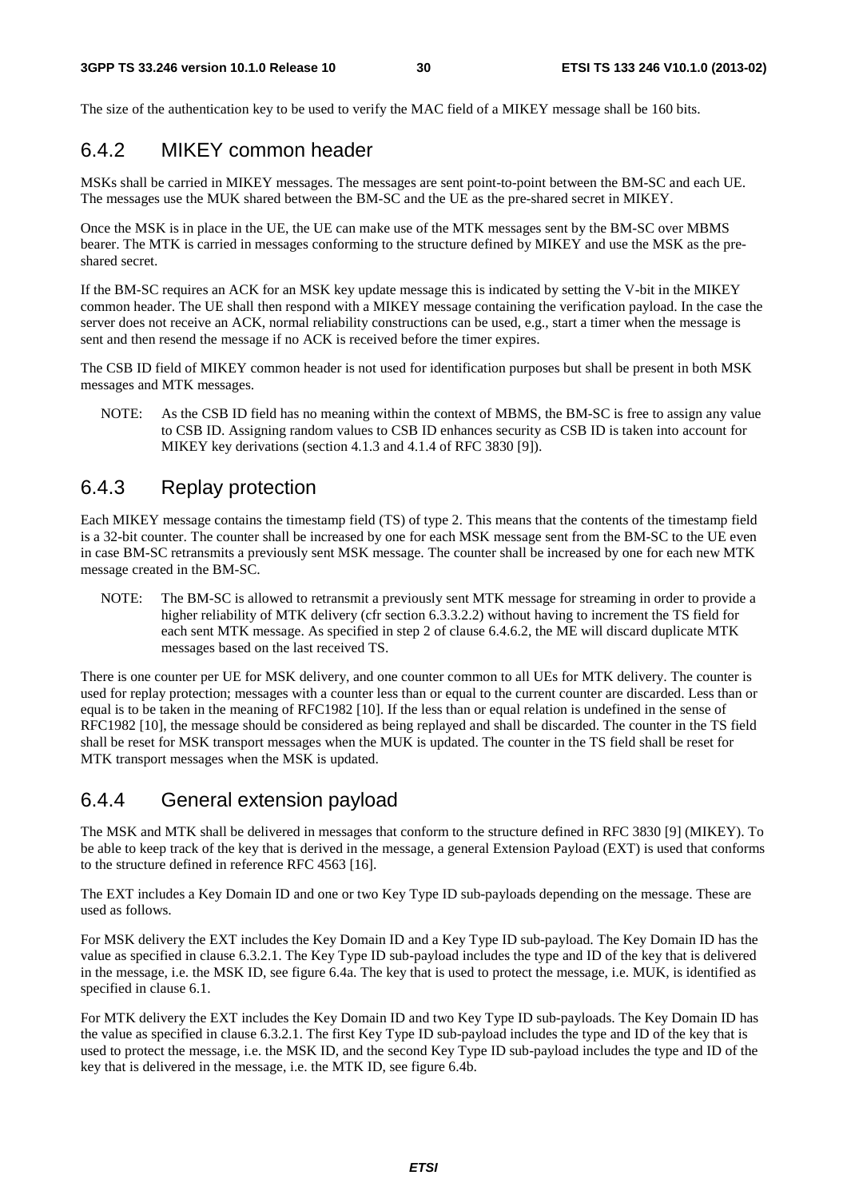The size of the authentication key to be used to verify the MAC field of a MIKEY message shall be 160 bits.

### 6.4.2 MIKEY common header

MSKs shall be carried in MIKEY messages. The messages are sent point-to-point between the BM-SC and each UE. The messages use the MUK shared between the BM-SC and the UE as the pre-shared secret in MIKEY.

Once the MSK is in place in the UE, the UE can make use of the MTK messages sent by the BM-SC over MBMS bearer. The MTK is carried in messages conforming to the structure defined by MIKEY and use the MSK as the pre-shared secret.

If the BM-SC requires an ACK for an MSK key update message this is indicated by setting the V-bit in the MIKEY common header. The UE shall then respond with a MIKEY message containing the verification payload. In the case the server does not receive an ACK, normal reliability constructions can be used, e.g., start a timer when the message is sent and then resend the message if no ACK is received before the timer expires.

The CSB ID field of MIKEY common header is not used for identification purposes but shall be present in both MSK messages and MTK messages.

NOTE: As the CSB ID field has no meaning within the context of MBMS, the BM-SC is free to assign any value to CSB ID. Assigning random values to CSB ID enhances security as CSB ID is taken into account for MIKEY key derivations (section 4.1.3 and 4.1.4 of RFC 3830 [9]).

### 6.4.3 Replay protection

Each MIKEY message contains the timestamp field (TS) of type 2. This means that the contents of the timestamp field is a 32-bit counter. The counter shall be increased by one for each MSK message sent from the BM-SC to the UE even in case BM-SC retransmits a previously sent MSK message. The counter shall be increased by one for each new MTK message created in the BM-SC.

NOTE: The BM-SC is allowed to retransmit a previously sent MTK message for streaming in order to provide a higher reliability of MTK delivery (cfr section 6.3.3.2.2) without having to increment the TS field for each sent MTK message. As specified in step 2 of clause 6.4.6.2, the ME will discard duplicate MTK messages based on the last received TS.

There is one counter per UE for MSK delivery, and one counter common to all UEs for MTK delivery. The counter is used for replay protection; messages with a counter less than or equal to the current counter are discarded. Less than or equal is to be taken in the meaning of RFC1982 [10]. If the less than or equal relation is undefined in the sense of RFC1982 [10], the message should be considered as being replayed and shall be discarded. The counter in the TS field shall be reset for MSK transport messages when the MUK is updated. The counter in the TS field shall be reset for MTK transport messages when the MSK is updated.

### 6.4.4 General extension payload

The MSK and MTK shall be delivered in messages that conform to the structure defined in RFC 3830 [9] (MIKEY). To be able to keep track of the key that is derived in the message, a general Extension Payload (EXT) is used that conforms to the structure defined in reference RFC 4563 [16].

The EXT includes a Key Domain ID and one or two Key Type ID sub-payloads depending on the message. These are used as follows.

For MSK delivery the EXT includes the Key Domain ID and a Key Type ID sub-payload. The Key Domain ID has the value as specified in clause 6.3.2.1. The Key Type ID sub-payload includes the type and ID of the key that is delivered in the message, i.e. the MSK ID, see figure 6.4a. The key that is used to protect the message, i.e. MUK, is identified as specified in clause 6.1.

For MTK delivery the EXT includes the Key Domain ID and two Key Type ID sub-payloads. The Key Domain ID has the value as specified in clause 6.3.2.1. The first Key Type ID sub-payload includes the type and ID of the key that is used to protect the message, i.e. the MSK ID, and the second Key Type ID sub-payload includes the type and ID of the key that is delivered in the message, i.e. the MTK ID, see figure 6.4b.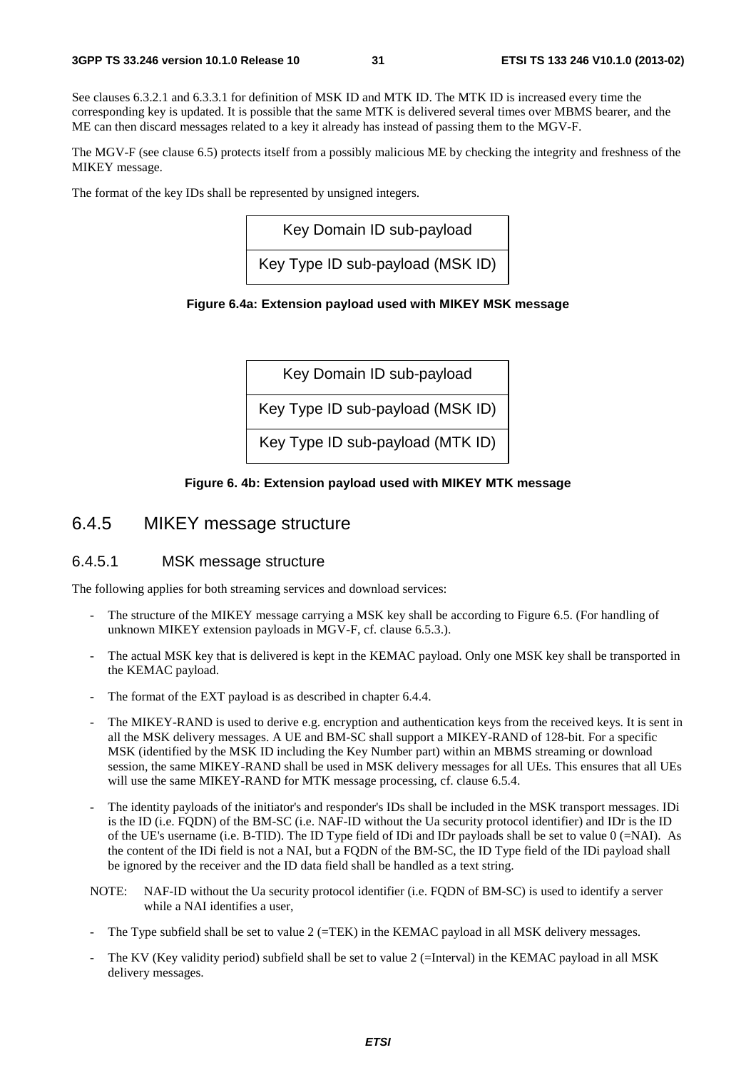See clauses 6.3.2.1 and 6.3.3.1 for definition of MSK ID and MTK ID. The MTK ID is increased every time the corresponding key is updated. It is possible that the same MTK is delivered several times over MBMS bearer, and the ME can then discard messages related to a key it already has instead of passing them to the MGV-F.

The MGV-F (see clause 6.5) protects itself from a possibly malicious ME by checking the integrity and freshness of the MIKEY message.

The format of the key IDs shall be represented by unsigned integers.

| Key Domain ID sub-payload |
| --- |
| Key Type ID sub-payload (MSK ID) |

**Figure 6.4a: Extension payload used with MIKEY MSK message**

| Key Domain ID sub-payload |
| --- |
| Key Type ID sub-payload (MSK ID) |
| Key Type ID sub-payload (MTK ID) |

**Figure 6. 4b: Extension payload used with MIKEY MTK message**

## 6.4.5 MIKEY message structure

### 6.4.5.1 MSK message structure

The following applies for both streaming services and download services:

- The structure of the MIKEY message carrying a MSK key shall be according to Figure 6.5. (For handling of unknown MIKEY extension payloads in MGV-F, cf. clause 6.5.3.).
- The actual MSK key that is delivered is kept in the KEMAC payload. Only one MSK key shall be transported in the KEMAC payload.
- The format of the EXT payload is as described in chapter 6.4.4.
- The MIKEY-RAND is used to derive e.g. encryption and authentication keys from the received keys. It is sent in all the MSK delivery messages. A UE and BM-SC shall support a MIKEY-RAND of 128-bit. For a specific MSK (identified by the MSK ID including the Key Number part) within an MBMS streaming or download session, the same MIKEY-RAND shall be used in MSK delivery messages for all UEs. This ensures that all UEs will use the same MIKEY-RAND for MTK message processing, cf. clause 6.5.4.
- The identity payloads of the initiator's and responder's IDs shall be included in the MSK transport messages. IDi is the ID (i.e. FQDN) of the BM-SC (i.e. NAF-ID without the Ua security protocol identifier) and IDr is the ID of the UE's username (i.e. B-TID). The ID Type field of IDi and IDr payloads shall be set to value 0 (=NAI). As the content of the IDi field is not a NAI, but a FQDN of the BM-SC, the ID Type field of the IDi payload shall be ignored by the receiver and the ID data field shall be handled as a text string.

NOTE: NAF-ID without the Ua security protocol identifier (i.e. FQDN of BM-SC) is used to identify a server while a NAI identifies a user,

- The Type subfield shall be set to value 2 (=TEK) in the KEMAC payload in all MSK delivery messages.
- The KV (Key validity period) subfield shall be set to value 2 (=Interval) in the KEMAC payload in all MSK delivery messages.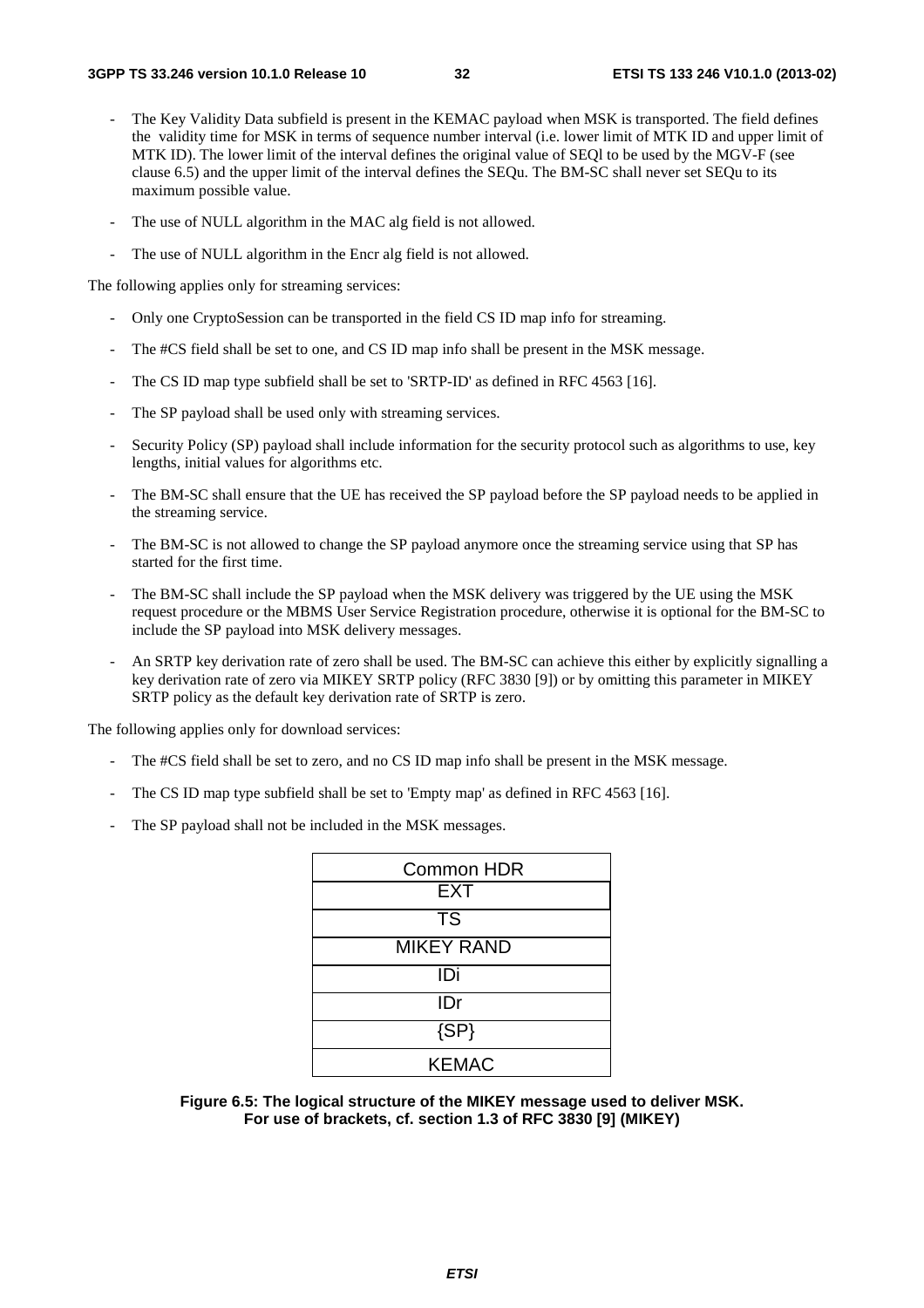- The Key Validity Data subfield is present in the KEMAC payload when MSK is transported. The field defines the validity time for MSK in terms of sequence number interval (i.e. lower limit of MTK ID and upper limit of MTK ID). The lower limit of the interval defines the original value of SEQl to be used by the MGV-F (see clause 6.5) and the upper limit of the interval defines the SEQu. The BM-SC shall never set SEQu to its maximum possible value.
- The use of NULL algorithm in the MAC alg field is not allowed.
- The use of NULL algorithm in the Encr alg field is not allowed.

The following applies only for streaming services:

- Only one CryptoSession can be transported in the field CS ID map info for streaming.
- The #CS field shall be set to one, and CS ID map info shall be present in the MSK message.
- The CS ID map type subfield shall be set to 'SRTP-ID' as defined in RFC 4563 [16].
- The SP payload shall be used only with streaming services.
- Security Policy (SP) payload shall include information for the security protocol such as algorithms to use, key lengths, initial values for algorithms etc.
- The BM-SC shall ensure that the UE has received the SP payload before the SP payload needs to be applied in the streaming service.
- The BM-SC is not allowed to change the SP payload anymore once the streaming service using that SP has started for the first time.
- The BM-SC shall include the SP payload when the MSK delivery was triggered by the UE using the MSK request procedure or the MBMS User Service Registration procedure, otherwise it is optional for the BM-SC to include the SP payload into MSK delivery messages.
- An SRTP key derivation rate of zero shall be used. The BM-SC can achieve this either by explicitly signalling a key derivation rate of zero via MIKEY SRTP policy (RFC 3830 [9]) or by omitting this parameter in MIKEY SRTP policy as the default key derivation rate of SRTP is zero.

The following applies only for download services:

- The #CS field shall be set to zero, and no CS ID map info shall be present in the MSK message.
- The CS ID map type subfield shall be set to 'Empty map' as defined in RFC 4563 [16].
- The SP payload shall not be included in the MSK messages.

| Common HDR |
| --- |
| EXT |
| TS |
| MIKEY RAND |
| IDi |
| IDr |
| {SP} |
| KEMAC |

**Figure 6.5: The logical structure of the MIKEY message used to deliver MSK. For use of brackets, cf. section 1.3 of RFC 3830 [9] (MIKEY)**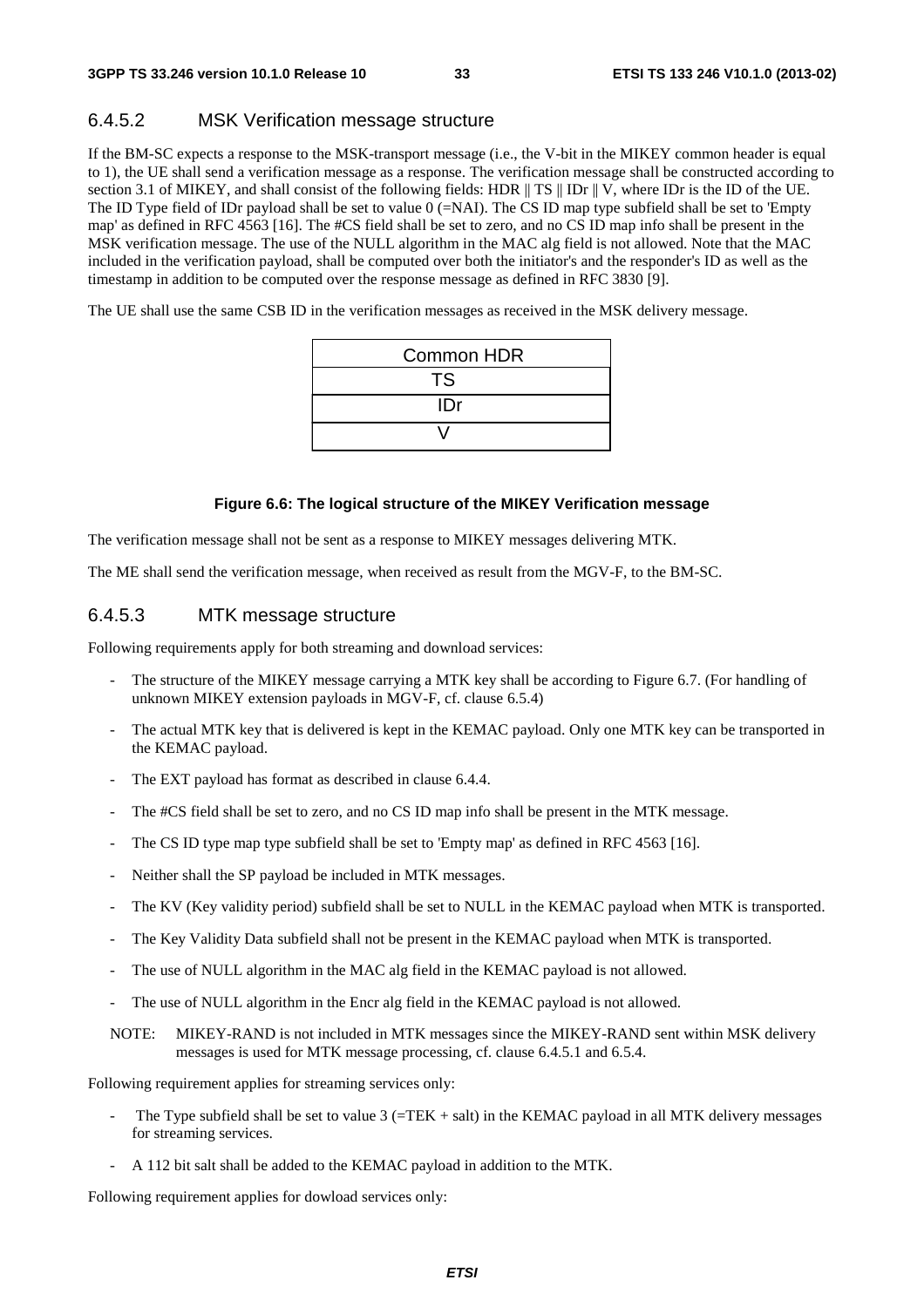#### 6.4.5.2 MSK Verification message structure

If the BM-SC expects a response to the MSK-transport message (i.e., the V-bit in the MIKEY common header is equal to 1), the UE shall send a verification message as a response. The verification message shall be constructed according to section 3.1 of MIKEY, and shall consist of the following fields: HDR || TS || IDr || V, where IDr is the ID of the UE. The ID Type field of IDr payload shall be set to value 0 (=NAI). The CS ID map type subfield shall be set to 'Empty map' as defined in RFC 4563 [16]. The #CS field shall be set to zero, and no CS ID map info shall be present in the MSK verification message. The use of the NULL algorithm in the MAC alg field is not allowed. Note that the MAC included in the verification payload, shall be computed over both the initiator's and the responder's ID as well as the timestamp in addition to be computed over the response message as defined in RFC 3830 [9].

The UE shall use the same CSB ID in the verification messages as received in the MSK delivery message.

| Common HDR |
|---|
| TS |
| IDr |
| V |

**Figure 6.6: The logical structure of the MIKEY Verification message**

The verification message shall not be sent as a response to MIKEY messages delivering MTK.

The ME shall send the verification message, when received as result from the MGV-F, to the BM-SC.

#### 6.4.5.3 MTK message structure

Following requirements apply for both streaming and download services:

- The structure of the MIKEY message carrying a MTK key shall be according to Figure 6.7. (For handling of unknown MIKEY extension payloads in MGV-F, cf. clause 6.5.4)
- The actual MTK key that is delivered is kept in the KEMAC payload. Only one MTK key can be transported in the KEMAC payload.
- The EXT payload has format as described in clause 6.4.4.
- The #CS field shall be set to zero, and no CS ID map info shall be present in the MTK message.
- The CS ID type map type subfield shall be set to 'Empty map' as defined in RFC 4563 [16].
- Neither shall the SP payload be included in MTK messages.
- The KV (Key validity period) subfield shall be set to NULL in the KEMAC payload when MTK is transported.
- The Key Validity Data subfield shall not be present in the KEMAC payload when MTK is transported.
- The use of NULL algorithm in the MAC alg field in the KEMAC payload is not allowed.
- The use of NULL algorithm in the Encr alg field in the KEMAC payload is not allowed.

NOTE: MIKEY-RAND is not included in MTK messages since the MIKEY-RAND sent within MSK delivery messages is used for MTK message processing, cf. clause 6.4.5.1 and 6.5.4.

Following requirement applies for streaming services only:

- The Type subfield shall be set to value 3 (=TEK + salt) in the KEMAC payload in all MTK delivery messages for streaming services.
- A 112 bit salt shall be added to the KEMAC payload in addition to the MTK.

Following requirement applies for dowload services only: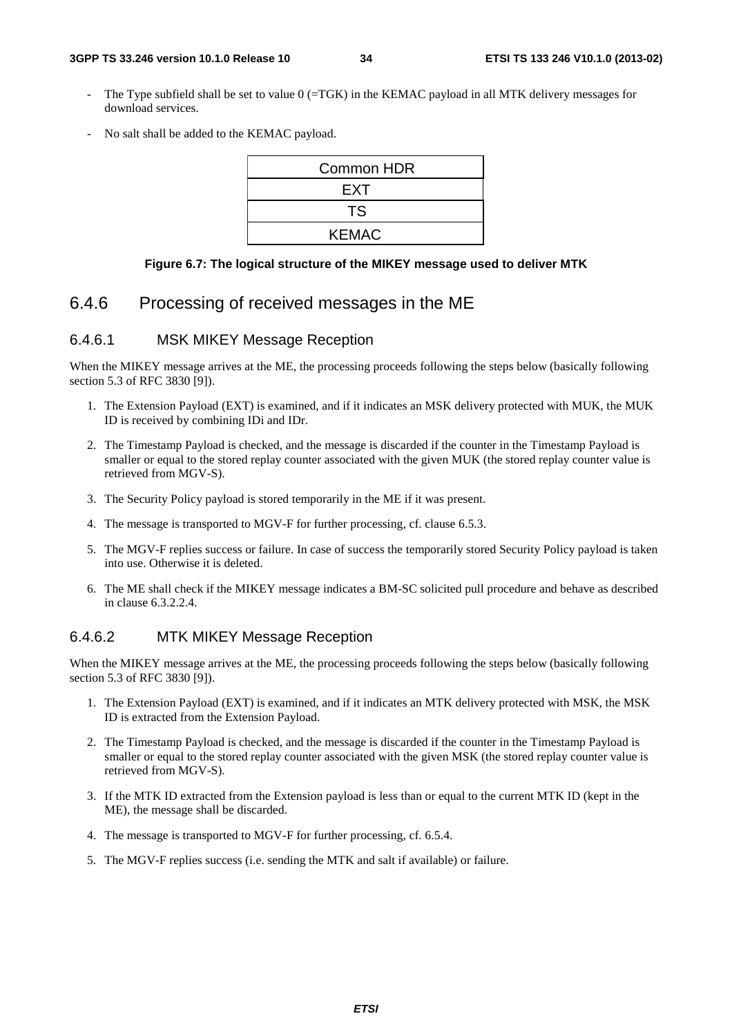- The Type subfield shall be set to value 0 (=TGK) in the KEMAC payload in all MTK delivery messages for download services.

- No salt shall be added to the KEMAC payload.

| Common HDR |
|---|
| EXT |
| TS |
| KEMAC |

**Figure 6.7: The logical structure of the MIKEY message used to deliver MTK**

### 6.4.6 Processing of received messages in the ME

#### 6.4.6.1 MSK MIKEY Message Reception

When the MIKEY message arrives at the ME, the processing proceeds following the steps below (basically following section 5.3 of RFC 3830 [9]).

1. The Extension Payload (EXT) is examined, and if it indicates an MSK delivery protected with MUK, the MUK ID is received by combining IDi and IDr.
2. The Timestamp Payload is checked, and the message is discarded if the counter in the Timestamp Payload is smaller or equal to the stored replay counter associated with the given MUK (the stored replay counter value is retrieved from MGV-S).
3. The Security Policy payload is stored temporarily in the ME if it was present.
4. The message is transported to MGV-F for further processing, cf. clause 6.5.3.
5. The MGV-F replies success or failure. In case of success the temporarily stored Security Policy payload is taken into use. Otherwise it is deleted.
6. The ME shall check if the MIKEY message indicates a BM-SC solicited pull procedure and behave as described in clause 6.3.2.2.4.

#### 6.4.6.2 MTK MIKEY Message Reception

When the MIKEY message arrives at the ME, the processing proceeds following the steps below (basically following section 5.3 of RFC 3830 [9]).

1. The Extension Payload (EXT) is examined, and if it indicates an MTK delivery protected with MSK, the MSK ID is extracted from the Extension Payload.
2. The Timestamp Payload is checked, and the message is discarded if the counter in the Timestamp Payload is smaller or equal to the stored replay counter associated with the given MSK (the stored replay counter value is retrieved from MGV-S).
3. If the MTK ID extracted from the Extension payload is less than or equal to the current MTK ID (kept in the ME), the message shall be discarded.
4. The message is transported to MGV-F for further processing, cf. 6.5.4.
5. The MGV-F replies success (i.e. sending the MTK and salt if available) or failure.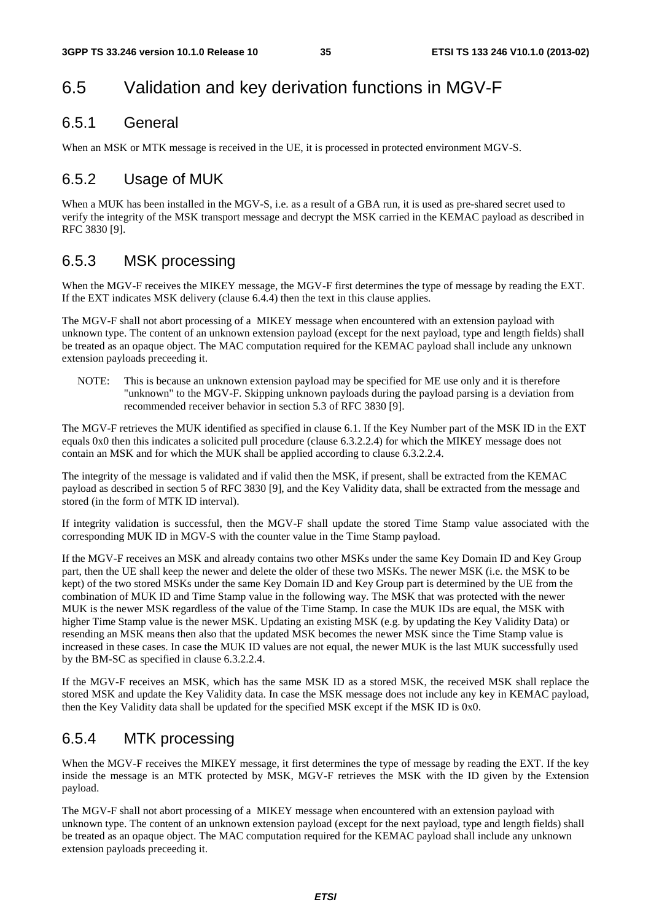## 6.5 Validation and key derivation functions in MGV-F

### 6.5.1 General

When an MSK or MTK message is received in the UE, it is processed in protected environment MGV-S.

### 6.5.2 Usage of MUK

When a MUK has been installed in the MGV-S, i.e. as a result of a GBA run, it is used as pre-shared secret used to verify the integrity of the MSK transport message and decrypt the MSK carried in the KEMAC payload as described in RFC 3830 [9].

### 6.5.3 MSK processing

When the MGV-F receives the MIKEY message, the MGV-F first determines the type of message by reading the EXT. If the EXT indicates MSK delivery (clause 6.4.4) then the text in this clause applies.

The MGV-F shall not abort processing of a MIKEY message when encountered with an extension payload with unknown type. The content of an unknown extension payload (except for the next payload, type and length fields) shall be treated as an opaque object. The MAC computation required for the KEMAC payload shall include any unknown extension payloads preceeding it.

NOTE: This is because an unknown extension payload may be specified for ME use only and it is therefore "unknown" to the MGV-F. Skipping unknown payloads during the payload parsing is a deviation from recommended receiver behavior in section 5.3 of RFC 3830 [9].

The MGV-F retrieves the MUK identified as specified in clause 6.1. If the Key Number part of the MSK ID in the EXT equals 0x0 then this indicates a solicited pull procedure (clause 6.3.2.2.4) for which the MIKEY message does not contain an MSK and for which the MUK shall be applied according to clause 6.3.2.2.4.

The integrity of the message is validated and if valid then the MSK, if present, shall be extracted from the KEMAC payload as described in section 5 of RFC 3830 [9], and the Key Validity data, shall be extracted from the message and stored (in the form of MTK ID interval).

If integrity validation is successful, then the MGV-F shall update the stored Time Stamp value associated with the corresponding MUK ID in MGV-S with the counter value in the Time Stamp payload.

If the MGV-F receives an MSK and already contains two other MSKs under the same Key Domain ID and Key Group part, then the UE shall keep the newer and delete the older of these two MSKs. The newer MSK (i.e. the MSK to be kept) of the two stored MSKs under the same Key Domain ID and Key Group part is determined by the UE from the combination of MUK ID and Time Stamp value in the following way. The MSK that was protected with the newer MUK is the newer MSK regardless of the value of the Time Stamp. In case the MUK IDs are equal, the MSK with higher Time Stamp value is the newer MSK. Updating an existing MSK (e.g. by updating the Key Validity Data) or resending an MSK means then also that the updated MSK becomes the newer MSK since the Time Stamp value is increased in these cases. In case the MUK ID values are not equal, the newer MUK is the last MUK successfully used by the BM-SC as specified in clause 6.3.2.2.4.

If the MGV-F receives an MSK, which has the same MSK ID as a stored MSK, the received MSK shall replace the stored MSK and update the Key Validity data. In case the MSK message does not include any key in KEMAC payload, then the Key Validity data shall be updated for the specified MSK except if the MSK ID is 0x0.

### 6.5.4 MTK processing

When the MGV-F receives the MIKEY message, it first determines the type of message by reading the EXT. If the key inside the message is an MTK protected by MSK, MGV-F retrieves the MSK with the ID given by the Extension payload.

The MGV-F shall not abort processing of a MIKEY message when encountered with an extension payload with unknown type. The content of an unknown extension payload (except for the next payload, type and length fields) shall be treated as an opaque object. The MAC computation required for the KEMAC payload shall include any unknown extension payloads preceeding it.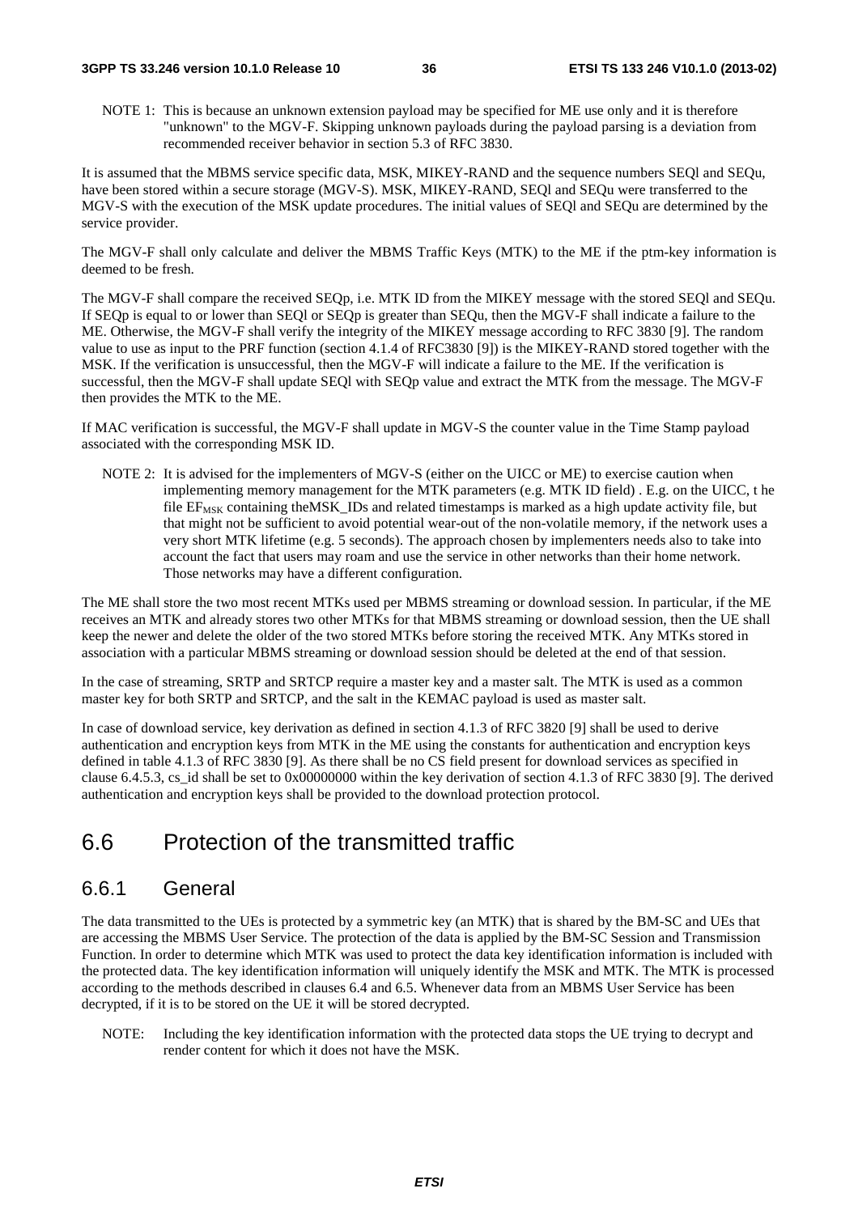NOTE 1: This is because an unknown extension payload may be specified for ME use only and it is therefore "unknown" to the MGV-F. Skipping unknown payloads during the payload parsing is a deviation from recommended receiver behavior in section 5.3 of RFC 3830.

It is assumed that the MBMS service specific data, MSK, MIKEY-RAND and the sequence numbers SEQl and SEQu, have been stored within a secure storage (MGV-S). MSK, MIKEY-RAND, SEQl and SEQu were transferred to the MGV-S with the execution of the MSK update procedures. The initial values of SEQl and SEQu are determined by the service provider.

The MGV-F shall only calculate and deliver the MBMS Traffic Keys (MTK) to the ME if the ptm-key information is deemed to be fresh.

The MGV-F shall compare the received SEQp, i.e. MTK ID from the MIKEY message with the stored SEQl and SEQu. If SEQp is equal to or lower than SEQl or SEQp is greater than SEQu, then the MGV-F shall indicate a failure to the ME. Otherwise, the MGV-F shall verify the integrity of the MIKEY message according to RFC 3830 [9]. The random value to use as input to the PRF function (section 4.1.4 of RFC3830 [9]) is the MIKEY-RAND stored together with the MSK. If the verification is unsuccessful, then the MGV-F will indicate a failure to the ME. If the verification is successful, then the MGV-F shall update SEQl with SEQp value and extract the MTK from the message. The MGV-F then provides the MTK to the ME.

If MAC verification is successful, the MGV-F shall update in MGV-S the counter value in the Time Stamp payload associated with the corresponding MSK ID.

NOTE 2: It is advised for the implementers of MGV-S (either on the UICC or ME) to exercise caution when implementing memory management for the MTK parameters (e.g. MTK ID field) . E.g. on the UICC, t he file $EF_{MSK}$ containing theMSK_IDs and related timestamps is marked as a high update activity file, but that might not be sufficient to avoid potential wear-out of the non-volatile memory, if the network uses a very short MTK lifetime (e.g. 5 seconds). The approach chosen by implementers needs also to take into account the fact that users may roam and use the service in other networks than their home network. Those networks may have a different configuration.

The ME shall store the two most recent MTKs used per MBMS streaming or download session. In particular, if the ME receives an MTK and already stores two other MTKs for that MBMS streaming or download session, then the UE shall keep the newer and delete the older of the two stored MTKs before storing the received MTK. Any MTKs stored in association with a particular MBMS streaming or download session should be deleted at the end of that session.

In the case of streaming, SRTP and SRTCP require a master key and a master salt. The MTK is used as a common master key for both SRTP and SRTCP, and the salt in the KEMAC payload is used as master salt.

In case of download service, key derivation as defined in section 4.1.3 of RFC 3820 [9] shall be used to derive authentication and encryption keys from MTK in the ME using the constants for authentication and encryption keys defined in table 4.1.3 of RFC 3830 [9]. As there shall be no CS field present for download services as specified in clause 6.4.5.3, cs_id shall be set to 0x00000000 within the key derivation of section 4.1.3 of RFC 3830 [9]. The derived authentication and encryption keys shall be provided to the download protection protocol.

# 6.6 Protection of the transmitted traffic

## 6.6.1 General

The data transmitted to the UEs is protected by a symmetric key (an MTK) that is shared by the BM-SC and UEs that are accessing the MBMS User Service. The protection of the data is applied by the BM-SC Session and Transmission Function. In order to determine which MTK was used to protect the data key identification information is included with the protected data. The key identification information will uniquely identify the MSK and MTK. The MTK is processed according to the methods described in clauses 6.4 and 6.5. Whenever data from an MBMS User Service has been decrypted, if it is to be stored on the UE it will be stored decrypted.

NOTE: Including the key identification information with the protected data stops the UE trying to decrypt and render content for which it does not have the MSK.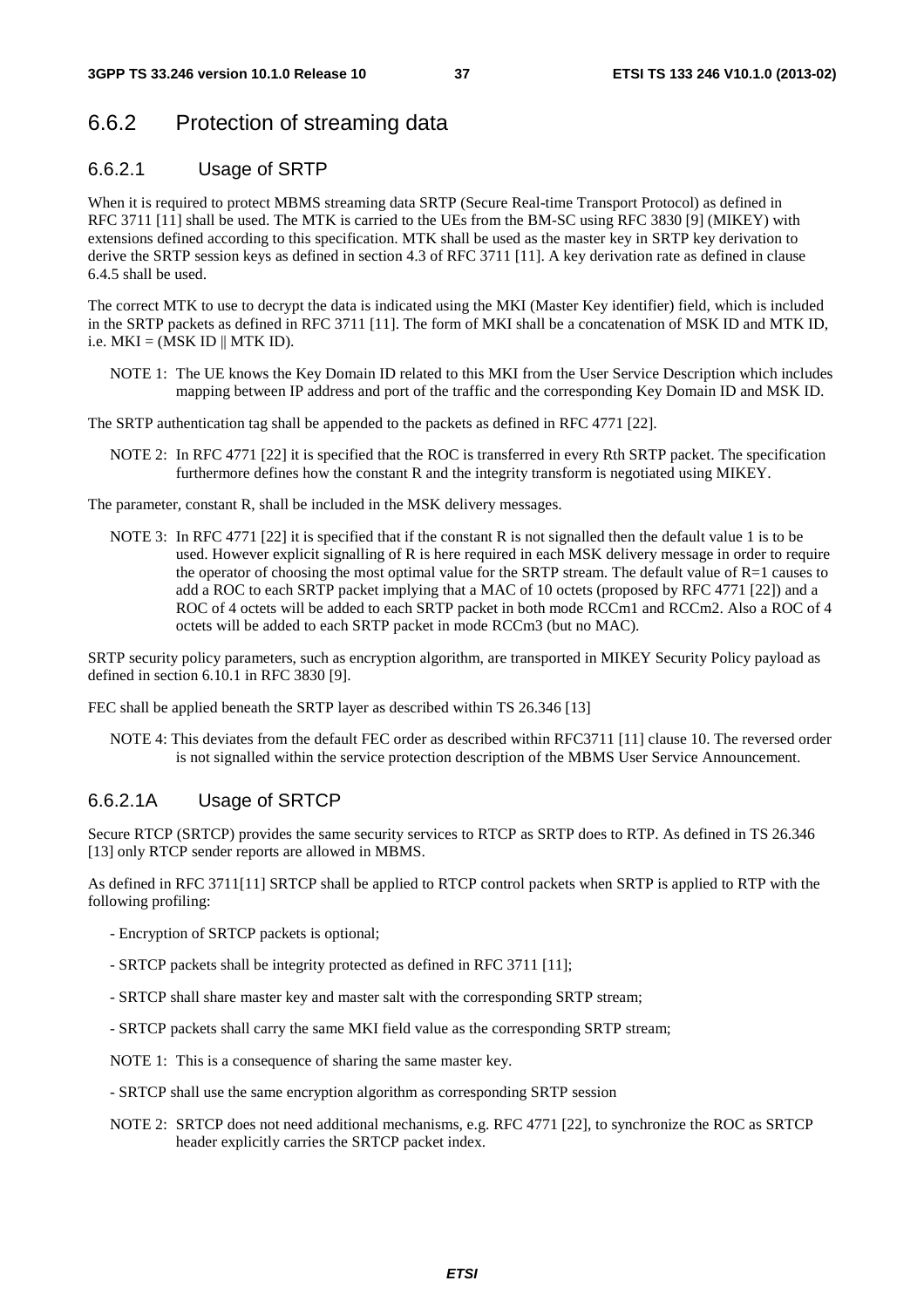### 6.6.2 Protection of streaming data

#### 6.6.2.1 Usage of SRTP

When it is required to protect MBMS streaming data SRTP (Secure Real-time Transport Protocol) as defined in RFC 3711 [11] shall be used. The MTK is carried to the UEs from the BM-SC using RFC 3830 [9] (MIKEY) with extensions defined according to this specification. MTK shall be used as the master key in SRTP key derivation to derive the SRTP session keys as defined in section 4.3 of RFC 3711 [11]. A key derivation rate as defined in clause 6.4.5 shall be used.

The correct MTK to use to decrypt the data is indicated using the MKI (Master Key identifier) field, which is included in the SRTP packets as defined in RFC 3711 [11]. The form of MKI shall be a concatenation of MSK ID and MTK ID, i.e. MKI = (MSK ID || MTK ID).

NOTE 1: The UE knows the Key Domain ID related to this MKI from the User Service Description which includes mapping between IP address and port of the traffic and the corresponding Key Domain ID and MSK ID.

The SRTP authentication tag shall be appended to the packets as defined in RFC 4771 [22].

NOTE 2: In RFC 4771 [22] it is specified that the ROC is transferred in every Rth SRTP packet. The specification furthermore defines how the constant R and the integrity transform is negotiated using MIKEY.

The parameter, constant R, shall be included in the MSK delivery messages.

NOTE 3: In RFC 4771 [22] it is specified that if the constant R is not signalled then the default value 1 is to be used. However explicit signalling of R is here required in each MSK delivery message in order to require the operator of choosing the most optimal value for the SRTP stream. The default value of R=1 causes to add a ROC to each SRTP packet implying that a MAC of 10 octets (proposed by RFC 4771 [22]) and a ROC of 4 octets will be added to each SRTP packet in both mode RCCm1 and RCCm2. Also a ROC of 4 octets will be added to each SRTP packet in mode RCCm3 (but no MAC).

SRTP security policy parameters, such as encryption algorithm, are transported in MIKEY Security Policy payload as defined in section 6.10.1 in RFC 3830 [9].

FEC shall be applied beneath the SRTP layer as described within TS 26.346 [13]

NOTE 4: This deviates from the default FEC order as described within RFC3711 [11] clause 10. The reversed order is not signalled within the service protection description of the MBMS User Service Announcement.

#### 6.6.2.1A Usage of SRTCP

Secure RTCP (SRTCP) provides the same security services to RTCP as SRTP does to RTP. As defined in TS 26.346 [13] only RTCP sender reports are allowed in MBMS.

As defined in RFC 3711[11] SRTCP shall be applied to RTCP control packets when SRTP is applied to RTP with the following profiling:

- Encryption of SRTCP packets is optional;
- SRTCP packets shall be integrity protected as defined in RFC 3711 [11];
- SRTCP shall share master key and master salt with the corresponding SRTP stream;
- SRTCP packets shall carry the same MKI field value as the corresponding SRTP stream;

NOTE 1: This is a consequence of sharing the same master key.

- SRTCP shall use the same encryption algorithm as corresponding SRTP session

NOTE 2: SRTCP does not need additional mechanisms, e.g. RFC 4771 [22], to synchronize the ROC as SRTCP header explicitly carries the SRTCP packet index.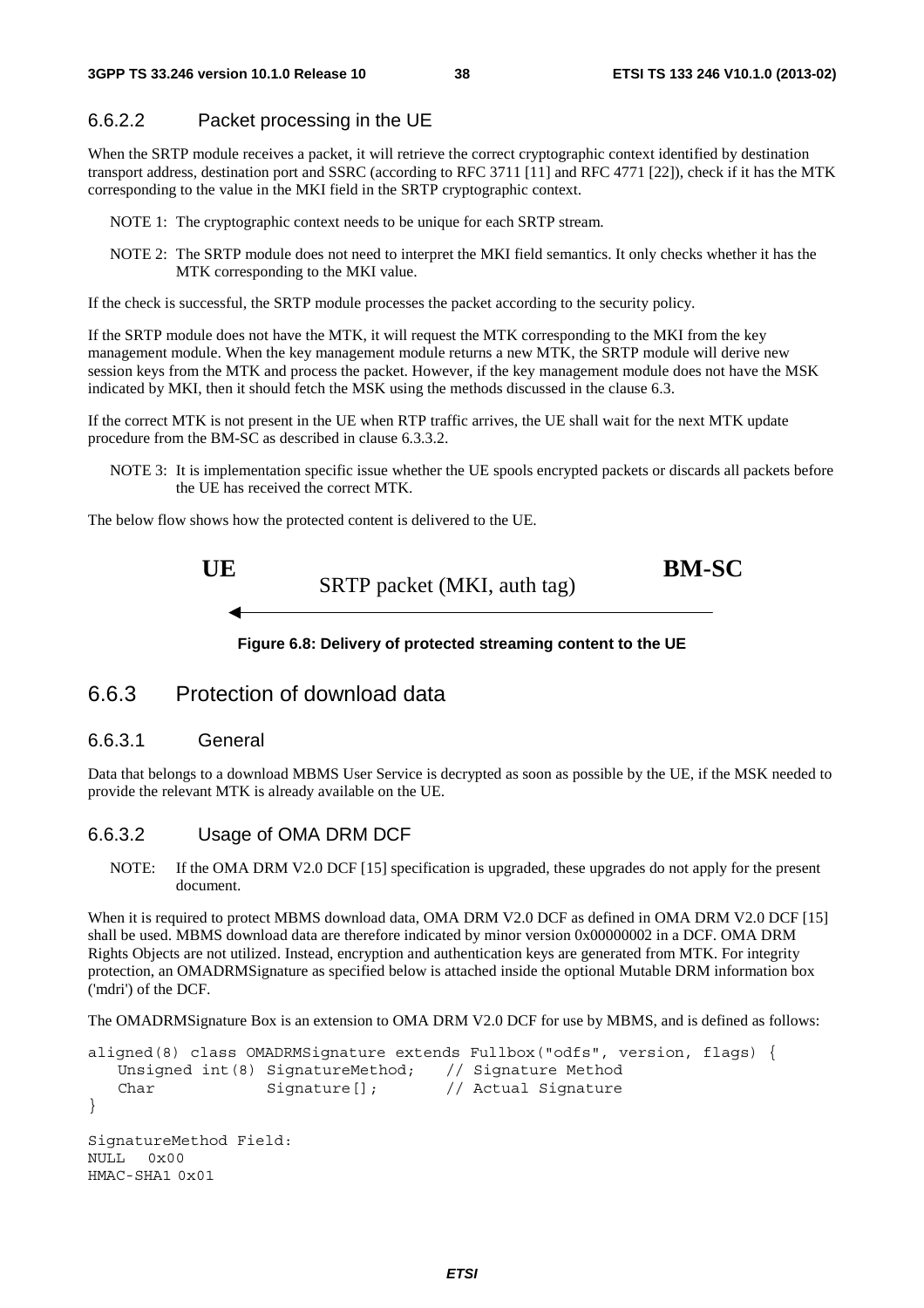#### 6.6.2.2 Packet processing in the UE

When the SRTP module receives a packet, it will retrieve the correct cryptographic context identified by destination transport address, destination port and SSRC (according to RFC 3711 [11] and RFC 4771 [22]), check if it has the MTK corresponding to the value in the MKI field in the SRTP cryptographic context.

NOTE 1: The cryptographic context needs to be unique for each SRTP stream.

NOTE 2: The SRTP module does not need to interpret the MKI field semantics. It only checks whether it has the MTK corresponding to the MKI value.

If the check is successful, the SRTP module processes the packet according to the security policy.

If the SRTP module does not have the MTK, it will request the MTK corresponding to the MKI from the key management module. When the key management module returns a new MTK, the SRTP module will derive new session keys from the MTK and process the packet. However, if the key management module does not have the MSK indicated by MKI, then it should fetch the MSK using the methods discussed in the clause 6.3.

If the correct MTK is not present in the UE when RTP traffic arrives, the UE shall wait for the next MTK update procedure from the BM-SC as described in clause 6.3.3.2.

NOTE 3: It is implementation specific issue whether the UE spools encrypted packets or discards all packets before the UE has received the correct MTK.

The below flow shows how the protected content is delivered to the UE.

**UE** ← SRTP packet (MKI, auth tag) ← **BM-SC**

**Figure 6.8: Delivery of protected streaming content to the UE**

### 6.6.3 Protection of download data

#### 6.6.3.1 General

Data that belongs to a download MBMS User Service is decrypted as soon as possible by the UE, if the MSK needed to provide the relevant MTK is already available on the UE.

#### 6.6.3.2 Usage of OMA DRM DCF

NOTE: If the OMA DRM V2.0 DCF [15] specification is upgraded, these upgrades do not apply for the present document.

When it is required to protect MBMS download data, OMA DRM V2.0 DCF as defined in OMA DRM V2.0 DCF [15] shall be used. MBMS download data are therefore indicated by minor version 0x00000002 in a DCF. OMA DRM Rights Objects are not utilized. Instead, encryption and authentication keys are generated from MTK. For integrity protection, an OMADRMSignature as specified below is attached inside the optional Mutable DRM information box ('mdri') of the DCF.

The OMADRMSignature Box is an extension to OMA DRM V2.0 DCF for use by MBMS, and is defined as follows:

```
aligned(8) class OMADRMSignature extends Fullbox("odfs", version, flags) {
   Unsigned int(8) SignatureMethod;   // Signature Method
   Char            Signature[];       // Actual Signature
}

SignatureMethod Field:
NULL   0x00
HMAC-SHA1 0x01
```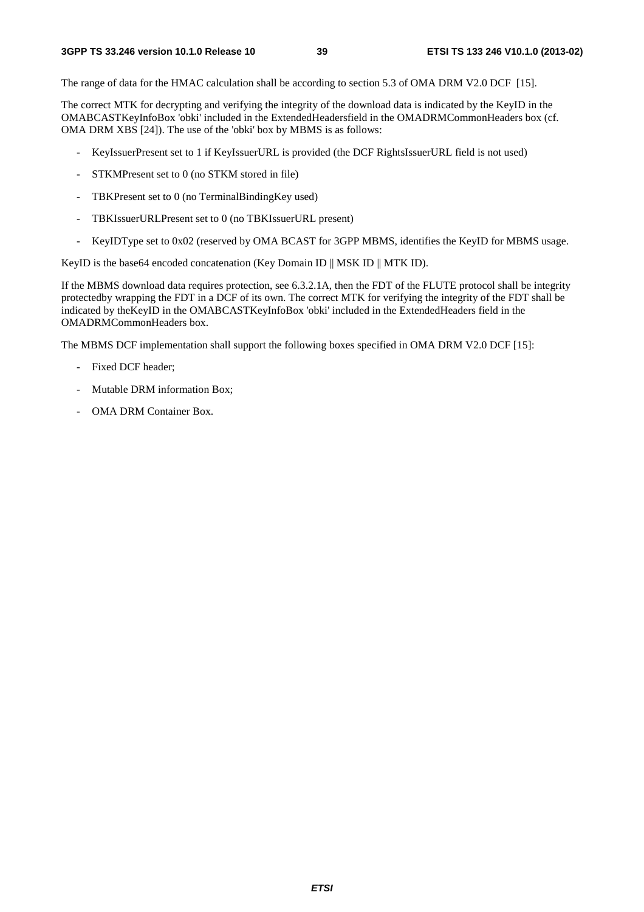The range of data for the HMAC calculation shall be according to section 5.3 of OMA DRM V2.0 DCF [15].

The correct MTK for decrypting and verifying the integrity of the download data is indicated by the KeyID in the OMABCASTKeyInfoBox 'obki' included in the ExtendedHeadersfield in the OMADRMCommonHeaders box (cf. OMA DRM XBS [24]). The use of the 'obki' box by MBMS is as follows:

- KeyIssuerPresent set to 1 if KeyIssuerURL is provided (the DCF RightsIssuerURL field is not used)
- STKMPresent set to 0 (no STKM stored in file)
- TBKPresent set to 0 (no TerminalBindingKey used)
- TBKIssuerURLPresent set to 0 (no TBKIssuerURL present)
- KeyIDType set to 0x02 (reserved by OMA BCAST for 3GPP MBMS, identifies the KeyID for MBMS usage.

KeyID is the base64 encoded concatenation (Key Domain ID || MSK ID || MTK ID).

If the MBMS download data requires protection, see 6.3.2.1A, then the FDT of the FLUTE protocol shall be integrity protectedby wrapping the FDT in a DCF of its own. The correct MTK for verifying the integrity of the FDT shall be indicated by theKeyID in the OMABCASTKeyInfoBox 'obki' included in the ExtendedHeaders field in the OMADRMCommonHeaders box.

The MBMS DCF implementation shall support the following boxes specified in OMA DRM V2.0 DCF [15]:

- Fixed DCF header;
- Mutable DRM information Box;
- OMA DRM Container Box.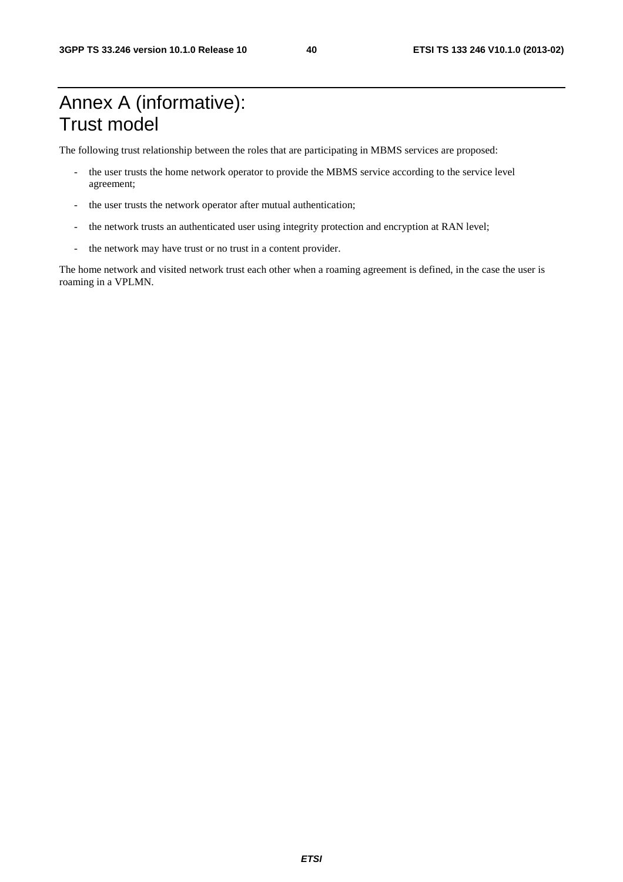# Annex A (informative): Trust model

The following trust relationship between the roles that are participating in MBMS services are proposed:

- the user trusts the home network operator to provide the MBMS service according to the service level agreement;
- the user trusts the network operator after mutual authentication;
- the network trusts an authenticated user using integrity protection and encryption at RAN level;
- the network may have trust or no trust in a content provider.

The home network and visited network trust each other when a roaming agreement is defined, in the case the user is roaming in a VPLMN.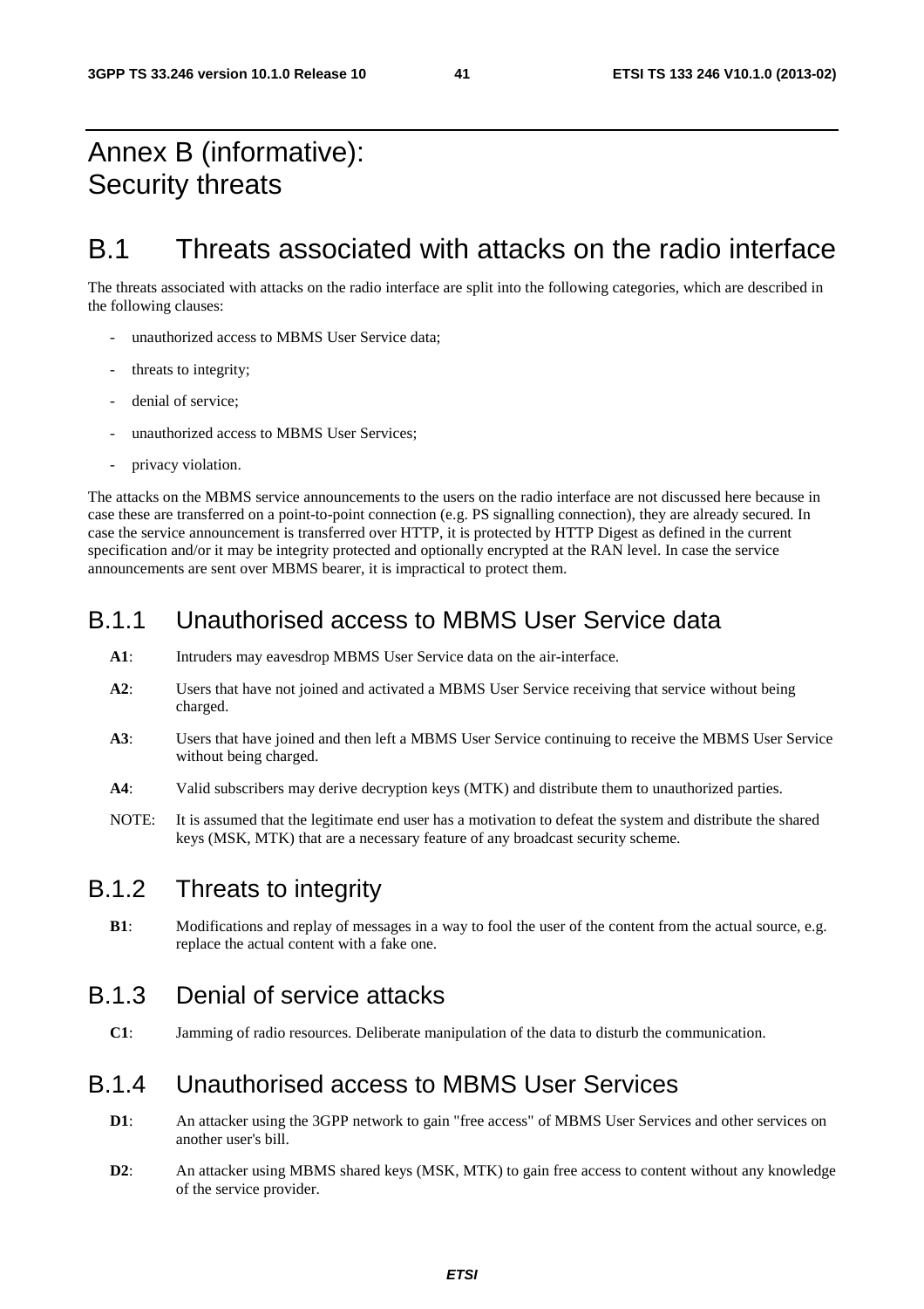# Annex B (informative): Security threats

## B.1 Threats associated with attacks on the radio interface

The threats associated with attacks on the radio interface are split into the following categories, which are described in the following clauses:

- unauthorized access to MBMS User Service data;
- threats to integrity;
- denial of service;
- unauthorized access to MBMS User Services;
- privacy violation.

The attacks on the MBMS service announcements to the users on the radio interface are not discussed here because in case these are transferred on a point-to-point connection (e.g. PS signalling connection), they are already secured. In case the service announcement is transferred over HTTP, it is protected by HTTP Digest as defined in the current specification and/or it may be integrity protected and optionally encrypted at the RAN level. In case the service announcements are sent over MBMS bearer, it is impractical to protect them.

### B.1.1 Unauthorised access to MBMS User Service data

**A1**: Intruders may eavesdrop MBMS User Service data on the air-interface.

**A2**: Users that have not joined and activated a MBMS User Service receiving that service without being charged.

**A3**: Users that have joined and then left a MBMS User Service continuing to receive the MBMS User Service without being charged.

**A4**: Valid subscribers may derive decryption keys (MTK) and distribute them to unauthorized parties.

NOTE: It is assumed that the legitimate end user has a motivation to defeat the system and distribute the shared keys (MSK, MTK) that are a necessary feature of any broadcast security scheme.

### B.1.2 Threats to integrity

**B1**: Modifications and replay of messages in a way to fool the user of the content from the actual source, e.g. replace the actual content with a fake one.

### B.1.3 Denial of service attacks

**C1**: Jamming of radio resources. Deliberate manipulation of the data to disturb the communication.

### B.1.4 Unauthorised access to MBMS User Services

**D1**: An attacker using the 3GPP network to gain "free access" of MBMS User Services and other services on another user's bill.

**D2**: An attacker using MBMS shared keys (MSK, MTK) to gain free access to content without any knowledge of the service provider.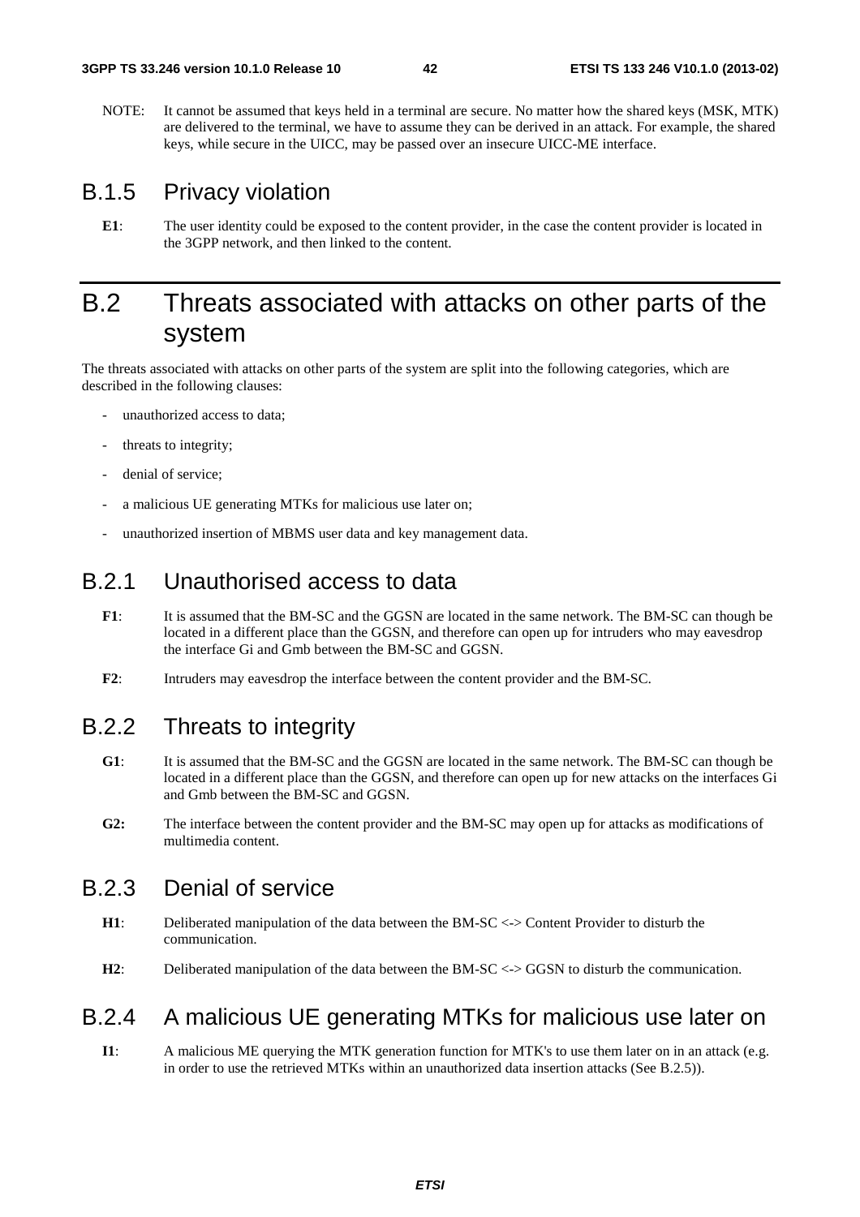NOTE: It cannot be assumed that keys held in a terminal are secure. No matter how the shared keys (MSK, MTK) are delivered to the terminal, we have to assume they can be derived in an attack. For example, the shared keys, while secure in the UICC, may be passed over an insecure UICC-ME interface.

## B.1.5 Privacy violation

**E1**: The user identity could be exposed to the content provider, in the case the content provider is located in the 3GPP network, and then linked to the content.

# B.2 Threats associated with attacks on other parts of the system

The threats associated with attacks on other parts of the system are split into the following categories, which are described in the following clauses:

- unauthorized access to data;
- threats to integrity;
- denial of service;
- a malicious UE generating MTKs for malicious use later on;
- unauthorized insertion of MBMS user data and key management data.

## B.2.1 Unauthorised access to data

**F1**: It is assumed that the BM-SC and the GGSN are located in the same network. The BM-SC can though be located in a different place than the GGSN, and therefore can open up for intruders who may eavesdrop the interface Gi and Gmb between the BM-SC and GGSN.

**F2**: Intruders may eavesdrop the interface between the content provider and the BM-SC.

## B.2.2 Threats to integrity

**G1**: It is assumed that the BM-SC and the GGSN are located in the same network. The BM-SC can though be located in a different place than the GGSN, and therefore can open up for new attacks on the interfaces Gi and Gmb between the BM-SC and GGSN.

**G2:** The interface between the content provider and the BM-SC may open up for attacks as modifications of multimedia content.

## B.2.3 Denial of service

**H1**: Deliberated manipulation of the data between the BM-SC <-> Content Provider to disturb the communication.

**H2**: Deliberated manipulation of the data between the BM-SC <-> GGSN to disturb the communication.

## B.2.4 A malicious UE generating MTKs for malicious use later on

**I1**: A malicious ME querying the MTK generation function for MTK's to use them later on in an attack (e.g. in order to use the retrieved MTKs within an unauthorized data insertion attacks (See B.2.5)).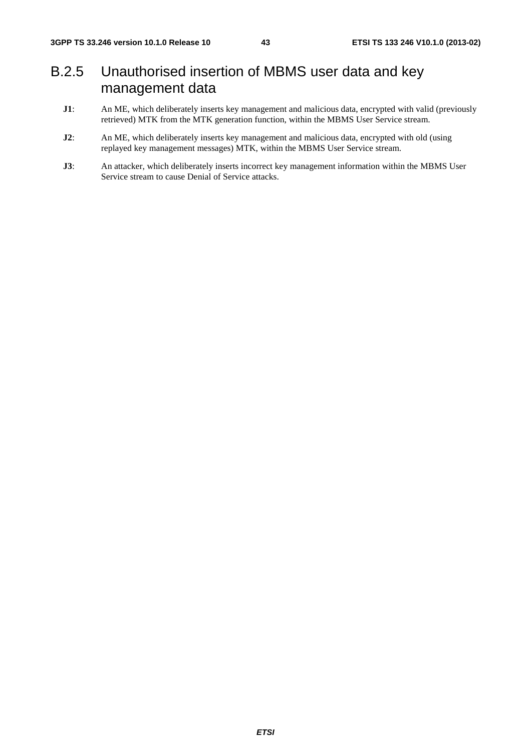# B.2.5 Unauthorised insertion of MBMS user data and key management data

**J1**: An ME, which deliberately inserts key management and malicious data, encrypted with valid (previously retrieved) MTK from the MTK generation function, within the MBMS User Service stream.

**J2**: An ME, which deliberately inserts key management and malicious data, encrypted with old (using replayed key management messages) MTK, within the MBMS User Service stream.

**J3**: An attacker, which deliberately inserts incorrect key management information within the MBMS User Service stream to cause Denial of Service attacks.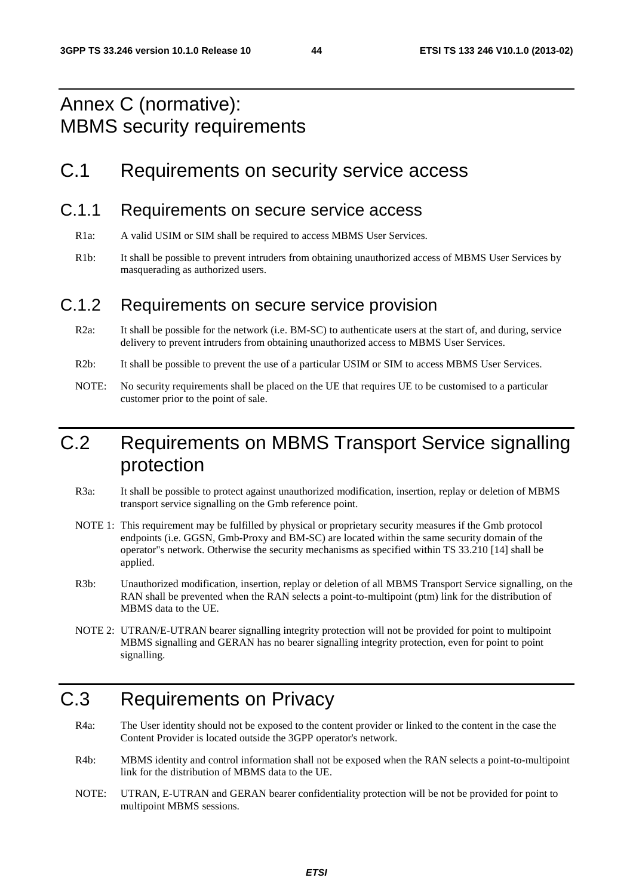# Annex C (normative): MBMS security requirements

## C.1 Requirements on security service access

### C.1.1 Requirements on secure service access

R1a: A valid USIM or SIM shall be required to access MBMS User Services.

R1b: It shall be possible to prevent intruders from obtaining unauthorized access of MBMS User Services by masquerading as authorized users.

### C.1.2 Requirements on secure service provision

R2a: It shall be possible for the network (i.e. BM-SC) to authenticate users at the start of, and during, service delivery to prevent intruders from obtaining unauthorized access to MBMS User Services.

R2b: It shall be possible to prevent the use of a particular USIM or SIM to access MBMS User Services.

NOTE: No security requirements shall be placed on the UE that requires UE to be customised to a particular customer prior to the point of sale.

## C.2 Requirements on MBMS Transport Service signalling protection

R3a: It shall be possible to protect against unauthorized modification, insertion, replay or deletion of MBMS transport service signalling on the Gmb reference point.

NOTE 1: This requirement may be fulfilled by physical or proprietary security measures if the Gmb protocol endpoints (i.e. GGSN, Gmb-Proxy and BM-SC) are located within the same security domain of the operator"s network. Otherwise the security mechanisms as specified within TS 33.210 [14] shall be applied.

R3b: Unauthorized modification, insertion, replay or deletion of all MBMS Transport Service signalling, on the RAN shall be prevented when the RAN selects a point-to-multipoint (ptm) link for the distribution of MBMS data to the UE.

NOTE 2: UTRAN/E-UTRAN bearer signalling integrity protection will not be provided for point to multipoint MBMS signalling and GERAN has no bearer signalling integrity protection, even for point to point signalling.

## C.3 Requirements on Privacy

R4a: The User identity should not be exposed to the content provider or linked to the content in the case the Content Provider is located outside the 3GPP operator's network.

R4b: MBMS identity and control information shall not be exposed when the RAN selects a point-to-multipoint link for the distribution of MBMS data to the UE.

NOTE: UTRAN, E-UTRAN and GERAN bearer confidentiality protection will be not be provided for point to multipoint MBMS sessions.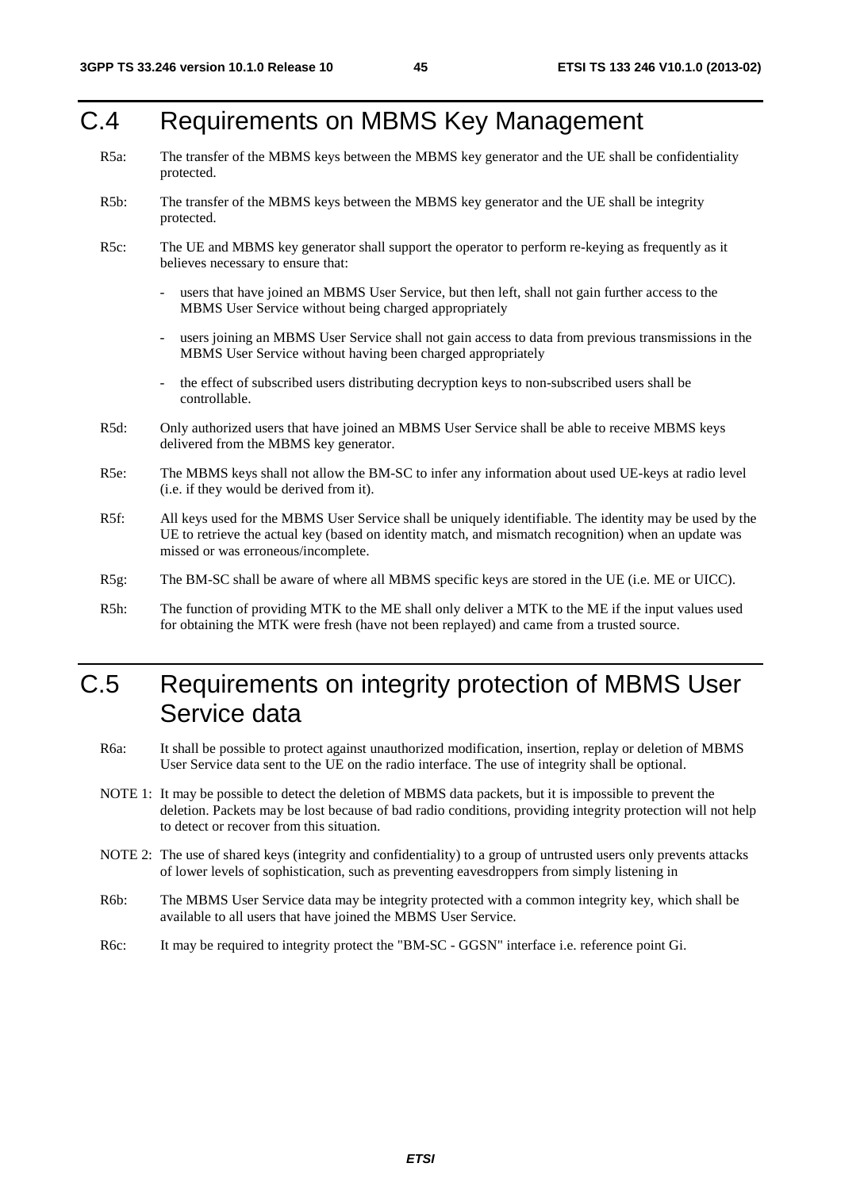# C.4 Requirements on MBMS Key Management

R5a: The transfer of the MBMS keys between the MBMS key generator and the UE shall be confidentiality protected.

R5b: The transfer of the MBMS keys between the MBMS key generator and the UE shall be integrity protected.

R5c: The UE and MBMS key generator shall support the operator to perform re-keying as frequently as it believes necessary to ensure that:

- users that have joined an MBMS User Service, but then left, shall not gain further access to the MBMS User Service without being charged appropriately
- users joining an MBMS User Service shall not gain access to data from previous transmissions in the MBMS User Service without having been charged appropriately
- the effect of subscribed users distributing decryption keys to non-subscribed users shall be controllable.

R5d: Only authorized users that have joined an MBMS User Service shall be able to receive MBMS keys delivered from the MBMS key generator.

R5e: The MBMS keys shall not allow the BM-SC to infer any information about used UE-keys at radio level (i.e. if they would be derived from it).

R5f: All keys used for the MBMS User Service shall be uniquely identifiable. The identity may be used by the UE to retrieve the actual key (based on identity match, and mismatch recognition) when an update was missed or was erroneous/incomplete.

R5g: The BM-SC shall be aware of where all MBMS specific keys are stored in the UE (i.e. ME or UICC).

R5h: The function of providing MTK to the ME shall only deliver a MTK to the ME if the input values used for obtaining the MTK were fresh (have not been replayed) and came from a trusted source.

# C.5 Requirements on integrity protection of MBMS User Service data

R6a: It shall be possible to protect against unauthorized modification, insertion, replay or deletion of MBMS User Service data sent to the UE on the radio interface. The use of integrity shall be optional.

NOTE 1: It may be possible to detect the deletion of MBMS data packets, but it is impossible to prevent the deletion. Packets may be lost because of bad radio conditions, providing integrity protection will not help to detect or recover from this situation.

NOTE 2: The use of shared keys (integrity and confidentiality) to a group of untrusted users only prevents attacks of lower levels of sophistication, such as preventing eavesdroppers from simply listening in

R6b: The MBMS User Service data may be integrity protected with a common integrity key, which shall be available to all users that have joined the MBMS User Service.

R6c: It may be required to integrity protect the "BM-SC - GGSN" interface i.e. reference point Gi.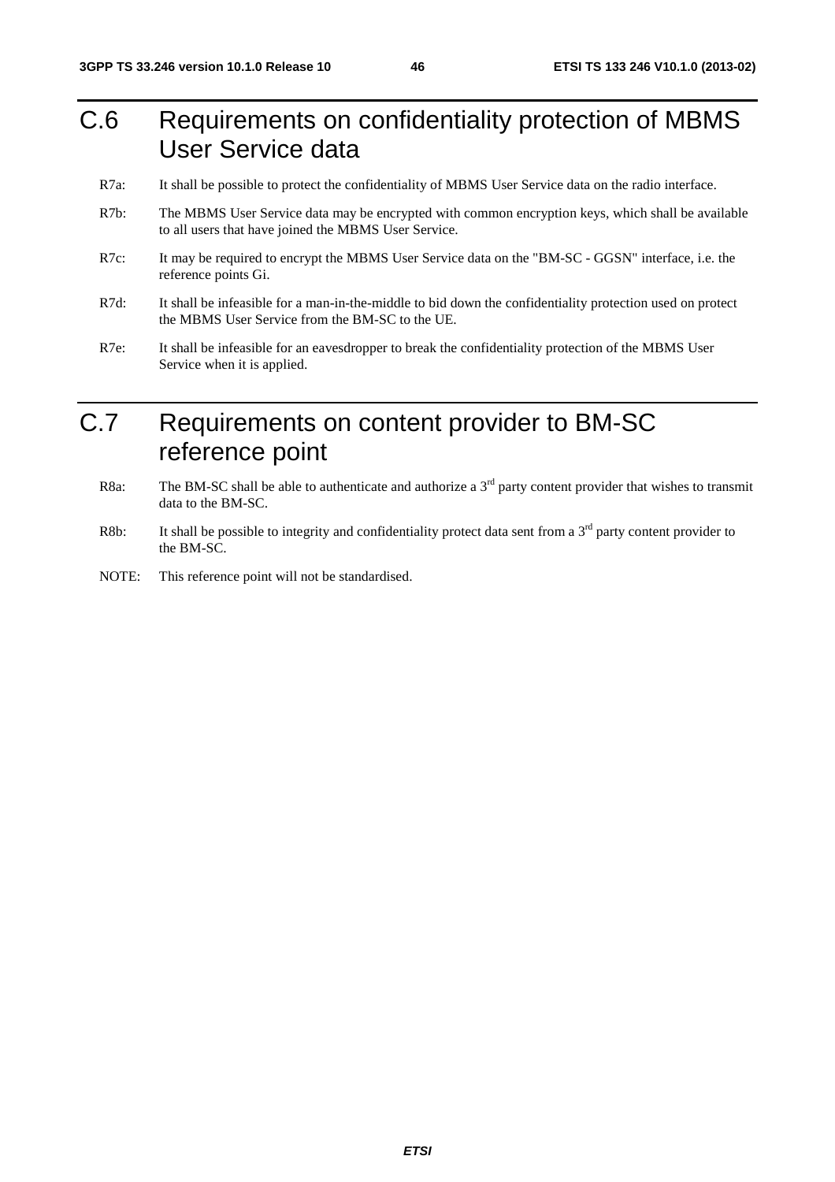# C.6 Requirements on confidentiality protection of MBMS User Service data

R7a: It shall be possible to protect the confidentiality of MBMS User Service data on the radio interface.

R7b: The MBMS User Service data may be encrypted with common encryption keys, which shall be available to all users that have joined the MBMS User Service.

R7c: It may be required to encrypt the MBMS User Service data on the "BM-SC - GGSN" interface, i.e. the reference points Gi.

R7d: It shall be infeasible for a man-in-the-middle to bid down the confidentiality protection used on protect the MBMS User Service from the BM-SC to the UE.

R7e: It shall be infeasible for an eavesdropper to break the confidentiality protection of the MBMS User Service when it is applied.

# C.7 Requirements on content provider to BM-SC reference point

R8a: The BM-SC shall be able to authenticate and authorize a 3rd party content provider that wishes to transmit data to the BM-SC.

R8b: It shall be possible to integrity and confidentiality protect data sent from a 3rd party content provider to the BM-SC.

NOTE: This reference point will not be standardised.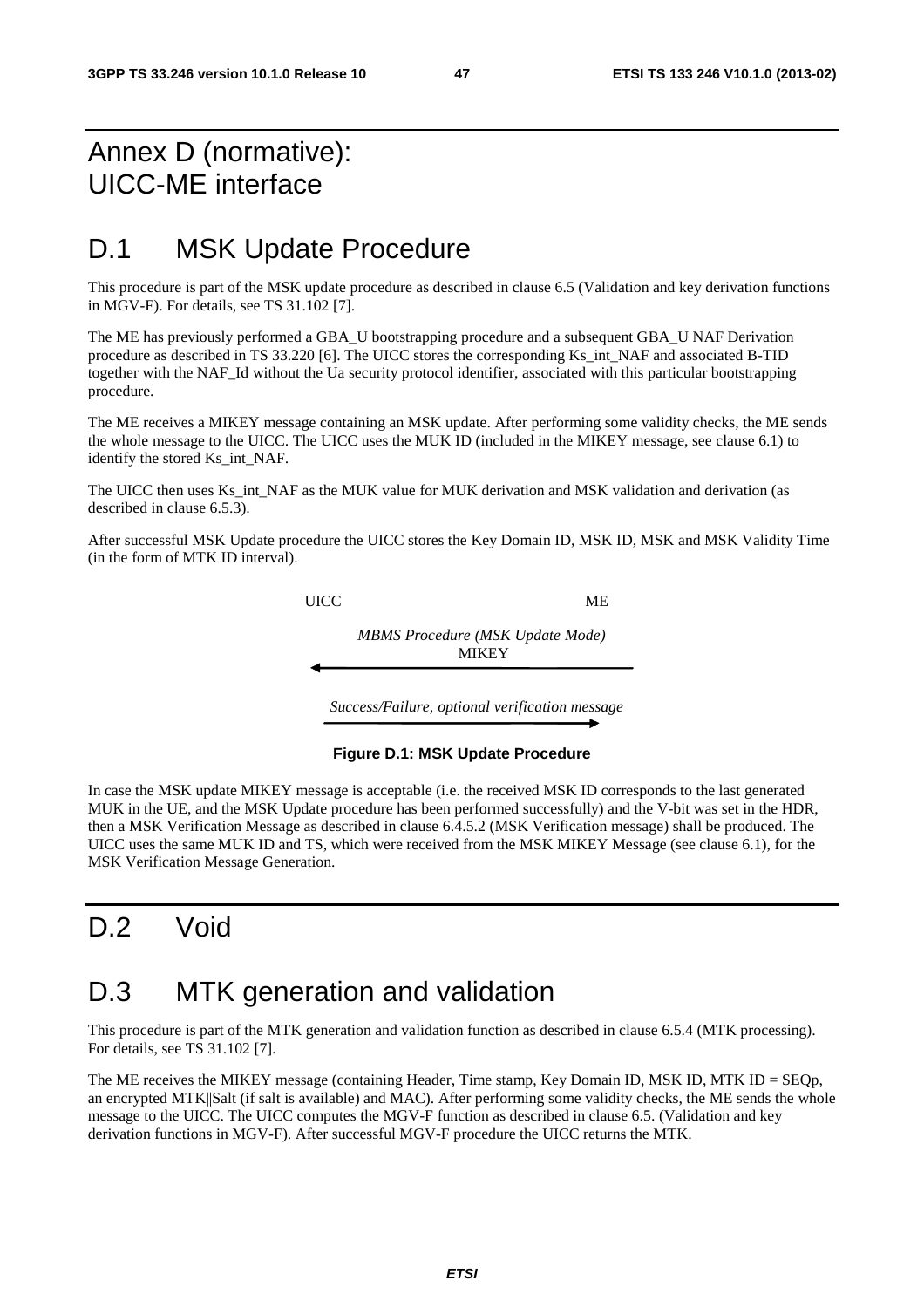# Annex D (normative): UICC-ME interface

## D.1 MSK Update Procedure

This procedure is part of the MSK update procedure as described in clause 6.5 (Validation and key derivation functions in MGV-F). For details, see TS 31.102 [7].

The ME has previously performed a GBA_U bootstrapping procedure and a subsequent GBA_U NAF Derivation procedure as described in TS 33.220 [6]. The UICC stores the corresponding Ks_int_NAF and associated B-TID together with the NAF_Id without the Ua security protocol identifier, associated with this particular bootstrapping procedure.

The ME receives a MIKEY message containing an MSK update. After performing some validity checks, the ME sends the whole message to the UICC. The UICC uses the MUK ID (included in the MIKEY message, see clause 6.1) to identify the stored Ks_int_NAF.

The UICC then uses Ks_int_NAF as the MUK value for MUK derivation and MSK validation and derivation (as described in clause 6.5.3).

After successful MSK Update procedure the UICC stores the Key Domain ID, MSK ID, MSK and MSK Validity Time (in the form of MTK ID interval).

UICC ME

*MBMS Procedure (MSK Update Mode)*
MIKEY

*Success/Failure, optional verification message*

**Figure D.1: MSK Update Procedure**

In case the MSK update MIKEY message is acceptable (i.e. the received MSK ID corresponds to the last generated MUK in the UE, and the MSK Update procedure has been performed successfully) and the V-bit was set in the HDR, then a MSK Verification Message as described in clause 6.4.5.2 (MSK Verification message) shall be produced. The UICC uses the same MUK ID and TS, which were received from the MSK MIKEY Message (see clause 6.1), for the MSK Verification Message Generation.

## D.2 Void

## D.3 MTK generation and validation

This procedure is part of the MTK generation and validation function as described in clause 6.5.4 (MTK processing). For details, see TS 31.102 [7].

The ME receives the MIKEY message (containing Header, Time stamp, Key Domain ID, MSK ID, MTK ID = SEQp, an encrypted MTK||Salt (if salt is available) and MAC). After performing some validity checks, the ME sends the whole message to the UICC. The UICC computes the MGV-F function as described in clause 6.5. (Validation and key derivation functions in MGV-F). After successful MGV-F procedure the UICC returns the MTK.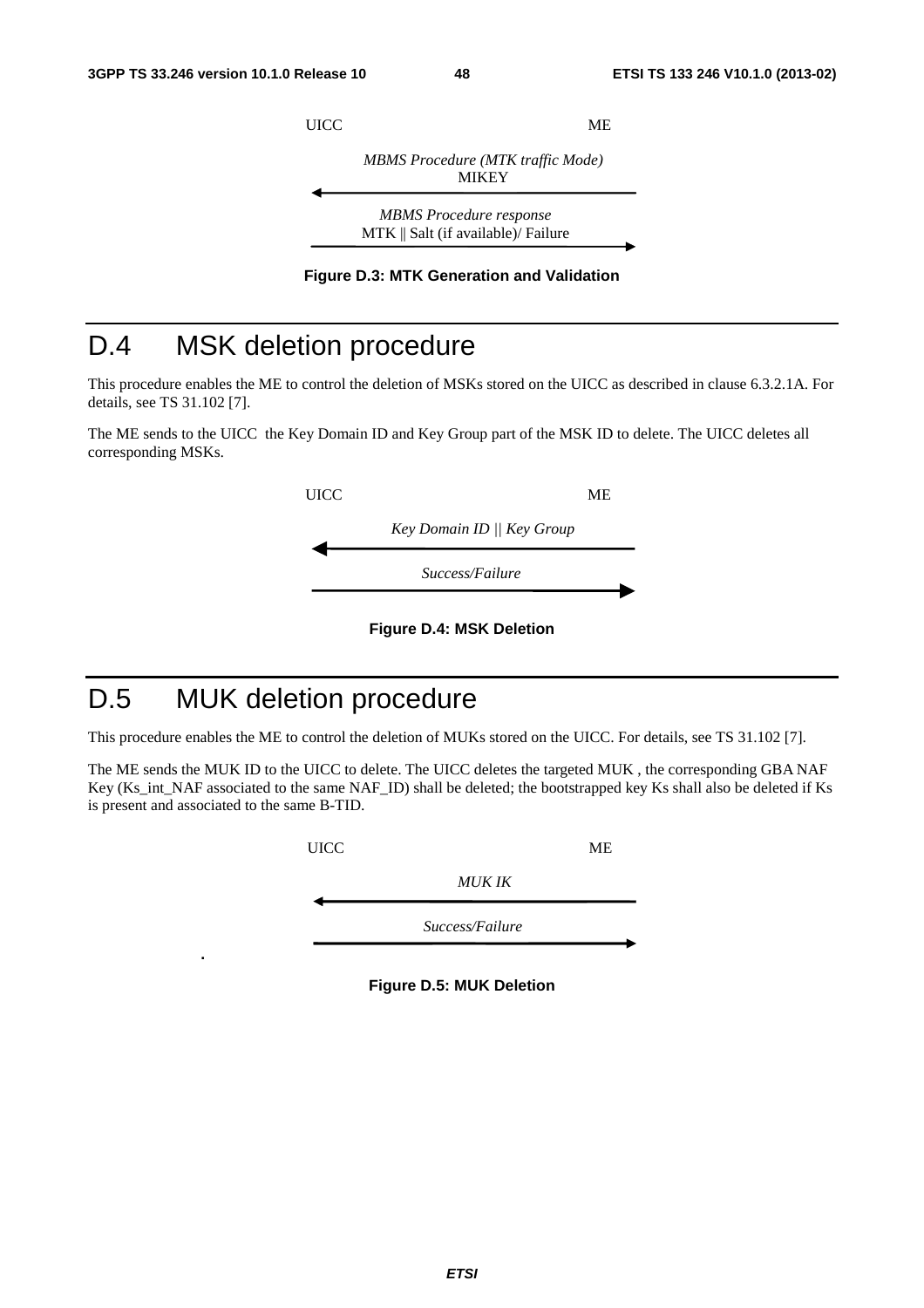UICC ME

*MBMS Procedure (MTK traffic Mode)*
MIKEY

*MBMS Procedure response*
MTK || Salt (if available)/ Failure

**Figure D.3: MTK Generation and Validation**

# D.4 MSK deletion procedure

This procedure enables the ME to control the deletion of MSKs stored on the UICC as described in clause 6.3.2.1A. For details, see TS 31.102 [7].

The ME sends to the UICC the Key Domain ID and Key Group part of the MSK ID to delete. The UICC deletes all corresponding MSKs.

UICC ME

*Key Domain ID || Key Group*

*Success/Failure*

**Figure D.4: MSK Deletion**

# D.5 MUK deletion procedure

This procedure enables the ME to control the deletion of MUKs stored on the UICC. For details, see TS 31.102 [7].

The ME sends the MUK ID to the UICC to delete. The UICC deletes the targeted MUK , the corresponding GBA NAF Key (Ks_int_NAF associated to the same NAF_ID) shall be deleted; the bootstrapped key Ks shall also be deleted if Ks is present and associated to the same B-TID.

UICC ME

*MUK IK*

*Success/Failure*

**Figure D.5: MUK Deletion**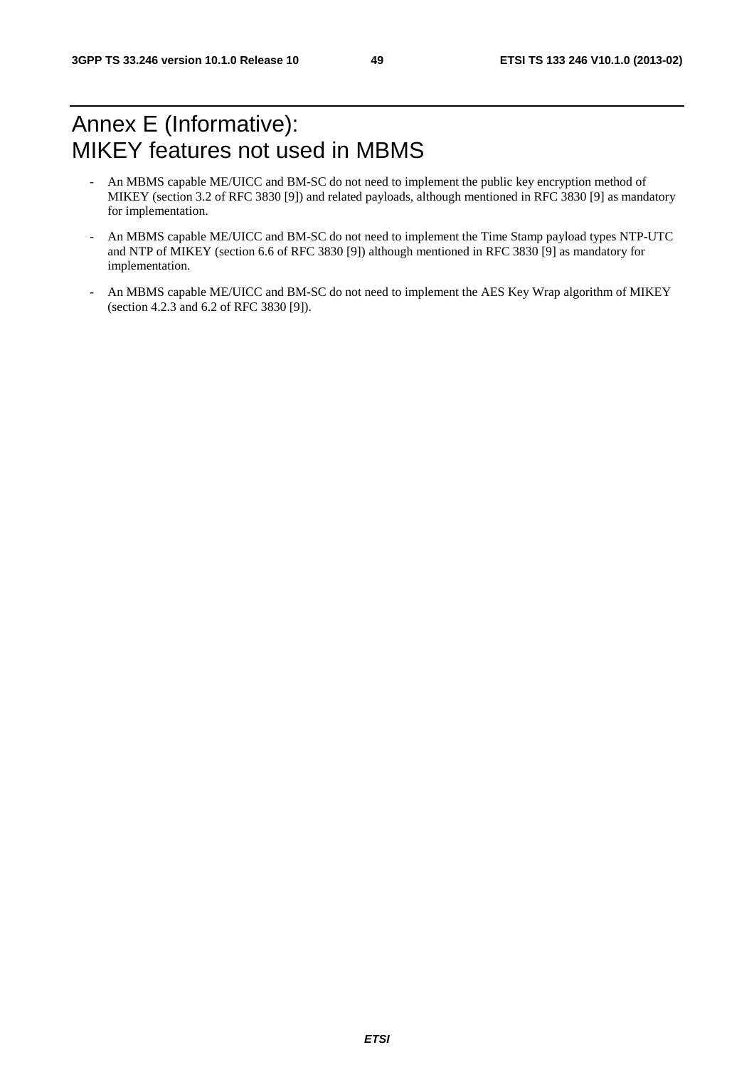# Annex E (Informative): MIKEY features not used in MBMS

- An MBMS capable ME/UICC and BM-SC do not need to implement the public key encryption method of MIKEY (section 3.2 of RFC 3830 [9]) and related payloads, although mentioned in RFC 3830 [9] as mandatory for implementation.
- An MBMS capable ME/UICC and BM-SC do not need to implement the Time Stamp payload types NTP-UTC and NTP of MIKEY (section 6.6 of RFC 3830 [9]) although mentioned in RFC 3830 [9] as mandatory for implementation.
- An MBMS capable ME/UICC and BM-SC do not need to implement the AES Key Wrap algorithm of MIKEY (section 4.2.3 and 6.2 of RFC 3830 [9]).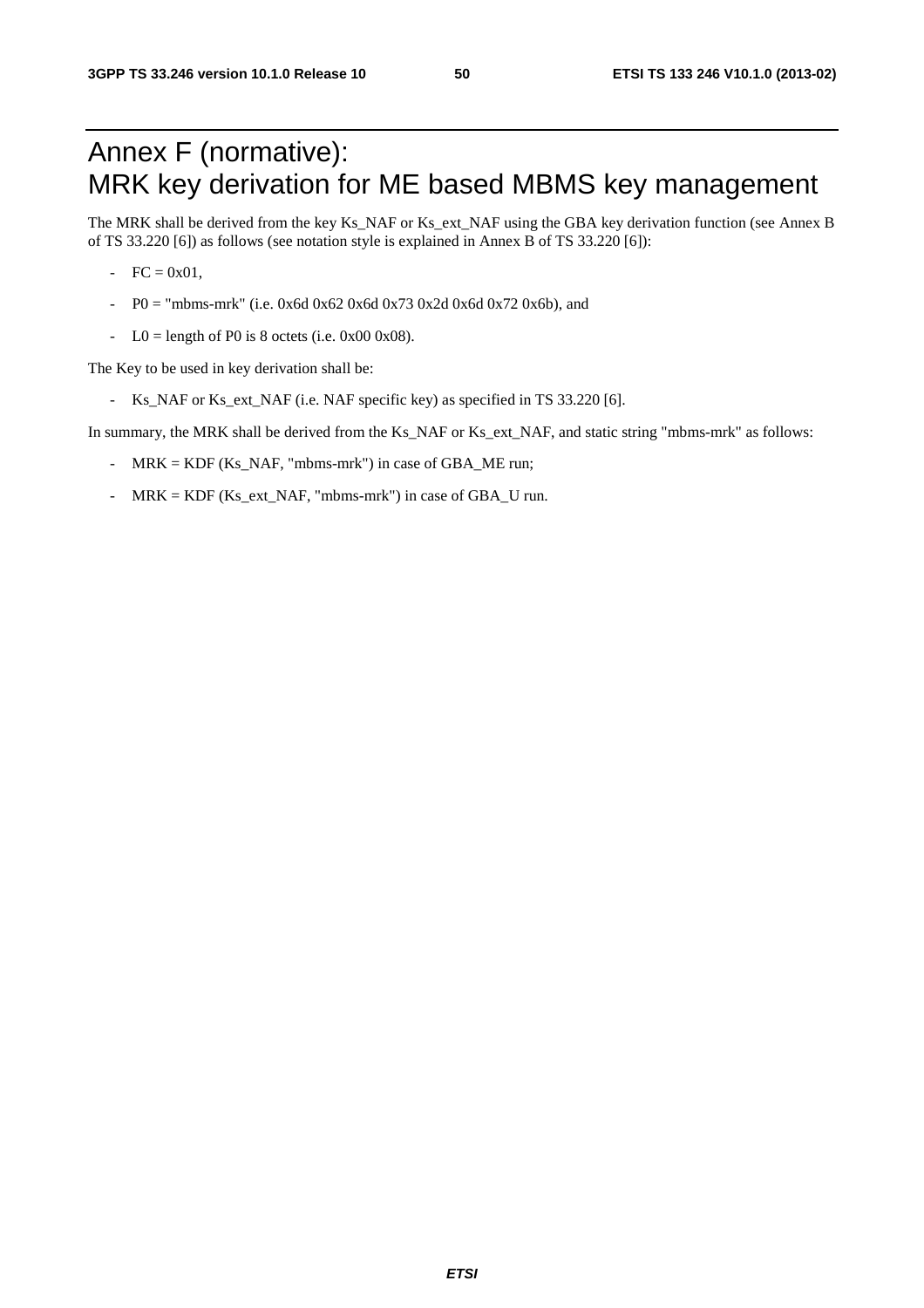# Annex F (normative): MRK key derivation for ME based MBMS key management

The MRK shall be derived from the key Ks_NAF or Ks_ext_NAF using the GBA key derivation function (see Annex B of TS 33.220 [6]) as follows (see notation style is explained in Annex B of TS 33.220 [6]):

- FC = 0x01,
- P0 = "mbms-mrk" (i.e. 0x6d 0x62 0x6d 0x73 0x2d 0x6d 0x72 0x6b), and
- L0 = length of P0 is 8 octets (i.e. 0x00 0x08).

The Key to be used in key derivation shall be:

- Ks_NAF or Ks_ext_NAF (i.e. NAF specific key) as specified in TS 33.220 [6].

In summary, the MRK shall be derived from the Ks_NAF or Ks_ext_NAF, and static string "mbms-mrk" as follows:

- MRK = KDF (Ks_NAF, "mbms-mrk") in case of GBA_ME run;
- MRK = KDF (Ks_ext_NAF, "mbms-mrk") in case of GBA_U run.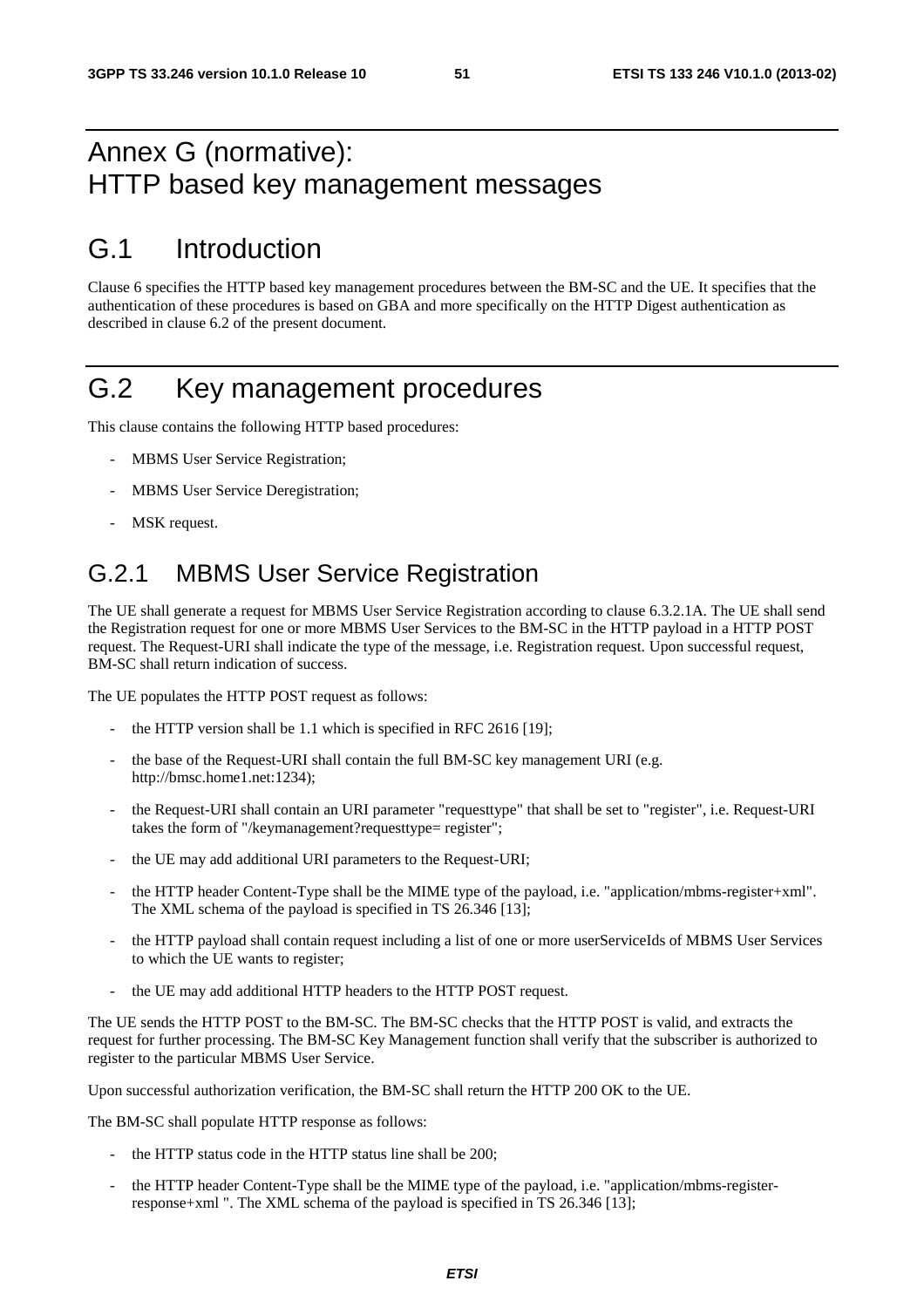# Annex G (normative): HTTP based key management messages

# G.1 Introduction

Clause 6 specifies the HTTP based key management procedures between the BM-SC and the UE. It specifies that the authentication of these procedures is based on GBA and more specifically on the HTTP Digest authentication as described in clause 6.2 of the present document.

# G.2 Key management procedures

This clause contains the following HTTP based procedures:

- MBMS User Service Registration;
- MBMS User Service Deregistration;
- MSK request.

## G.2.1 MBMS User Service Registration

The UE shall generate a request for MBMS User Service Registration according to clause 6.3.2.1A. The UE shall send the Registration request for one or more MBMS User Services to the BM-SC in the HTTP payload in a HTTP POST request. The Request-URI shall indicate the type of the message, i.e. Registration request. Upon successful request, BM-SC shall return indication of success.

The UE populates the HTTP POST request as follows:

- the HTTP version shall be 1.1 which is specified in RFC 2616 [19];
- the base of the Request-URI shall contain the full BM-SC key management URI (e.g. http://bmsc.home1.net:1234);
- the Request-URI shall contain an URI parameter "requesttype" that shall be set to "register", i.e. Request-URI takes the form of "/keymanagement?requesttype= register";
- the UE may add additional URI parameters to the Request-URI;
- the HTTP header Content-Type shall be the MIME type of the payload, i.e. "application/mbms-register+xml". The XML schema of the payload is specified in TS 26.346 [13];
- the HTTP payload shall contain request including a list of one or more userServiceIds of MBMS User Services to which the UE wants to register;
- the UE may add additional HTTP headers to the HTTP POST request.

The UE sends the HTTP POST to the BM-SC. The BM-SC checks that the HTTP POST is valid, and extracts the request for further processing. The BM-SC Key Management function shall verify that the subscriber is authorized to register to the particular MBMS User Service.

Upon successful authorization verification, the BM-SC shall return the HTTP 200 OK to the UE.

The BM-SC shall populate HTTP response as follows:

- the HTTP status code in the HTTP status line shall be 200;
- the HTTP header Content-Type shall be the MIME type of the payload, i.e. "application/mbms-register-response+xml ". The XML schema of the payload is specified in TS 26.346 [13];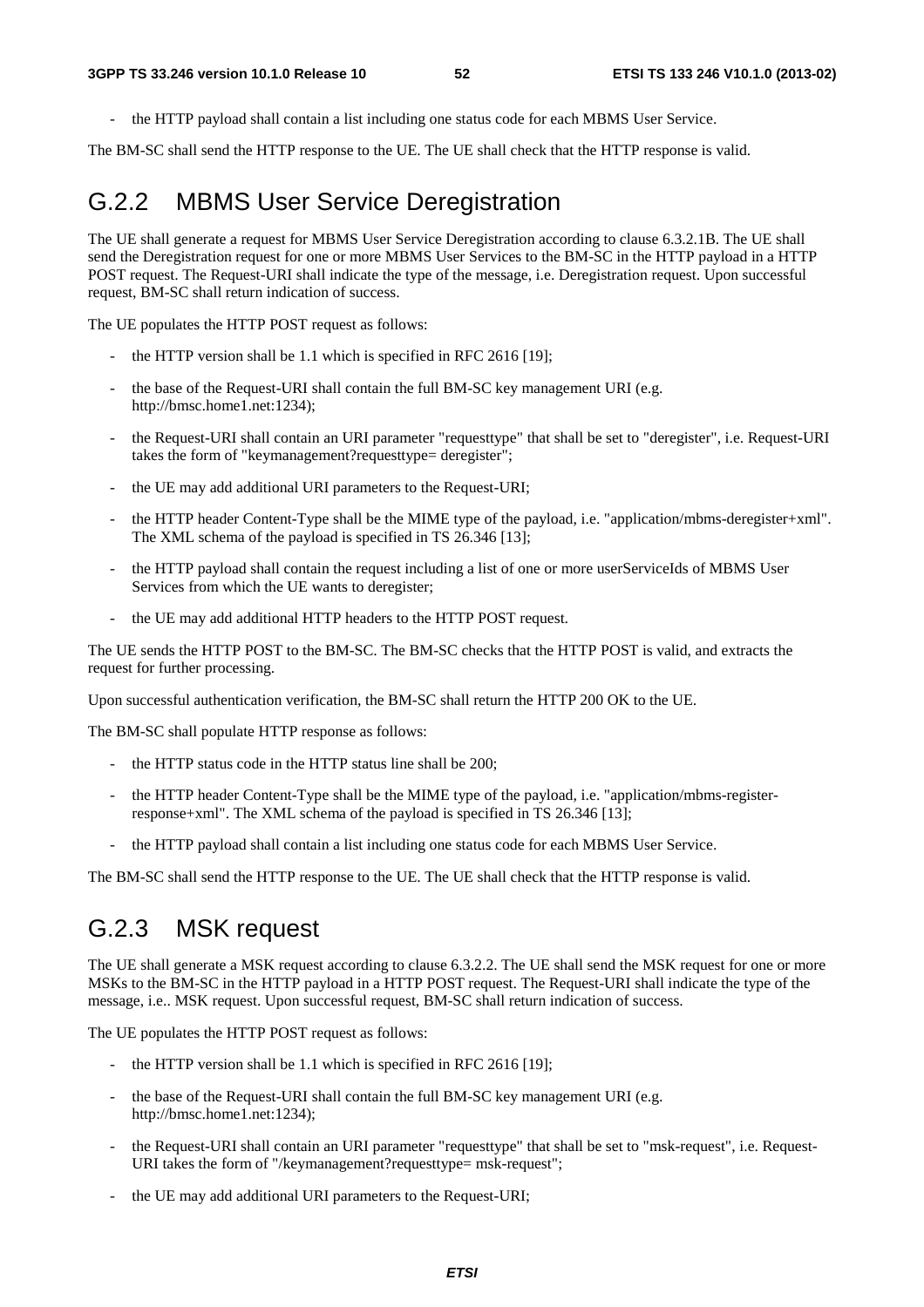- the HTTP payload shall contain a list including one status code for each MBMS User Service.

The BM-SC shall send the HTTP response to the UE. The UE shall check that the HTTP response is valid.

## G.2.2 MBMS User Service Deregistration

The UE shall generate a request for MBMS User Service Deregistration according to clause 6.3.2.1B. The UE shall send the Deregistration request for one or more MBMS User Services to the BM-SC in the HTTP payload in a HTTP POST request. The Request-URI shall indicate the type of the message, i.e. Deregistration request. Upon successful request, BM-SC shall return indication of success.

The UE populates the HTTP POST request as follows:

- the HTTP version shall be 1.1 which is specified in RFC 2616 [19];
- the base of the Request-URI shall contain the full BM-SC key management URI (e.g. http://bmsc.home1.net:1234);
- the Request-URI shall contain an URI parameter "requesttype" that shall be set to "deregister", i.e. Request-URI takes the form of "keymanagement?requesttype= deregister";
- the UE may add additional URI parameters to the Request-URI;
- the HTTP header Content-Type shall be the MIME type of the payload, i.e. "application/mbms-deregister+xml". The XML schema of the payload is specified in TS 26.346 [13];
- the HTTP payload shall contain the request including a list of one or more userServiceIds of MBMS User Services from which the UE wants to deregister;
- the UE may add additional HTTP headers to the HTTP POST request.

The UE sends the HTTP POST to the BM-SC. The BM-SC checks that the HTTP POST is valid, and extracts the request for further processing.

Upon successful authentication verification, the BM-SC shall return the HTTP 200 OK to the UE.

The BM-SC shall populate HTTP response as follows:

- the HTTP status code in the HTTP status line shall be 200;
- the HTTP header Content-Type shall be the MIME type of the payload, i.e. "application/mbms-register-response+xml". The XML schema of the payload is specified in TS 26.346 [13];
- the HTTP payload shall contain a list including one status code for each MBMS User Service.

The BM-SC shall send the HTTP response to the UE. The UE shall check that the HTTP response is valid.

## G.2.3 MSK request

The UE shall generate a MSK request according to clause 6.3.2.2. The UE shall send the MSK request for one or more MSKs to the BM-SC in the HTTP payload in a HTTP POST request. The Request-URI shall indicate the type of the message, i.e.. MSK request. Upon successful request, BM-SC shall return indication of success.

The UE populates the HTTP POST request as follows:

- the HTTP version shall be 1.1 which is specified in RFC 2616 [19];
- the base of the Request-URI shall contain the full BM-SC key management URI (e.g. http://bmsc.home1.net:1234);
- the Request-URI shall contain an URI parameter "requesttype" that shall be set to "msk-request", i.e. Request-URI takes the form of "/keymanagement?requesttype= msk-request";
- the UE may add additional URI parameters to the Request-URI;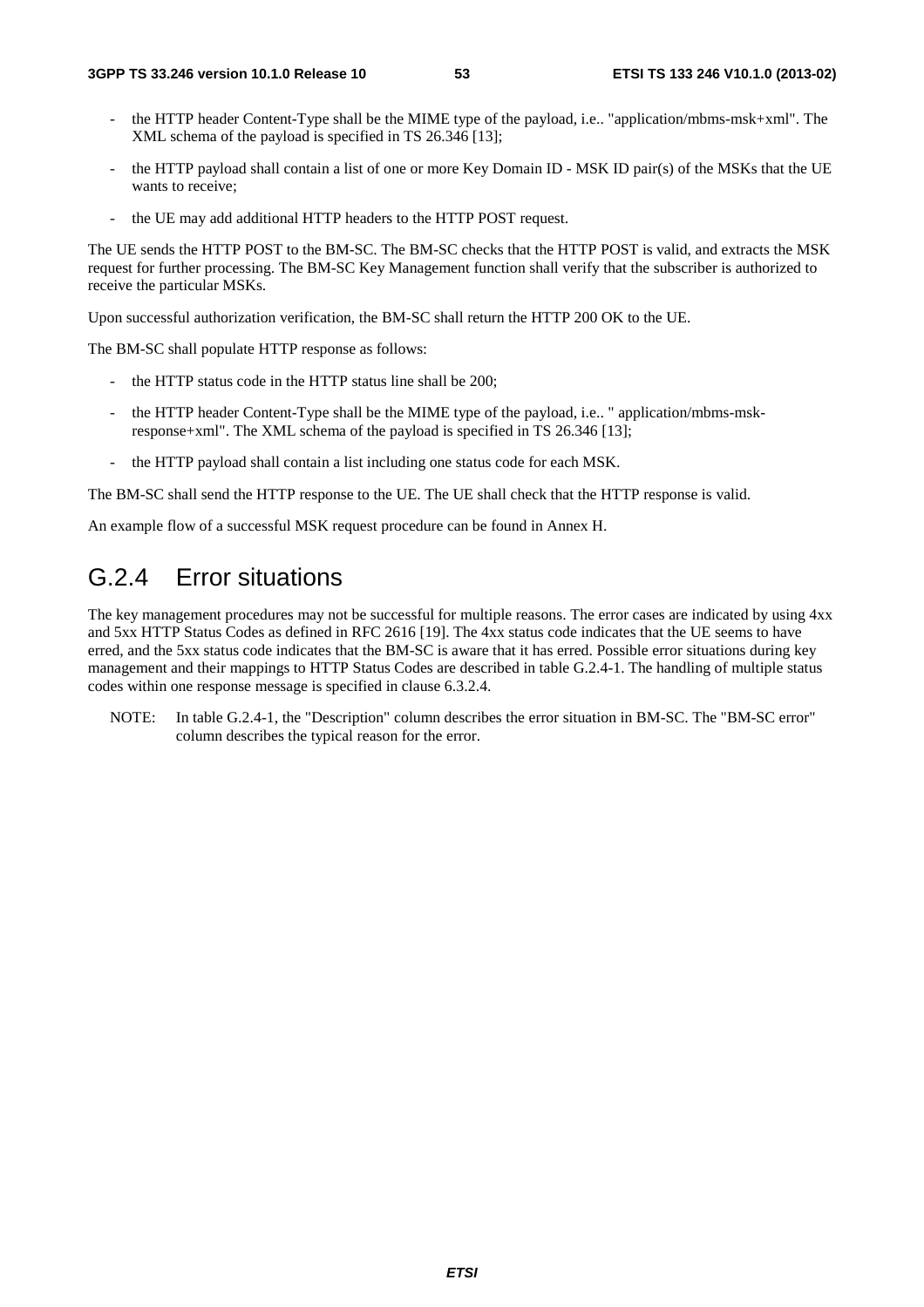- the HTTP header Content-Type shall be the MIME type of the payload, i.e.. "application/mbms-msk+xml". The XML schema of the payload is specified in TS 26.346 [13];
- the HTTP payload shall contain a list of one or more Key Domain ID - MSK ID pair(s) of the MSKs that the UE wants to receive;
- the UE may add additional HTTP headers to the HTTP POST request.

The UE sends the HTTP POST to the BM-SC. The BM-SC checks that the HTTP POST is valid, and extracts the MSK request for further processing. The BM-SC Key Management function shall verify that the subscriber is authorized to receive the particular MSKs.

Upon successful authorization verification, the BM-SC shall return the HTTP 200 OK to the UE.

The BM-SC shall populate HTTP response as follows:

- the HTTP status code in the HTTP status line shall be 200;
- the HTTP header Content-Type shall be the MIME type of the payload, i.e.. " application/mbms-msk-response+xml". The XML schema of the payload is specified in TS 26.346 [13];
- the HTTP payload shall contain a list including one status code for each MSK.

The BM-SC shall send the HTTP response to the UE. The UE shall check that the HTTP response is valid.

An example flow of a successful MSK request procedure can be found in Annex H.

## G.2.4 Error situations

The key management procedures may not be successful for multiple reasons. The error cases are indicated by using 4xx and 5xx HTTP Status Codes as defined in RFC 2616 [19]. The 4xx status code indicates that the UE seems to have erred, and the 5xx status code indicates that the BM-SC is aware that it has erred. Possible error situations during key management and their mappings to HTTP Status Codes are described in table G.2.4-1. The handling of multiple status codes within one response message is specified in clause 6.3.2.4.

NOTE: In table G.2.4-1, the "Description" column describes the error situation in BM-SC. The "BM-SC error" column describes the typical reason for the error.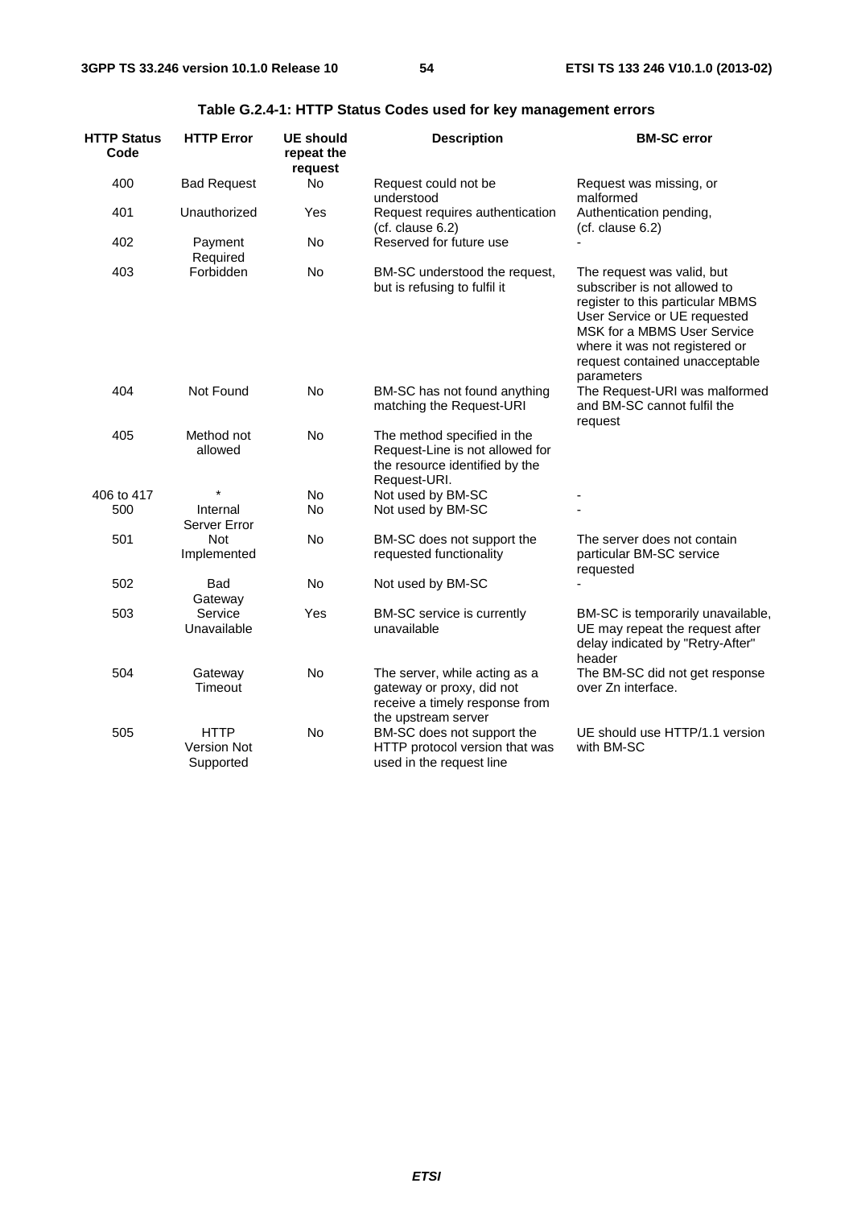**Table G.2.4-1: HTTP Status Codes used for key management errors**

| HTTP Status Code | HTTP Error | UE should repeat the request | Description | BM-SC error |
|---|---|---|---|---|
| 400 | Bad Request | No | Request could not be understood | Request was missing, or malformed |
| 401 | Unauthorized | Yes | Request requires authentication (cf. clause 6.2) | Authentication pending, (cf. clause 6.2) |
| 402 | Payment Required | No | Reserved for future use | - |
| 403 | Forbidden | No | BM-SC understood the request, but is refusing to fulfil it | The request was valid, but subscriber is not allowed to register to this particular MBMS User Service or UE requested MSK for a MBMS User Service where it was not registered or request contained unacceptable parameters |
| 404 | Not Found | No | BM-SC has not found anything matching the Request-URI | The Request-URI was malformed and BM-SC cannot fulfil the request |
| 405 | Method not allowed | No | The method specified in the Request-Line is not allowed for the resource identified by the Request-URI. | |
| 406 to 417 | * | No | Not used by BM-SC | - |
| 500 | Internal Server Error | No | Not used by BM-SC | - |
| 501 | Not Implemented | No | BM-SC does not support the requested functionality | The server does not contain particular BM-SC service requested |
| 502 | Bad Gateway | No | Not used by BM-SC | - |
| 503 | Service Unavailable | Yes | BM-SC service is currently unavailable | BM-SC is temporarily unavailable, UE may repeat the request after delay indicated by "Retry-After" header |
| 504 | Gateway Timeout | No | The server, while acting as a gateway or proxy, did not receive a timely response from the upstream server | The BM-SC did not get response over Zn interface. |
| 505 | HTTP Version Not Supported | No | BM-SC does not support the HTTP protocol version that was used in the request line | UE should use HTTP/1.1 version with BM-SC |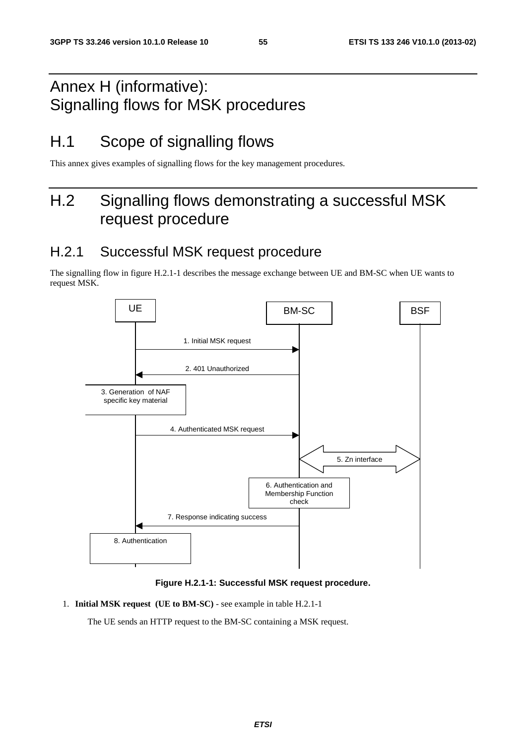# Annex H (informative): Signalling flows for MSK procedures

# H.1 Scope of signalling flows

This annex gives examples of signalling flows for the key management procedures.

# H.2 Signalling flows demonstrating a successful MSK request procedure

## H.2.1 Successful MSK request procedure

The signalling flow in figure H.2.1-1 describes the message exchange between UE and BM-SC when UE wants to request MSK.

**Figure H.2.1-1: Successful MSK request procedure.**

1. **Initial MSK request (UE to BM-SC)** - see example in table H.2.1-1

   The UE sends an HTTP request to the BM-SC containing a MSK request.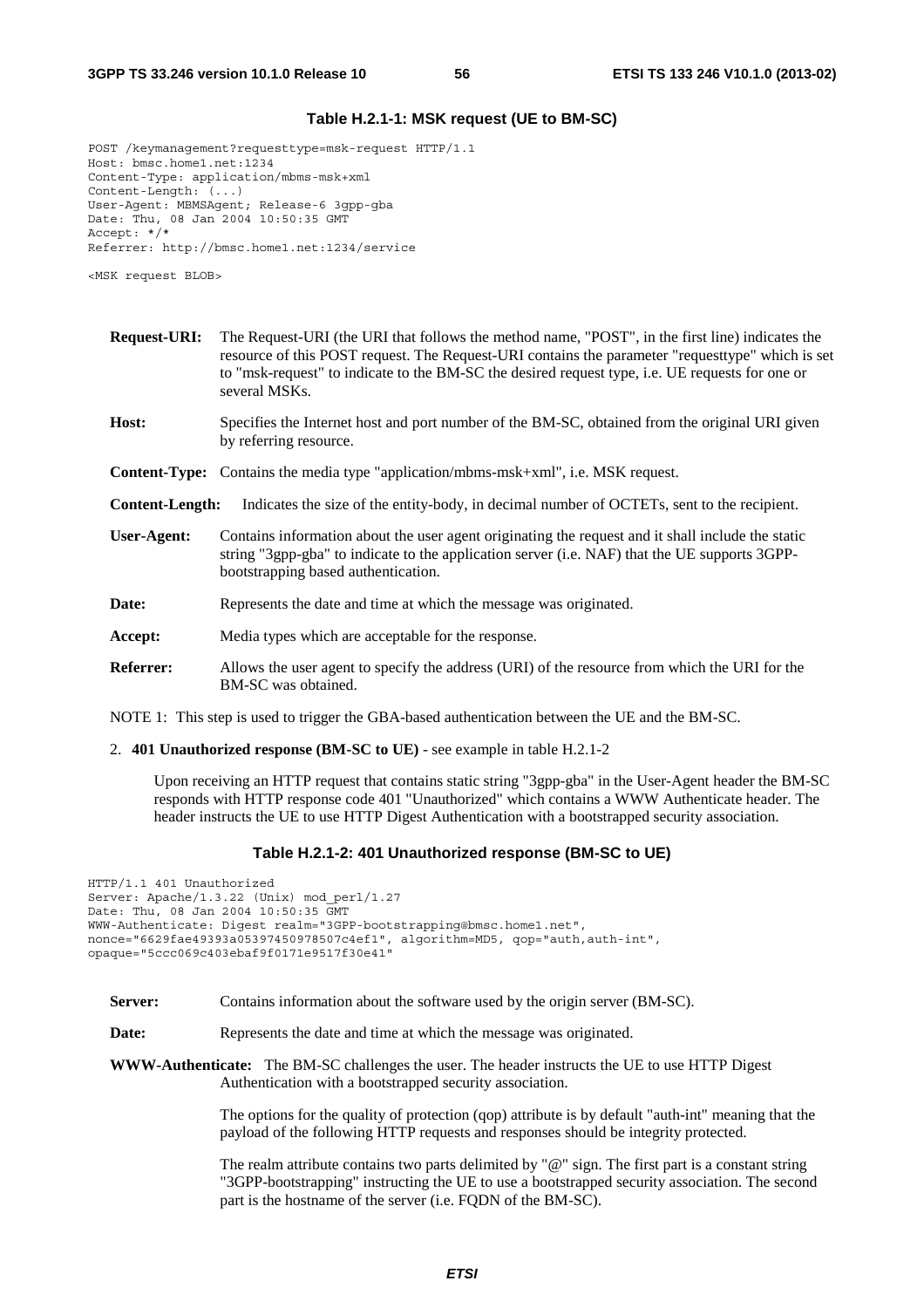#### Table H.2.1-1: MSK request (UE to BM-SC)

```
POST /keymanagement?requesttype=msk-request HTTP/1.1
Host: bmsc.home1.net:1234
Content-Type: application/mbms-msk+xml
Content-Length: (...)
User-Agent: MBMSAgent; Release-6 3gpp-gba
Date: Thu, 08 Jan 2004 10:50:35 GMT
Accept: */*
Referrer: http://bmsc.home1.net:1234/service

<MSK request BLOB>
```

**Request-URI:** The Request-URI (the URI that follows the method name, "POST", in the first line) indicates the resource of this POST request. The Request-URI contains the parameter "requesttype" which is set to "msk-request" to indicate to the BM-SC the desired request type, i.e. UE requests for one or several MSKs.

**Host:** Specifies the Internet host and port number of the BM-SC, obtained from the original URI given by referring resource.

**Content-Type:** Contains the media type "application/mbms-msk+xml", i.e. MSK request.

**Content-Length:** Indicates the size of the entity-body, in decimal number of OCTETs, sent to the recipient.

**User-Agent:** Contains information about the user agent originating the request and it shall include the static string "3gpp-gba" to indicate to the application server (i.e. NAF) that the UE supports 3GPP-bootstrapping based authentication.

**Date:** Represents the date and time at which the message was originated.

**Accept:** Media types which are acceptable for the response.

**Referrer:** Allows the user agent to specify the address (URI) of the resource from which the URI for the BM-SC was obtained.

NOTE 1: This step is used to trigger the GBA-based authentication between the UE and the BM-SC.

2. **401 Unauthorized response (BM-SC to UE)** - see example in table H.2.1-2

   Upon receiving an HTTP request that contains static string "3gpp-gba" in the User-Agent header the BM-SC responds with HTTP response code 401 "Unauthorized" which contains a WWW Authenticate header. The header instructs the UE to use HTTP Digest Authentication with a bootstrapped security association.

#### Table H.2.1-2: 401 Unauthorized response (BM-SC to UE)

```
HTTP/1.1 401 Unauthorized
Server: Apache/1.3.22 (Unix) mod_perl/1.27
Date: Thu, 08 Jan 2004 10:50:35 GMT
WWW-Authenticate: Digest realm="3GPP-bootstrapping@bmsc.home1.net",
nonce="6629fae49393a05397450978507c4ef1", algorithm=MD5, qop="auth,auth-int",
opaque="5ccc069c403ebaf9f0171e9517f30e41"
```

**Server:** Contains information about the software used by the origin server (BM-SC).

**Date:** Represents the date and time at which the message was originated.

**WWW-Authenticate:** The BM-SC challenges the user. The header instructs the UE to use HTTP Digest Authentication with a bootstrapped security association.

The options for the quality of protection (qop) attribute is by default "auth-int" meaning that the payload of the following HTTP requests and responses should be integrity protected.

The realm attribute contains two parts delimited by "@" sign. The first part is a constant string "3GPP-bootstrapping" instructing the UE to use a bootstrapped security association. The second part is the hostname of the server (i.e. FQDN of the BM-SC).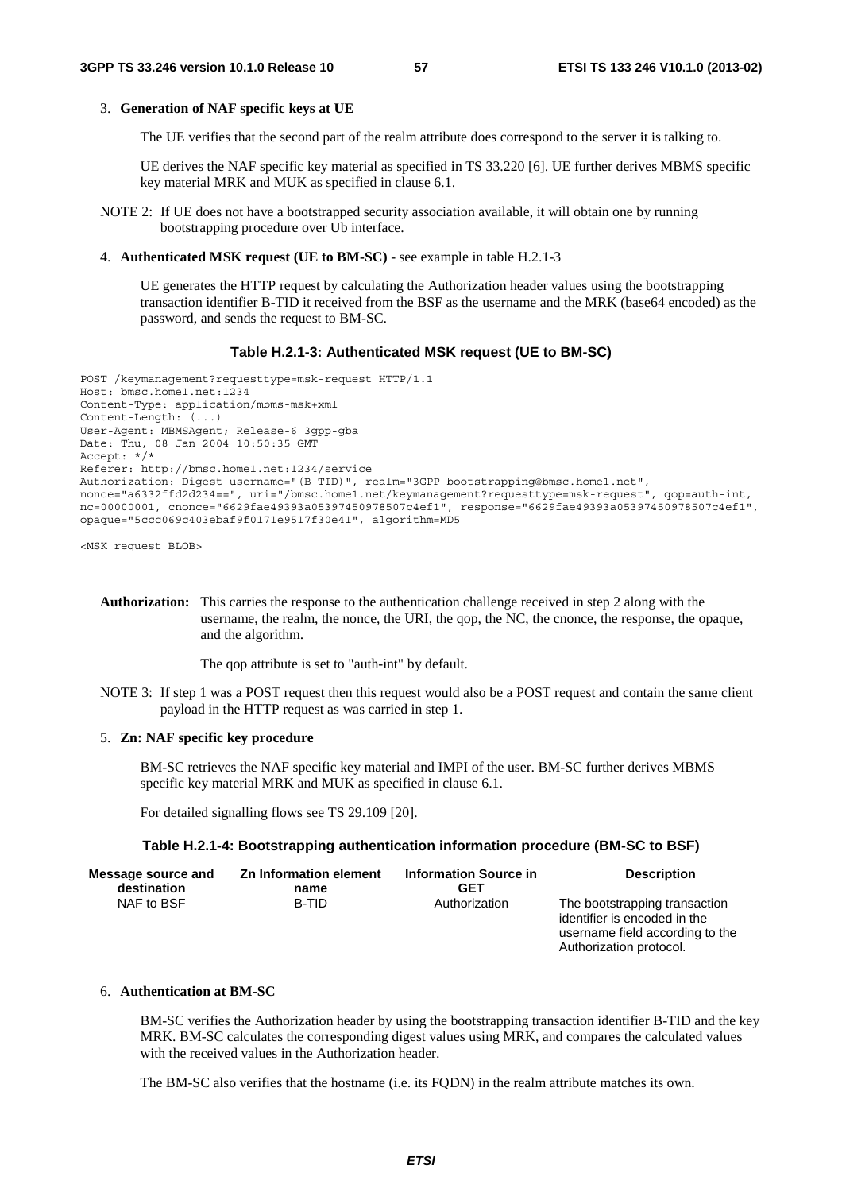3. **Generation of NAF specific keys at UE**

   The UE verifies that the second part of the realm attribute does correspond to the server it is talking to.

   UE derives the NAF specific key material as specified in TS 33.220 [6]. UE further derives MBMS specific key material MRK and MUK as specified in clause 6.1.

NOTE 2: If UE does not have a bootstrapped security association available, it will obtain one by running bootstrapping procedure over Ub interface.

4. **Authenticated MSK request (UE to BM-SC)** - see example in table H.2.1-3

   UE generates the HTTP request by calculating the Authorization header values using the bootstrapping transaction identifier B-TID it received from the BSF as the username and the MRK (base64 encoded) as the password, and sends the request to BM-SC.

**Table H.2.1-3: Authenticated MSK request (UE to BM-SC)**

```
POST /keymanagement?requesttype=msk-request HTTP/1.1
Host: bmsc.home1.net:1234
Content-Type: application/mbms-msk+xml
Content-Length: (...)
User-Agent: MBMSAgent; Release-6 3gpp-gba
Date: Thu, 08 Jan 2004 10:50:35 GMT
Accept: */*
Referer: http://bmsc.home1.net:1234/service
Authorization: Digest username="(B-TID)", realm="3GPP-bootstrapping@bmsc.home1.net",
nonce="a6332ffd2d234==", uri="/bmsc.home1.net/keymanagement?requesttype=msk-request", qop=auth-int,
nc=00000001, cnonce="6629fae49393a05397450978507c4ef1", response="6629fae49393a05397450978507c4ef1",
opaque="5ccc069c403ebaf9f0171e9517f30e41", algorithm=MD5

<MSK request BLOB>
```

**Authorization:** This carries the response to the authentication challenge received in step 2 along with the username, the realm, the nonce, the URI, the qop, the NC, the cnonce, the response, the opaque, and the algorithm.

The qop attribute is set to "auth-int" by default.

NOTE 3: If step 1 was a POST request then this request would also be a POST request and contain the same client payload in the HTTP request as was carried in step 1.

5. **Zn: NAF specific key procedure**

   BM-SC retrieves the NAF specific key material and IMPI of the user. BM-SC further derives MBMS specific key material MRK and MUK as specified in clause 6.1.

   For detailed signalling flows see TS 29.109 [20].

**Table H.2.1-4: Bootstrapping authentication information procedure (BM-SC to BSF)**

| Message source and destination | Zn Information element name | Information Source in GET | Description |
|---|---|---|---|
| NAF to BSF | B-TID | Authorization | The bootstrapping transaction identifier is encoded in the username field according to the Authorization protocol. |

6. **Authentication at BM-SC**

   BM-SC verifies the Authorization header by using the bootstrapping transaction identifier B-TID and the key MRK. BM-SC calculates the corresponding digest values using MRK, and compares the calculated values with the received values in the Authorization header.

   The BM-SC also verifies that the hostname (i.e. its FQDN) in the realm attribute matches its own.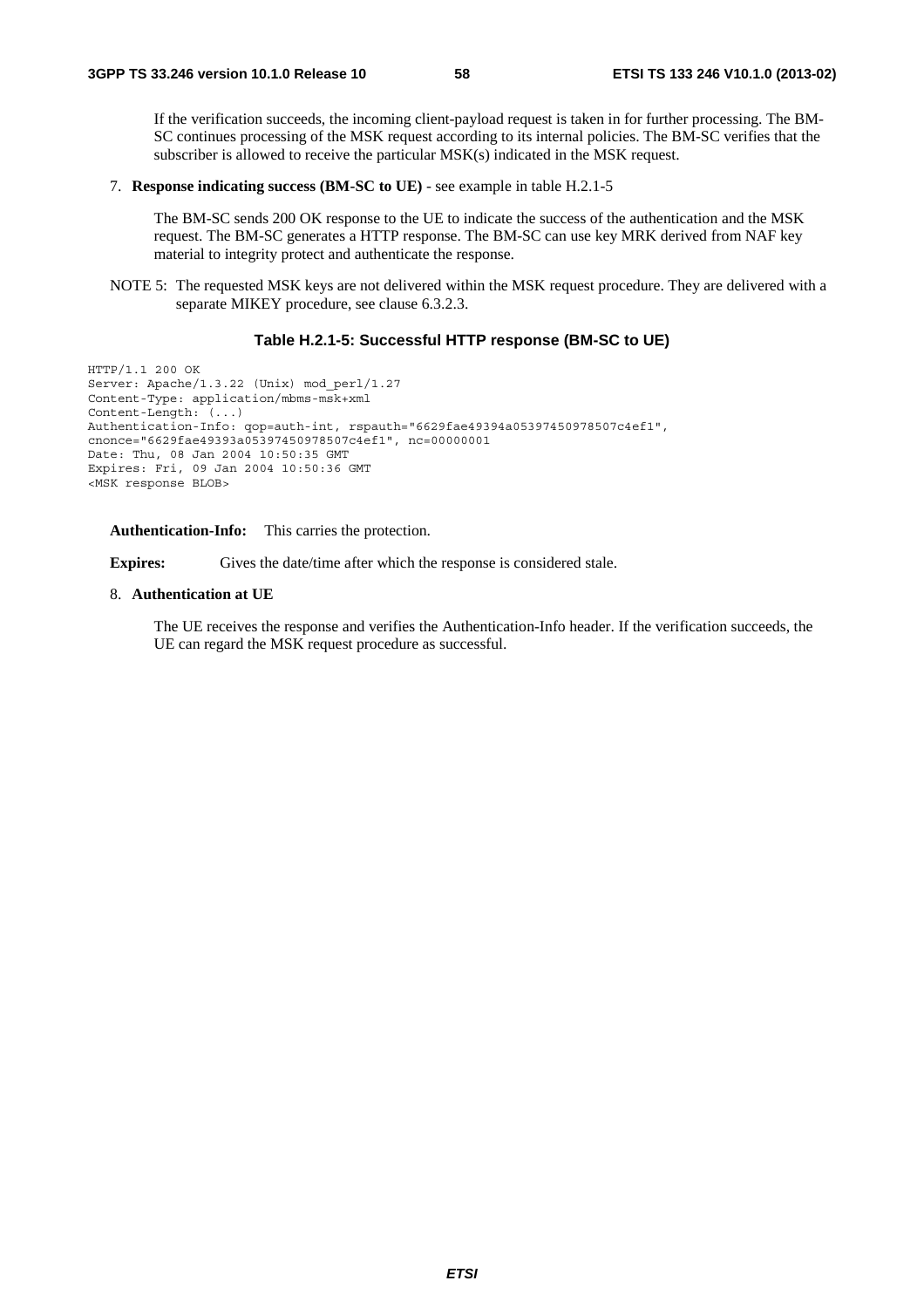If the verification succeeds, the incoming client-payload request is taken in for further processing. The BM-SC continues processing of the MSK request according to its internal policies. The BM-SC verifies that the subscriber is allowed to receive the particular MSK(s) indicated in the MSK request.

7. **Response indicating success (BM-SC to UE)** - see example in table H.2.1-5

   The BM-SC sends 200 OK response to the UE to indicate the success of the authentication and the MSK request. The BM-SC generates a HTTP response. The BM-SC can use key MRK derived from NAF key material to integrity protect and authenticate the response.

NOTE 5: The requested MSK keys are not delivered within the MSK request procedure. They are delivered with a separate MIKEY procedure, see clause 6.3.2.3.

**Table H.2.1-5: Successful HTTP response (BM-SC to UE)**

```
HTTP/1.1 200 OK
Server: Apache/1.3.22 (Unix) mod_perl/1.27
Content-Type: application/mbms-msk+xml
Content-Length: (...)
Authentication-Info: qop=auth-int, rspauth="6629fae49394a05397450978507c4ef1",
cnonce="6629fae49393a05397450978507c4ef1", nc=00000001
Date: Thu, 08 Jan 2004 10:50:35 GMT
Expires: Fri, 09 Jan 2004 10:50:36 GMT
<MSK response BLOB>
```

**Authentication-Info:** This carries the protection.

**Expires:** Gives the date/time after which the response is considered stale.

8. **Authentication at UE**

   The UE receives the response and verifies the Authentication-Info header. If the verification succeeds, the UE can regard the MSK request procedure as successful.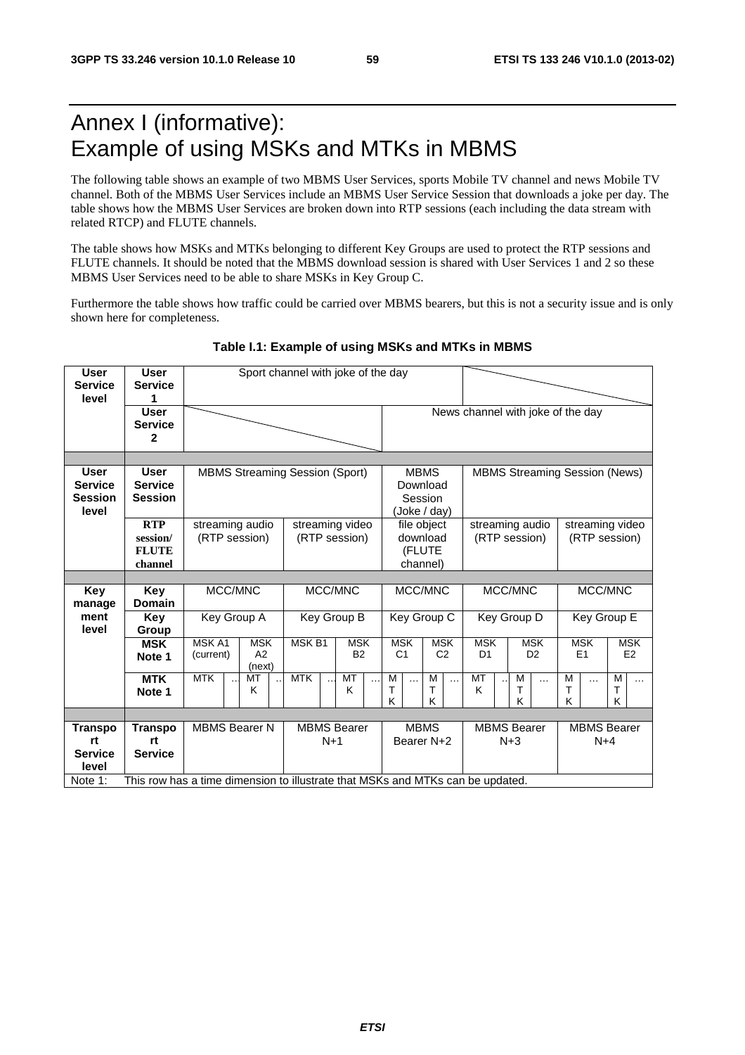# Annex I (informative): Example of using MSKs and MTKs in MBMS

The following table shows an example of two MBMS User Services, sports Mobile TV channel and news Mobile TV channel. Both of the MBMS User Services include an MBMS User Service Session that downloads a joke per day. The table shows how the MBMS User Services are broken down into RTP sessions (each including the data stream with related RTCP) and FLUTE channels.

The table shows how MSKs and MTKs belonging to different Key Groups are used to protect the RTP sessions and FLUTE channels. It should be noted that the MBMS download session is shared with User Services 1 and 2 so these MBMS User Services need to be able to share MSKs in Key Group C.

Furthermore the table shows how traffic could be carried over MBMS bearers, but this is not a security issue and is only shown here for completeness.

**Table I.1: Example of using MSKs and MTKs in MBMS**

| | | | | | | | | | | | | | | | | | | | |
|---|---|---|---|---|---|---|---|---|---|---|---|---|---|---|---|---|---|---|---|
| **User Service level** | **User Service 1** | Sport channel with joke of the day | | | | | | | | | | | | | | | | | |
| | **User Service 2** | | | | | | | | | News channel with joke of the day | | | | | | | | | |
| | | | | | | | | | | | | | | | | | | | |
| **User Service Session level** | **User Service Session** | MBMS Streaming Session (Sport) | | | | | | | | MBMS Download Session (Joke / day) | | | | MBMS Streaming Session (News) | | | | | |
| | **RTP session/ FLUTE channel** | streaming audio (RTP session) | | | | streaming video (RTP session) | | | | file object download (FLUTE channel) | | | | streaming audio (RTP session) | | | streaming video (RTP session) | | |
| | | | | | | | | | | | | | | | | | | | |
| **Key management level** | **Key Domain** | MCC/MNC | | | | MCC/MNC | | | | MCC/MNC | | | | MCC/MNC | | | MCC/MNC | | |
| | **Key Group** | Key Group A | | | | Key Group B | | | | Key Group C | | | | Key Group D | | | Key Group E | | |
| | **MSK Note 1** | MSK A1 (current) | | MSK A2 (next) | | MSK B1 | | MSK B2 | | MSK C1 | | MSK C2 | | MSK D1 | MSK D2 | | MSK E1 | | MSK E2 |
| | **MTK Note 1** | MTK | .. | MTK | .. | MTK | … | MTK | … | MTK | … | MTK | … | MTK | .. | MTK … | MTK | … | MTK … |
| | | | | | | | | | | | | | | | | | | | |
| **Transport Service level** | **Transport Service** | MBMS Bearer N | | | | MBMS Bearer N+1 | | | | MBMS Bearer N+2 | | | | MBMS Bearer N+3 | | | MBMS Bearer N+4 | | |
| Note 1: | This row has a time dimension to illustrate that MSKs and MTKs can be updated. | | | | | | | | | | | | | | | | | | |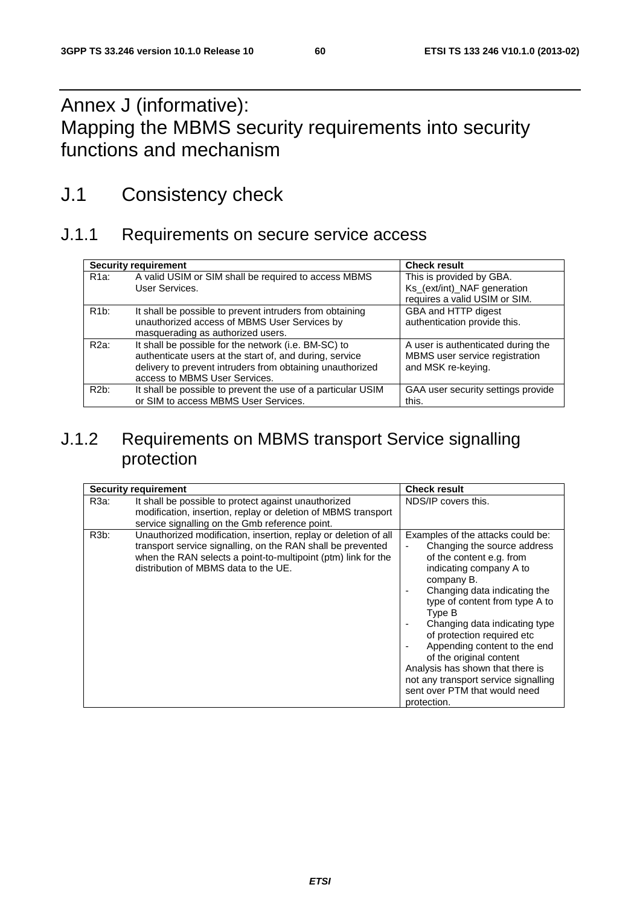# Annex J (informative): Mapping the MBMS security requirements into security functions and mechanism

## J.1 Consistency check

### J.1.1 Requirements on secure service access

| Security requirement | | Check result |
|---|---|---|
| R1a: | A valid USIM or SIM shall be required to access MBMS User Services. | This is provided by GBA. Ks_(ext/int)_NAF generation requires a valid USIM or SIM. |
| R1b: | It shall be possible to prevent intruders from obtaining unauthorized access of MBMS User Services by masquerading as authorized users. | GBA and HTTP digest authentication provide this. |
| R2a: | It shall be possible for the network (i.e. BM-SC) to authenticate users at the start of, and during, service delivery to prevent intruders from obtaining unauthorized access to MBMS User Services. | A user is authenticated during the MBMS user service registration and MSK re-keying. |
| R2b: | It shall be possible to prevent the use of a particular USIM or SIM to access MBMS User Services. | GAA user security settings provide this. |

### J.1.2 Requirements on MBMS transport Service signalling protection

| Security requirement | | Check result |
|---|---|---|
| R3a: | It shall be possible to protect against unauthorized modification, insertion, replay or deletion of MBMS transport service signalling on the Gmb reference point. | NDS/IP covers this. |
| R3b: | Unauthorized modification, insertion, replay or deletion of all transport service signalling, on the RAN shall be prevented when the RAN selects a point-to-multipoint (ptm) link for the distribution of MBMS data to the UE. | Examples of the attacks could be:<br>- Changing the source address of the content e.g. from indicating company A to company B.<br>- Changing data indicating the type of content from type A to Type B<br>- Changing data indicating type of protection required etc<br>- Appending content to the end of the original content<br>Analysis has shown that there is not any transport service signalling sent over PTM that would need protection. |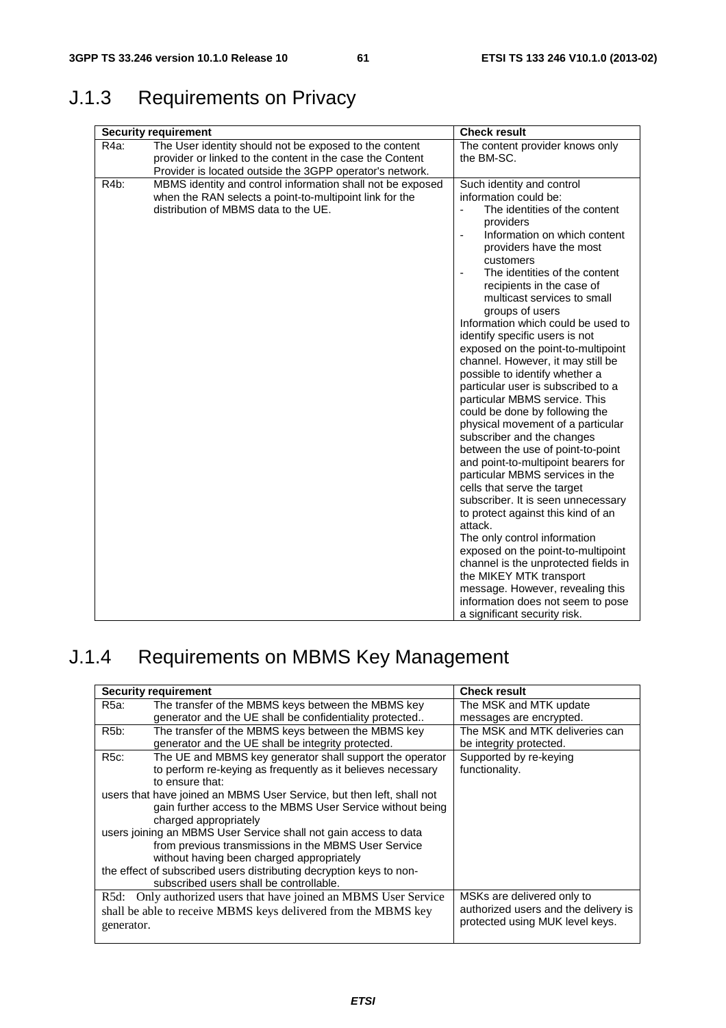## J.1.3 Requirements on Privacy

| Security requirement | Check result |
|---|---|
| R4a: The User identity should not be exposed to the content provider or linked to the content in the case the Content Provider is located outside the 3GPP operator's network. | The content provider knows only the BM-SC. |
| R4b: MBMS identity and control information shall not be exposed when the RAN selects a point-to-multipoint link for the distribution of MBMS data to the UE. | Such identity and control information could be:<br>- The identities of the content providers<br>- Information on which content providers have the most customers<br>- The identities of the content recipients in the case of multicast services to small groups of users<br>Information which could be used to identify specific users is not exposed on the point-to-multipoint channel. However, it may still be possible to identify whether a particular user is subscribed to a particular MBMS service. This could be done by following the physical movement of a particular subscriber and the changes between the use of point-to-point and point-to-multipoint bearers for particular MBMS services in the cells that serve the target subscriber. It is seen unnecessary to protect against this kind of an attack.<br>The only control information exposed on the point-to-multipoint channel is the unprotected fields in the MIKEY MTK transport message. However, revealing this information does not seem to pose a significant security risk. |

## J.1.4 Requirements on MBMS Key Management

| Security requirement | Check result |
|---|---|
| R5a: The transfer of the MBMS keys between the MBMS key generator and the UE shall be confidentiality protected.. | The MSK and MTK update messages are encrypted. |
| R5b: The transfer of the MBMS keys between the MBMS key generator and the UE shall be integrity protected. | The MSK and MTK deliveries can be integrity protected. |
| R5c: The UE and MBMS key generator shall support the operator to perform re-keying as frequently as it believes necessary to ensure that:<br>users that have joined an MBMS User Service, but then left, shall not gain further access to the MBMS User Service without being charged appropriately<br>users joining an MBMS User Service shall not gain access to data from previous transmissions in the MBMS User Service without having been charged appropriately<br>the effect of subscribed users distributing decryption keys to non-subscribed users shall be controllable. | Supported by re-keying functionality. |
| R5d: Only authorized users that have joined an MBMS User Service shall be able to receive MBMS keys delivered from the MBMS key generator. | MSKs are delivered only to authorized users and the delivery is protected using MUK level keys. |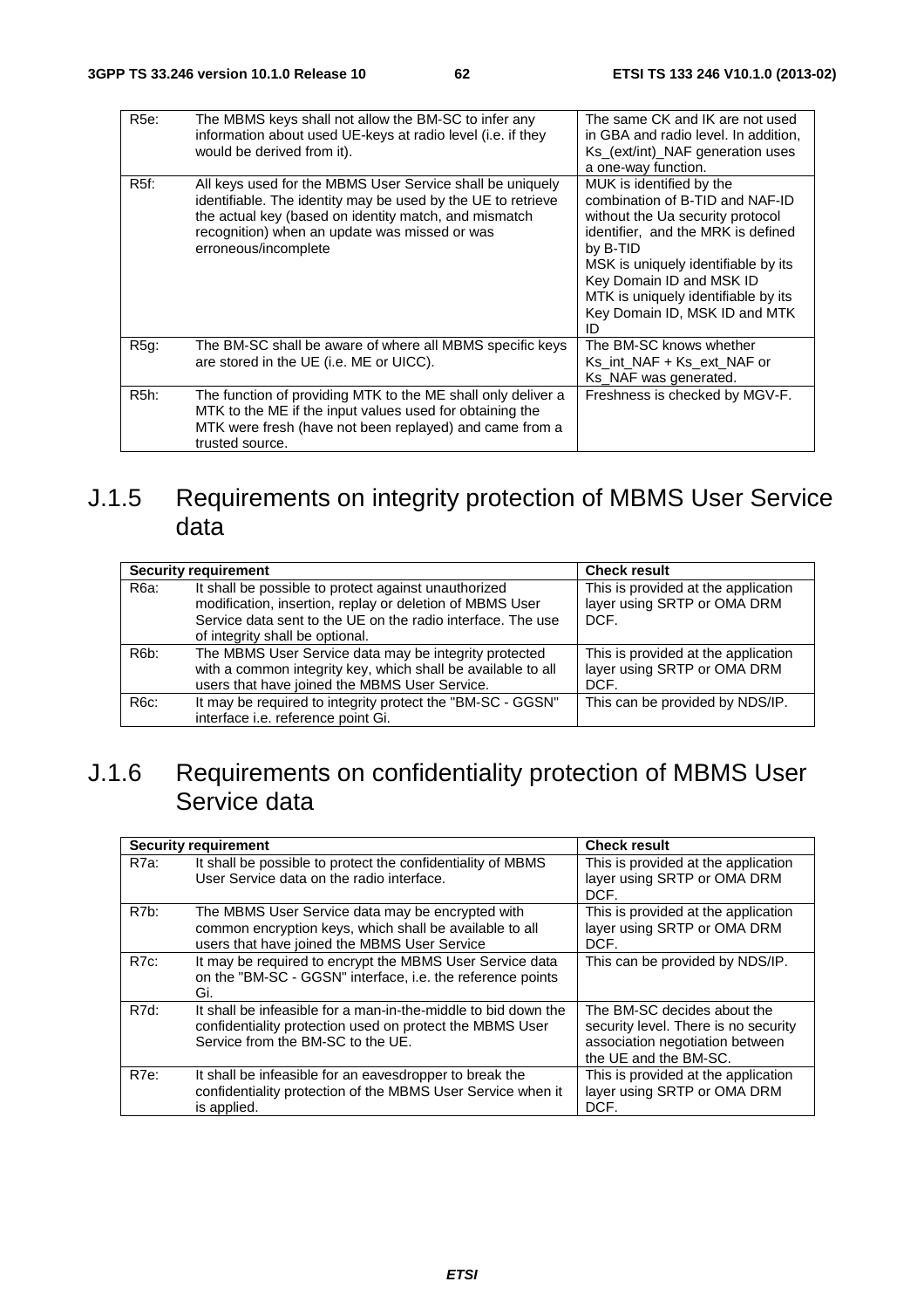| | | |
|---|---|---|
| R5e: | The MBMS keys shall not allow the BM-SC to infer any information about used UE-keys at radio level (i.e. if they would be derived from it). | The same CK and IK are not used in GBA and radio level. In addition, Ks_(ext/int)_NAF generation uses a one-way function. |
| R5f: | All keys used for the MBMS User Service shall be uniquely identifiable. The identity may be used by the UE to retrieve the actual key (based on identity match, and mismatch recognition) when an update was missed or was erroneous/incomplete | MUK is identified by the combination of B-TID and NAF-ID without the Ua security protocol identifier, and the MRK is defined by B-TID<br>MSK is uniquely identifiable by its Key Domain ID and MSK ID<br>MTK is uniquely identifiable by its Key Domain ID, MSK ID and MTK ID |
| R5g: | The BM-SC shall be aware of where all MBMS specific keys are stored in the UE (i.e. ME or UICC). | The BM-SC knows whether Ks_int_NAF + Ks_ext_NAF or Ks_NAF was generated. |
| R5h: | The function of providing MTK to the ME shall only deliver a MTK to the ME if the input values used for obtaining the MTK were fresh (have not been replayed) and came from a trusted source. | Freshness is checked by MGV-F. |

## J.1.5 Requirements on integrity protection of MBMS User Service data

| Security requirement | | Check result |
|---|---|---|
| R6a: | It shall be possible to protect against unauthorized modification, insertion, replay or deletion of MBMS User Service data sent to the UE on the radio interface. The use of integrity shall be optional. | This is provided at the application layer using SRTP or OMA DRM DCF. |
| R6b: | The MBMS User Service data may be integrity protected with a common integrity key, which shall be available to all users that have joined the MBMS User Service. | This is provided at the application layer using SRTP or OMA DRM DCF. |
| R6c: | It may be required to integrity protect the "BM-SC - GGSN" interface i.e. reference point Gi. | This can be provided by NDS/IP. |

## J.1.6 Requirements on confidentiality protection of MBMS User Service data

| Security requirement | | Check result |
|---|---|---|
| R7a: | It shall be possible to protect the confidentiality of MBMS User Service data on the radio interface. | This is provided at the application layer using SRTP or OMA DRM DCF. |
| R7b: | The MBMS User Service data may be encrypted with common encryption keys, which shall be available to all users that have joined the MBMS User Service | This is provided at the application layer using SRTP or OMA DRM DCF. |
| R7c: | It may be required to encrypt the MBMS User Service data on the "BM-SC - GGSN" interface, i.e. the reference points Gi. | This can be provided by NDS/IP. |
| R7d: | It shall be infeasible for a man-in-the-middle to bid down the confidentiality protection used on protect the MBMS User Service from the BM-SC to the UE. | The BM-SC decides about the security level. There is no security association negotiation between the UE and the BM-SC. |
| R7e: | It shall be infeasible for an eavesdropper to break the confidentiality protection of the MBMS User Service when it is applied. | This is provided at the application layer using SRTP or OMA DRM DCF. |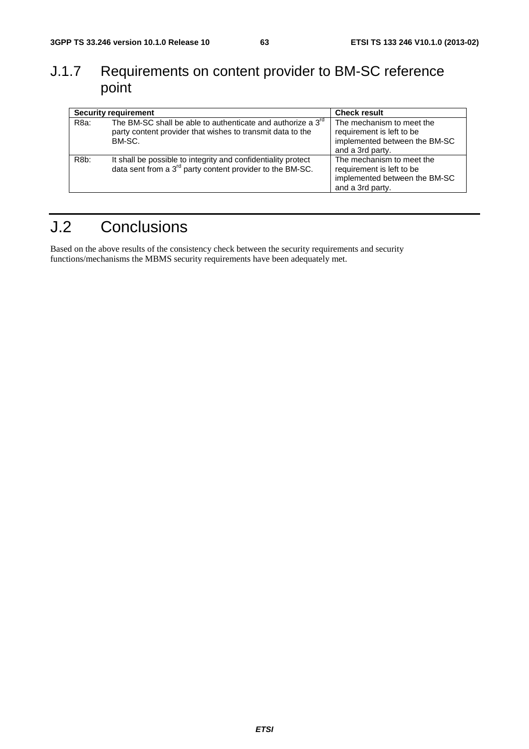### J.1.7 Requirements on content provider to BM-SC reference point

| Security requirement | | Check result |
|---|---|---|
| R8a: | The BM-SC shall be able to authenticate and authorize a 3rd party content provider that wishes to transmit data to the BM-SC. | The mechanism to meet the requirement is left to be implemented between the BM-SC and a 3rd party. |
| R8b: | It shall be possible to integrity and confidentiality protect data sent from a 3rd party content provider to the BM-SC. | The mechanism to meet the requirement is left to be implemented between the BM-SC and a 3rd party. |

## J.2 Conclusions

Based on the above results of the consistency check between the security requirements and security functions/mechanisms the MBMS security requirements have been adequately met.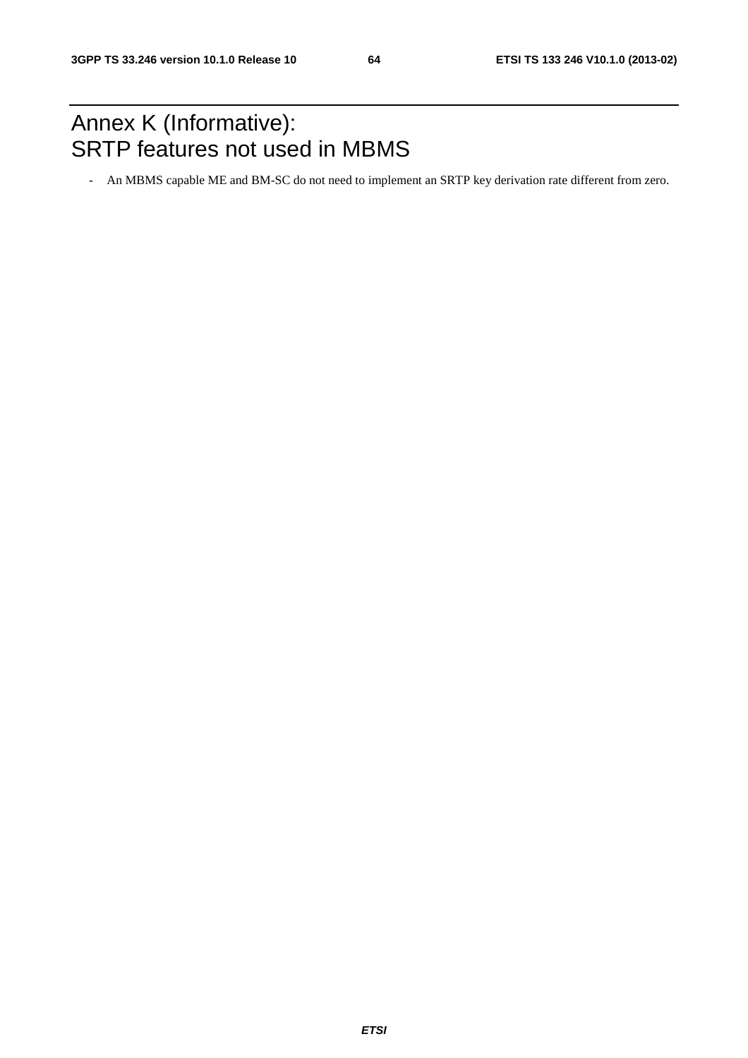# Annex K (Informative): SRTP features not used in MBMS

- An MBMS capable ME and BM-SC do not need to implement an SRTP key derivation rate different from zero.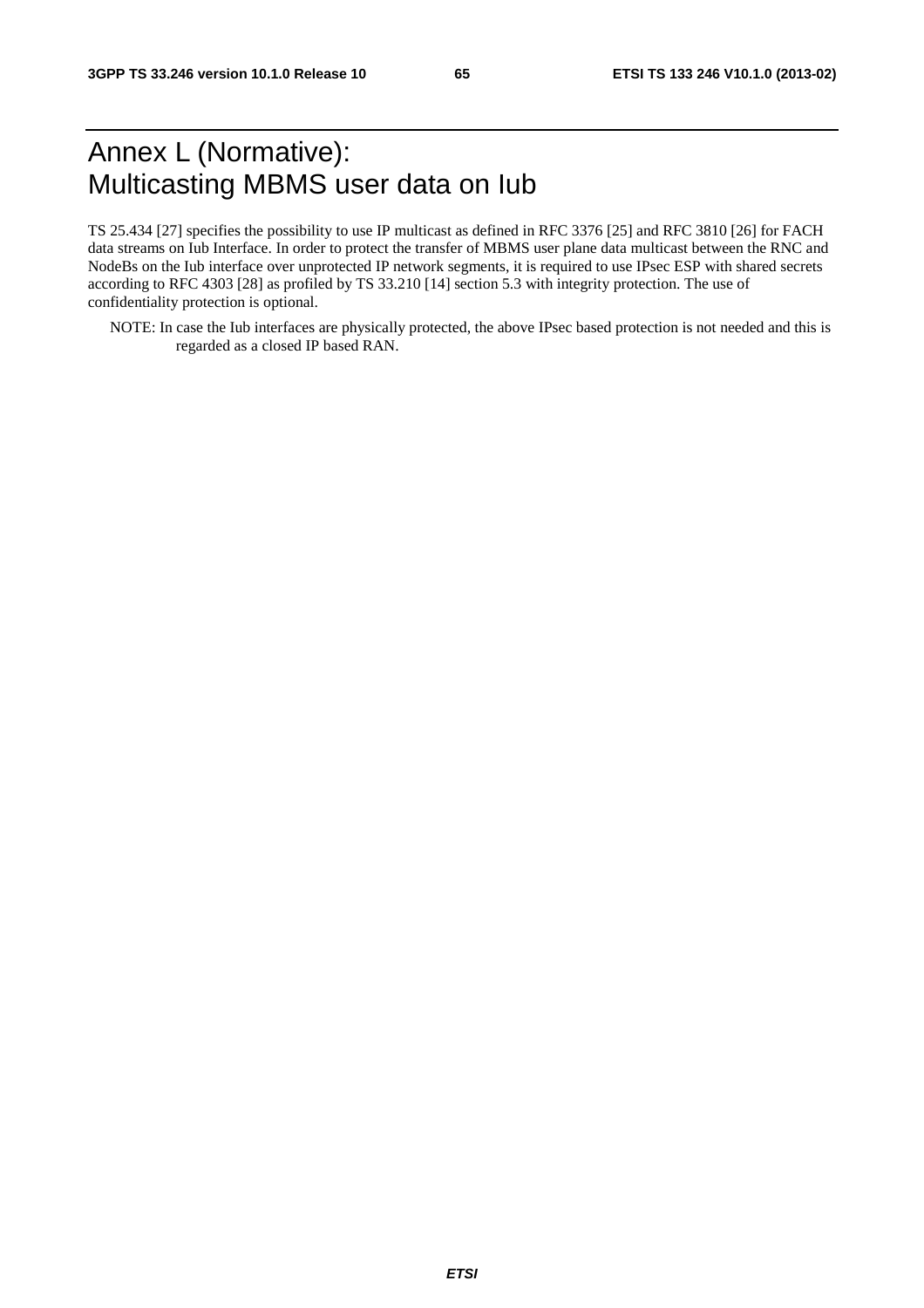# Annex L (Normative): Multicasting MBMS user data on Iub

TS 25.434 [27] specifies the possibility to use IP multicast as defined in RFC 3376 [25] and RFC 3810 [26] for FACH data streams on Iub Interface. In order to protect the transfer of MBMS user plane data multicast between the RNC and NodeBs on the Iub interface over unprotected IP network segments, it is required to use IPsec ESP with shared secrets according to RFC 4303 [28] as profiled by TS 33.210 [14] section 5.3 with integrity protection. The use of confidentiality protection is optional.

NOTE: In case the Iub interfaces are physically protected, the above IPsec based protection is not needed and this is regarded as a closed IP based RAN.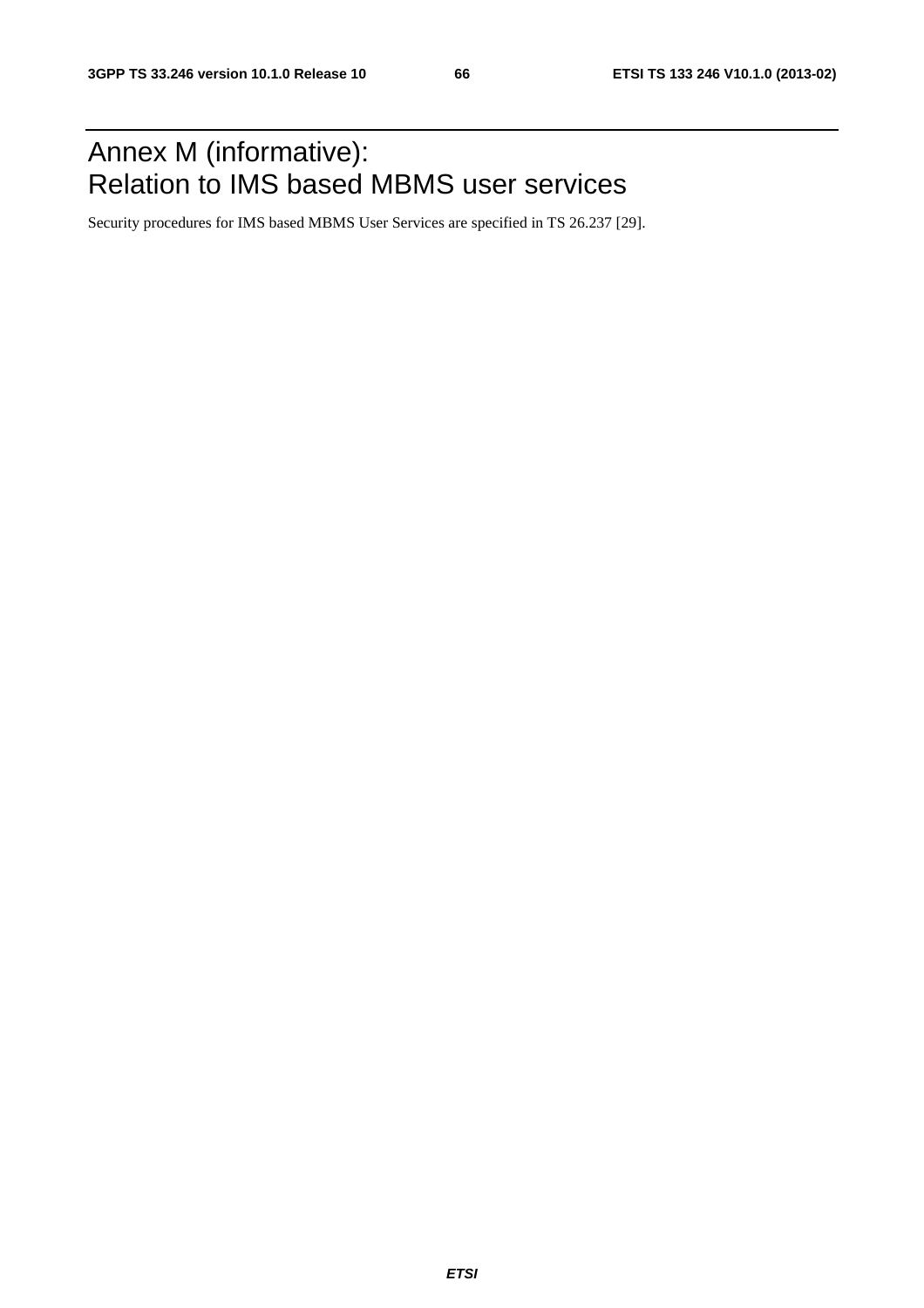# Annex M (informative): Relation to IMS based MBMS user services

Security procedures for IMS based MBMS User Services are specified in TS 26.237 [29].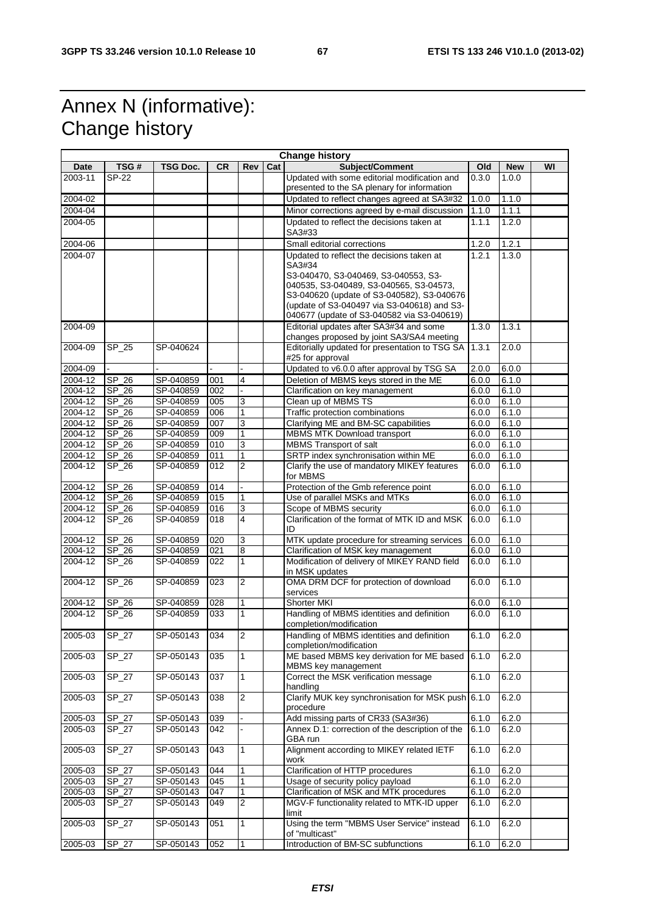# Annex N (informative): Change history

| Change history | | | | | | | | | |
|---|---|---|---|---|---|---|---|---|---|
| **Date** | **TSG #** | **TSG Doc.** | **CR** | **Rev** | **Cat** | **Subject/Comment** | **Old** | **New** | **WI** |
| 2003-11 | SP-22 | | | | | Updated with some editorial modification and presented to the SA plenary for information | 0.3.0 | 1.0.0 | |
| 2004-02 | | | | | | Updated to reflect changes agreed at SA3#32 | 1.0.0 | 1.1.0 | |
| 2004-04 | | | | | | Minor corrections agreed by e-mail discussion | 1.1.0 | 1.1.1 | |
| 2004-05 | | | | | | Updated to reflect the decisions taken at SA3#33 | 1.1.1 | 1.2.0 | |
| 2004-06 | | | | | | Small editorial corrections | 1.2.0 | 1.2.1 | |
| 2004-07 | | | | | | Updated to reflect the decisions taken at SA3#34 S3-040470, S3-040469, S3-040553, S3-040535, S3-040489, S3-040565, S3-04573, S3-040620 (update of S3-040582), S3-040676 (update of S3-040497 via S3-040618) and S3-040677 (update of S3-040582 via S3-040619) | 1.2.1 | 1.3.0 | |
| 2004-09 | | | | | | Editorial updates after SA3#34 and some changes proposed by joint SA3/SA4 meeting | 1.3.0 | 1.3.1 | |
| 2004-09 | SP_25 | SP-040624 | | | | Editorially updated for presentation to TSG SA #25 for approval | 1.3.1 | 2.0.0 | |
| 2004-09 | - | - | - | - | | Updated to v6.0.0 after approval by TSG SA | 2.0.0 | 6.0.0 | |
| 2004-12 | SP_26 | SP-040859 | 001 | 4 | | Deletion of MBMS keys stored in the ME | 6.0.0 | 6.1.0 | |
| 2004-12 | SP_26 | SP-040859 | 002 | - | | Clarification on key management | 6.0.0 | 6.1.0 | |
| 2004-12 | SP_26 | SP-040859 | 005 | 3 | | Clean up of MBMS TS | 6.0.0 | 6.1.0 | |
| 2004-12 | SP_26 | SP-040859 | 006 | 1 | | Traffic protection combinations | 6.0.0 | 6.1.0 | |
| 2004-12 | SP_26 | SP-040859 | 007 | 3 | | Clarifying ME and BM-SC capabilities | 6.0.0 | 6.1.0 | |
| 2004-12 | SP_26 | SP-040859 | 009 | 1 | | MBMS MTK Download transport | 6.0.0 | 6.1.0 | |
| 2004-12 | SP_26 | SP-040859 | 010 | 3 | | MBMS Transport of salt | 6.0.0 | 6.1.0 | |
| 2004-12 | SP_26 | SP-040859 | 011 | 1 | | SRTP index synchronisation within ME | 6.0.0 | 6.1.0 | |
| 2004-12 | SP_26 | SP-040859 | 012 | 2 | | Clarify the use of mandatory MIKEY features for MBMS | 6.0.0 | 6.1.0 | |
| 2004-12 | SP_26 | SP-040859 | 014 | - | | Protection of the Gmb reference point | 6.0.0 | 6.1.0 | |
| 2004-12 | SP_26 | SP-040859 | 015 | 1 | | Use of parallel MSKs and MTKs | 6.0.0 | 6.1.0 | |
| 2004-12 | SP_26 | SP-040859 | 016 | 3 | | Scope of MBMS security | 6.0.0 | 6.1.0 | |
| 2004-12 | SP_26 | SP-040859 | 018 | 4 | | Clarification of the format of MTK ID and MSK ID | 6.0.0 | 6.1.0 | |
| 2004-12 | SP_26 | SP-040859 | 020 | 3 | | MTK update procedure for streaming services | 6.0.0 | 6.1.0 | |
| 2004-12 | SP_26 | SP-040859 | 021 | 8 | | Clarification of MSK key management | 6.0.0 | 6.1.0 | |
| 2004-12 | SP_26 | SP-040859 | 022 | 1 | | Modification of delivery of MIKEY RAND field in MSK updates | 6.0.0 | 6.1.0 | |
| 2004-12 | SP_26 | SP-040859 | 023 | 2 | | OMA DRM DCF for protection of download services | 6.0.0 | 6.1.0 | |
| 2004-12 | SP_26 | SP-040859 | 028 | 1 | | Shorter MKI | 6.0.0 | 6.1.0 | |
| 2004-12 | SP_26 | SP-040859 | 033 | 1 | | Handling of MBMS identities and definition completion/modification | 6.0.0 | 6.1.0 | |
| 2005-03 | SP_27 | SP-050143 | 034 | 2 | | Handling of MBMS identities and definition completion/modification | 6.1.0 | 6.2.0 | |
| 2005-03 | SP_27 | SP-050143 | 035 | 1 | | ME based MBMS key derivation for ME based MBMS key management | 6.1.0 | 6.2.0 | |
| 2005-03 | SP_27 | SP-050143 | 037 | 1 | | Correct the MSK verification message handling | 6.1.0 | 6.2.0 | |
| 2005-03 | SP_27 | SP-050143 | 038 | 2 | | Clarify MUK key synchronisation for MSK push procedure | 6.1.0 | 6.2.0 | |
| 2005-03 | SP_27 | SP-050143 | 039 | - | | Add missing parts of CR33 (SA3#36) | 6.1.0 | 6.2.0 | |
| 2005-03 | SP_27 | SP-050143 | 042 | - | | Annex D.1: correction of the description of the GBA run | 6.1.0 | 6.2.0 | |
| 2005-03 | SP_27 | SP-050143 | 043 | 1 | | Alignment according to MIKEY related IETF work | 6.1.0 | 6.2.0 | |
| 2005-03 | SP_27 | SP-050143 | 044 | 1 | | Clarification of HTTP procedures | 6.1.0 | 6.2.0 | |
| 2005-03 | SP_27 | SP-050143 | 045 | 1 | | Usage of security policy payload | 6.1.0 | 6.2.0 | |
| 2005-03 | SP_27 | SP-050143 | 047 | 1 | | Clarification of MSK and MTK procedures | 6.1.0 | 6.2.0 | |
| 2005-03 | SP_27 | SP-050143 | 049 | 2 | | MGV-F functionality related to MTK-ID upper limit | 6.1.0 | 6.2.0 | |
| 2005-03 | SP_27 | SP-050143 | 051 | 1 | | Using the term "MBMS User Service" instead of "multicast" | 6.1.0 | 6.2.0 | |
| 2005-03 | SP_27 | SP-050143 | 052 | 1 | | Introduction of BM-SC subfunctions | 6.1.0 | 6.2.0 | |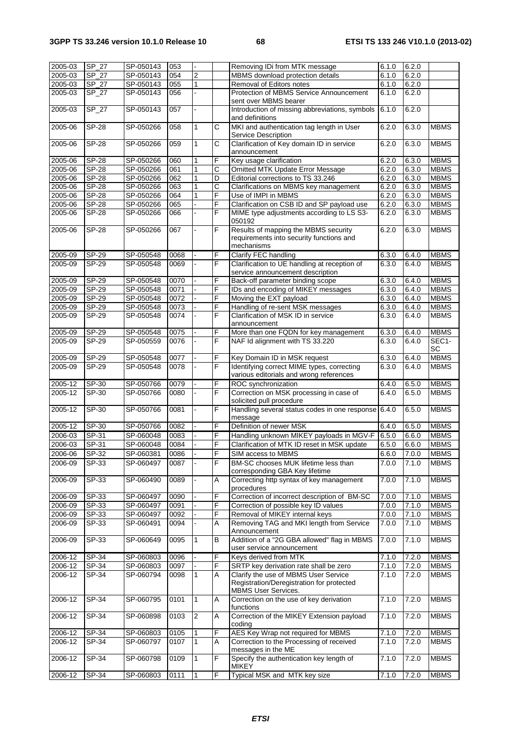| 2005-03 | SP_27 | SP-050143 | 053 | - | | Removing IDi from MTK message | 6.1.0 | 6.2.0 | |
|---|---|---|---|---|---|---|---|---|---|
| 2005-03 | SP_27 | SP-050143 | 054 | 2 | | MBMS download protection details | 6.1.0 | 6.2.0 | |
| 2005-03 | SP_27 | SP-050143 | 055 | 1 | | Removal of Editors notes | 6.1.0 | 6.2.0 | |
| 2005-03 | SP_27 | SP-050143 | 056 | - | | Protection of MBMS Service Announcement sent over MBMS bearer | 6.1.0 | 6.2.0 | |
| 2005-03 | SP_27 | SP-050143 | 057 | - | | Introduction of missing abbreviations, symbols and definitions | 6.1.0 | 6.2.0 | |
| 2005-06 | SP-28 | SP-050266 | 058 | 1 | C | MKI and authentication tag length in User Service Description | 6.2.0 | 6.3.0 | MBMS |
| 2005-06 | SP-28 | SP-050266 | 059 | 1 | C | Clarification of Key domain ID in service announcement | 6.2.0 | 6.3.0 | MBMS |
| 2005-06 | SP-28 | SP-050266 | 060 | 1 | F | Key usage clarification | 6.2.0 | 6.3.0 | MBMS |
| 2005-06 | SP-28 | SP-050266 | 061 | 1 | C | Omitted MTK Update Error Message | 6.2.0 | 6.3.0 | MBMS |
| 2005-06 | SP-28 | SP-050266 | 062 | 1 | D | Editorial corrections to TS 33.246 | 6.2.0 | 6.3.0 | MBMS |
| 2005-06 | SP-28 | SP-050266 | 063 | 1 | C | Clarifications on MBMS key management | 6.2.0 | 6.3.0 | MBMS |
| 2005-06 | SP-28 | SP-050266 | 064 | 1 | F | Use of IMPI in MBMS | 6.2.0 | 6.3.0 | MBMS |
| 2005-06 | SP-28 | SP-050266 | 065 | - | F | Clarification on CSB ID and SP payload use | 6.2.0 | 6.3.0 | MBMS |
| 2005-06 | SP-28 | SP-050266 | 066 | - | F | MIME type adjustments according to LS S3-050192 | 6.2.0 | 6.3.0 | MBMS |
| 2005-06 | SP-28 | SP-050266 | 067 | - | F | Results of mapping the MBMS security requirements into security functions and mechanisms | 6.2.0 | 6.3.0 | MBMS |
| 2005-09 | SP-29 | SP-050548 | 0068 | - | F | Clarify FEC handling | 6.3.0 | 6.4.0 | MBMS |
| 2005-09 | SP-29 | SP-050548 | 0069 | - | F | Clarification to UE handling at reception of service announcement description | 6.3.0 | 6.4.0 | MBMS |
| 2005-09 | SP-29 | SP-050548 | 0070 | - | F | Back-off parameter binding scope | 6.3.0 | 6.4.0 | MBMS |
| 2005-09 | SP-29 | SP-050548 | 0071 | - | F | IDs and encoding of MIKEY messages | 6.3.0 | 6.4.0 | MBMS |
| 2005-09 | SP-29 | SP-050548 | 0072 | - | F | Moving the EXT payload | 6.3.0 | 6.4.0 | MBMS |
| 2005-09 | SP-29 | SP-050548 | 0073 | - | F | Handling of re-sent MSK messages | 6.3.0 | 6.4.0 | MBMS |
| 2005-09 | SP-29 | SP-050548 | 0074 | - | F | Clarification of MSK ID in service announcement | 6.3.0 | 6.4.0 | MBMS |
| 2005-09 | SP-29 | SP-050548 | 0075 | - | F | More than one FQDN for key management | 6.3.0 | 6.4.0 | MBMS |
| 2005-09 | SP-29 | SP-050559 | 0076 | - | F | NAF Id alignment with TS 33.220 | 6.3.0 | 6.4.0 | SEC1-SC |
| 2005-09 | SP-29 | SP-050548 | 0077 | - | F | Key Domain ID in MSK request | 6.3.0 | 6.4.0 | MBMS |
| 2005-09 | SP-29 | SP-050548 | 0078 | - | F | Identifying correct MIME types, correcting various editorials and wrong references | 6.3.0 | 6.4.0 | MBMS |
| 2005-12 | SP-30 | SP-050766 | 0079 | - | F | ROC synchronization | 6.4.0 | 6.5.0 | MBMS |
| 2005-12 | SP-30 | SP-050766 | 0080 | - | F | Correction on MSK processing in case of solicited pull procedure | 6.4.0 | 6.5.0 | MBMS |
| 2005-12 | SP-30 | SP-050766 | 0081 | - | F | Handling several status codes in one response message | 6.4.0 | 6.5.0 | MBMS |
| 2005-12 | SP-30 | SP-050766 | 0082 | - | F | Definition of newer MSK | 6.4.0 | 6.5.0 | MBMS |
| 2006-03 | SP-31 | SP-060048 | 0083 | - | F | Handling unknown MIKEY payloads in MGV-F | 6.5.0 | 6.6.0 | MBMS |
| 2006-03 | SP-31 | SP-060048 | 0084 | - | F | Clarification of MTK ID reset in MSK update | 6.5.0 | 6.6.0 | MBMS |
| 2006-06 | SP-32 | SP-060381 | 0086 | - | F | SIM access to MBMS | 6.6.0 | 7.0.0 | MBMS |
| 2006-09 | SP-33 | SP-060497 | 0087 | - | F | BM-SC chooses MUK lifetime less than corresponding GBA Key lifetime | 7.0.0 | 7.1.0 | MBMS |
| 2006-09 | SP-33 | SP-060490 | 0089 | - | A | Correcting http syntax of key management procedures | 7.0.0 | 7.1.0 | MBMS |
| 2006-09 | SP-33 | SP-060497 | 0090 | - | F | Correction of incorrect description of BM-SC | 7.0.0 | 7.1.0 | MBMS |
| 2006-09 | SP-33 | SP-060497 | 0091 | - | F | Correction of possible key ID values | 7.0.0 | 7.1.0 | MBMS |
| 2006-09 | SP-33 | SP-060497 | 0092 | - | F | Removal of MIKEY internal keys | 7.0.0 | 7.1.0 | MBMS |
| 2006-09 | SP-33 | SP-060491 | 0094 | - | A | Removing TAG and MKI length from Service Announcement | 7.0.0 | 7.1.0 | MBMS |
| 2006-09 | SP-33 | SP-060649 | 0095 | 1 | B | Addition of a "2G GBA allowed" flag in MBMS user service announcement | 7.0.0 | 7.1.0 | MBMS |
| 2006-12 | SP-34 | SP-060803 | 0096 | - | F | Keys derived from MTK | 7.1.0 | 7.2.0 | MBMS |
| 2006-12 | SP-34 | SP-060803 | 0097 | - | F | SRTP key derivation rate shall be zero | 7.1.0 | 7.2.0 | MBMS |
| 2006-12 | SP-34 | SP-060794 | 0098 | 1 | A | Clarify the use of MBMS User Service Registration/Deregistration for protected MBMS User Services. | 7.1.0 | 7.2.0 | MBMS |
| 2006-12 | SP-34 | SP-060795 | 0101 | 1 | A | Correction on the use of key derivation functions | 7.1.0 | 7.2.0 | MBMS |
| 2006-12 | SP-34 | SP-060898 | 0103 | 2 | A | Correction of the MIKEY Extension payload coding | 7.1.0 | 7.2.0 | MBMS |
| 2006-12 | SP-34 | SP-060803 | 0105 | 1 | F | AES Key Wrap not required for MBMS | 7.1.0 | 7.2.0 | MBMS |
| 2006-12 | SP-34 | SP-060797 | 0107 | 1 | A | Correction to the Processing of received messages in the ME | 7.1.0 | 7.2.0 | MBMS |
| 2006-12 | SP-34 | SP-060798 | 0109 | 1 | F | Specify the authentication key length of MIKEY | 7.1.0 | 7.2.0 | MBMS |
| 2006-12 | SP-34 | SP-060803 | 0111 | 1 | F | Typical MSK and MTK key size | 7.1.0 | 7.2.0 | MBMS |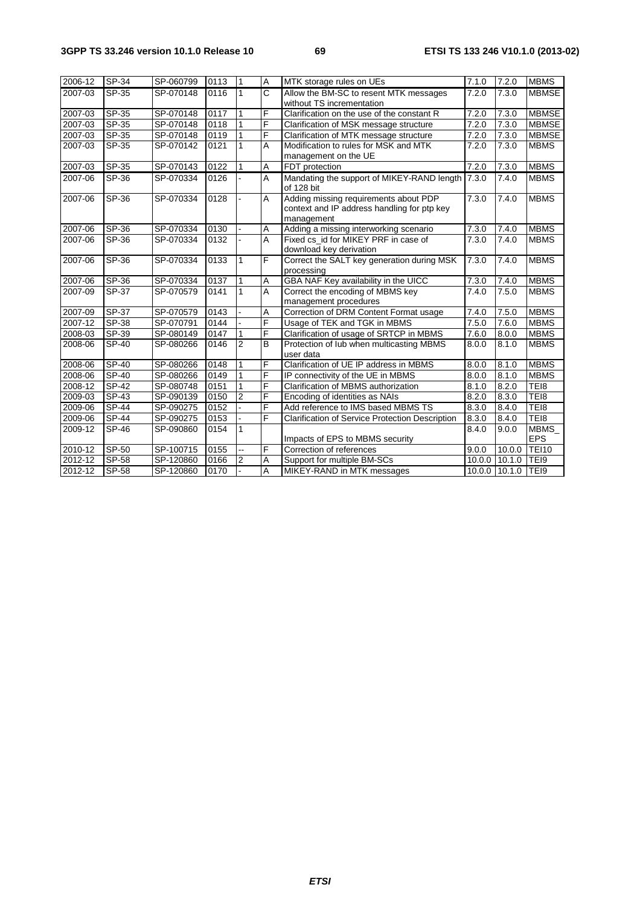| 2006-12 | SP-34 | SP-060799 | 0113 | 1 | A | MTK storage rules on UEs | 7.1.0 | 7.2.0 | MBMS |
|---|---|---|---|---|---|---|---|---|---|
| 2007-03 | SP-35 | SP-070148 | 0116 | 1 | C | Allow the BM-SC to resent MTK messages without TS incrementation | 7.2.0 | 7.3.0 | MBMSE |
| 2007-03 | SP-35 | SP-070148 | 0117 | 1 | F | Clarification on the use of the constant R | 7.2.0 | 7.3.0 | MBMSE |
| 2007-03 | SP-35 | SP-070148 | 0118 | 1 | F | Clarification of MSK message structure | 7.2.0 | 7.3.0 | MBMSE |
| 2007-03 | SP-35 | SP-070148 | 0119 | 1 | F | Clarification of MTK message structure | 7.2.0 | 7.3.0 | MBMSE |
| 2007-03 | SP-35 | SP-070142 | 0121 | 1 | A | Modification to rules for MSK and MTK management on the UE | 7.2.0 | 7.3.0 | MBMS |
| 2007-03 | SP-35 | SP-070143 | 0122 | 1 | A | FDT protection | 7.2.0 | 7.3.0 | MBMS |
| 2007-06 | SP-36 | SP-070334 | 0126 | - | A | Mandating the support of MIKEY-RAND length of 128 bit | 7.3.0 | 7.4.0 | MBMS |
| 2007-06 | SP-36 | SP-070334 | 0128 | - | A | Adding missing requirements about PDP context and IP address handling for ptp key management | 7.3.0 | 7.4.0 | MBMS |
| 2007-06 | SP-36 | SP-070334 | 0130 | - | A | Adding a missing interworking scenario | 7.3.0 | 7.4.0 | MBMS |
| 2007-06 | SP-36 | SP-070334 | 0132 | - | A | Fixed cs_id for MIKEY PRF in case of download key derivation | 7.3.0 | 7.4.0 | MBMS |
| 2007-06 | SP-36 | SP-070334 | 0133 | 1 | F | Correct the SALT key generation during MSK processing | 7.3.0 | 7.4.0 | MBMS |
| 2007-06 | SP-36 | SP-070334 | 0137 | 1 | A | GBA NAF Key availability in the UICC | 7.3.0 | 7.4.0 | MBMS |
| 2007-09 | SP-37 | SP-070579 | 0141 | 1 | A | Correct the encoding of MBMS key management procedures | 7.4.0 | 7.5.0 | MBMS |
| 2007-09 | SP-37 | SP-070579 | 0143 | - | A | Correction of DRM Content Format usage | 7.4.0 | 7.5.0 | MBMS |
| 2007-12 | SP-38 | SP-070791 | 0144 | - | F | Usage of TEK and TGK in MBMS | 7.5.0 | 7.6.0 | MBMS |
| 2008-03 | SP-39 | SP-080149 | 0147 | 1 | F | Clarification of usage of SRTCP in MBMS | 7.6.0 | 8.0.0 | MBMS |
| 2008-06 | SP-40 | SP-080266 | 0146 | 2 | B | Protection of Iub when multicasting MBMS user data | 8.0.0 | 8.1.0 | MBMS |
| 2008-06 | SP-40 | SP-080266 | 0148 | 1 | F | Clarification of UE IP address in MBMS | 8.0.0 | 8.1.0 | MBMS |
| 2008-06 | SP-40 | SP-080266 | 0149 | 1 | F | IP connectivity of the UE in MBMS | 8.0.0 | 8.1.0 | MBMS |
| 2008-12 | SP-42 | SP-080748 | 0151 | 1 | F | Clarification of MBMS authorization | 8.1.0 | 8.2.0 | TEI8 |
| 2009-03 | SP-43 | SP-090139 | 0150 | 2 | F | Encoding of identities as NAIs | 8.2.0 | 8.3.0 | TEI8 |
| 2009-06 | SP-44 | SP-090275 | 0152 | - | F | Add reference to IMS based MBMS TS | 8.3.0 | 8.4.0 | TEI8 |
| 2009-06 | SP-44 | SP-090275 | 0153 | - | F | Clarification of Service Protection Description | 8.3.0 | 8.4.0 | TEI8 |
| 2009-12 | SP-46 | SP-090860 | 0154 | 1 | | Impacts of EPS to MBMS security | 8.4.0 | 9.0.0 | MBMS_EPS |
| 2010-12 | SP-50 | SP-100715 | 0155 | -- | F | Correction of references | 9.0.0 | 10.0.0 | TEI10 |
| 2012-12 | SP-58 | SP-120860 | 0166 | 2 | A | Support for multiple BM-SCs | 10.0.0 | 10.1.0 | TEI9 |
| 2012-12 | SP-58 | SP-120860 | 0170 | - | A | MIKEY-RAND in MTK messages | 10.0.0 | 10.1.0 | TEI9 |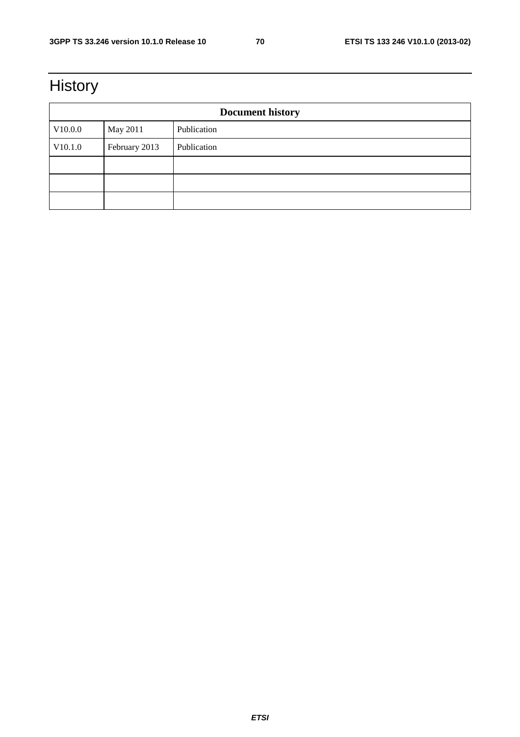# History

| Document history | | |
|---|---|---|
| V10.0.0 | May 2011 | Publication |
| V10.1.0 | February 2013 | Publication |
| | | |
| | | |
| | | |